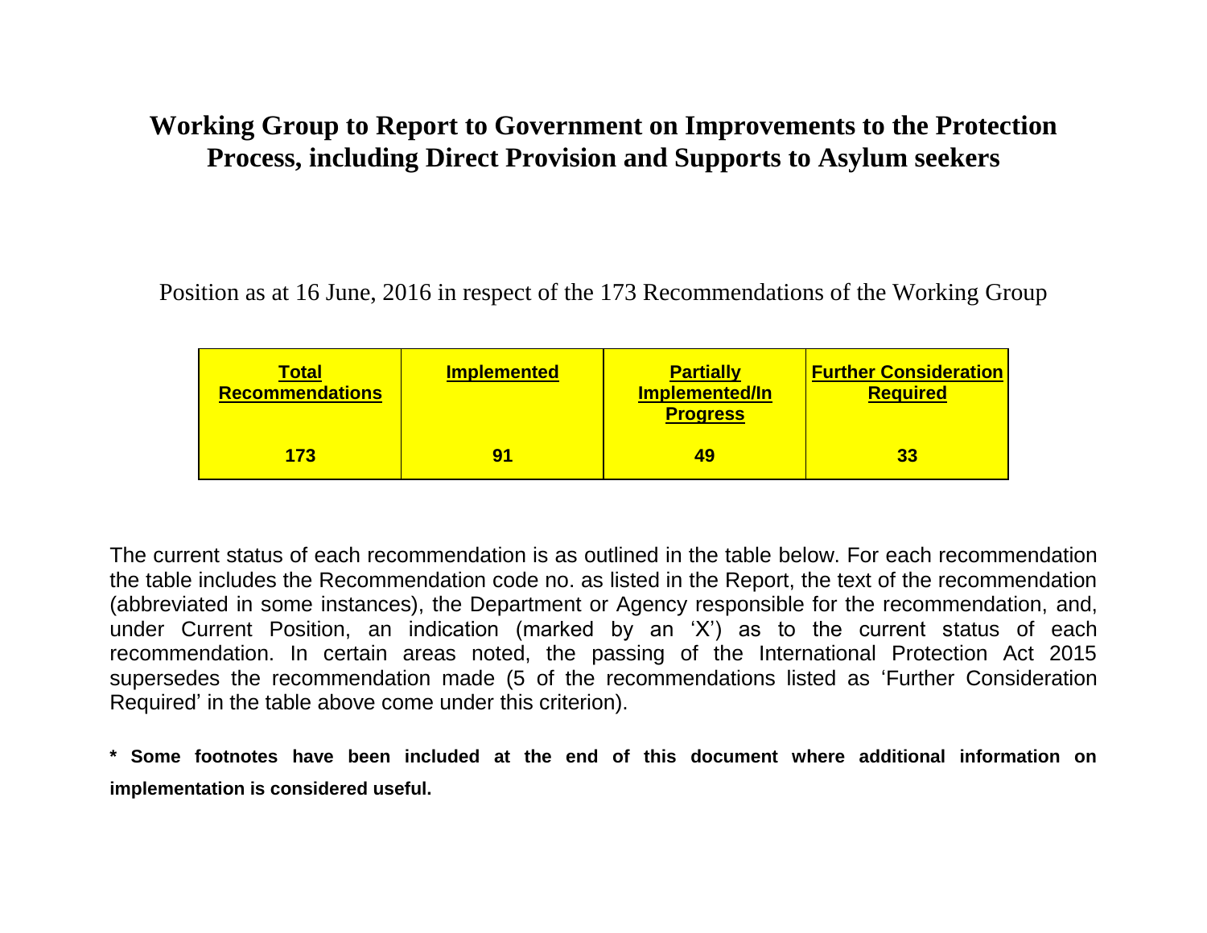# Working Group to Report to Government on Improvements to the Protection Process, including Direct Provision and Supports to Asylum seekers

Position as at 16 June, 2016 in respect of the 173 Recommendations of the Working Group

| Total Recommendations | Implemented | Partially Implemented/In Progress | Further Consideration Required |
|---|---|---|---|
| **173** | **91** | **49** | **33** |

The current status of each recommendation is as outlined in the table below. For each recommendation the table includes the Recommendation code no. as listed in the Report, the text of the recommendation (abbreviated in some instances), the Department or Agency responsible for the recommendation, and, under Current Position, an indication (marked by an 'X') as to the current status of each recommendation. In certain areas noted, the passing of the International Protection Act 2015 supersedes the recommendation made (5 of the recommendations listed as 'Further Consideration Required' in the table above come under this criterion).

**\* Some footnotes have been included at the end of this document where additional information on implementation is considered useful.**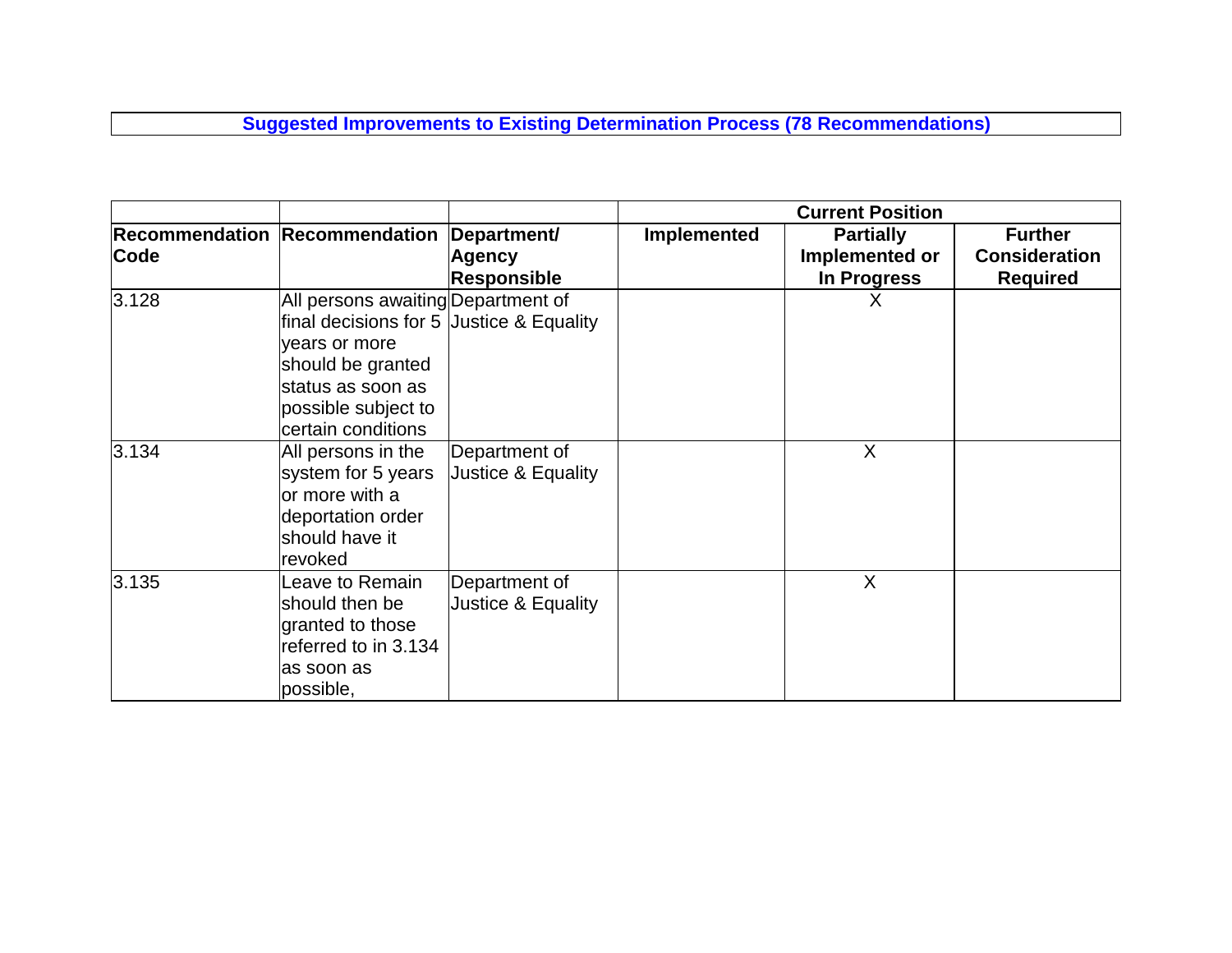## Suggested Improvements to Existing Determination Process (78 Recommendations)

| | | | Current Position | | |
|---|---|---|---|---|---|
| **Recommendation Code** | **Recommendation** | **Department/ Agency Responsible** | **Implemented** | **Partially Implemented or In Progress** | **Further Consideration Required** |
| 3.128 | All persons awaiting final decisions for 5 years or more should be granted status as soon as possible subject to certain conditions | Department of Justice & Equality | | X | |
| 3.134 | All persons in the system for 5 years or more with a deportation order should have it revoked | Department of Justice & Equality | | X | |
| 3.135 | Leave to Remain should then be granted to those referred to in 3.134 as soon as possible, | Department of Justice & Equality | | X | |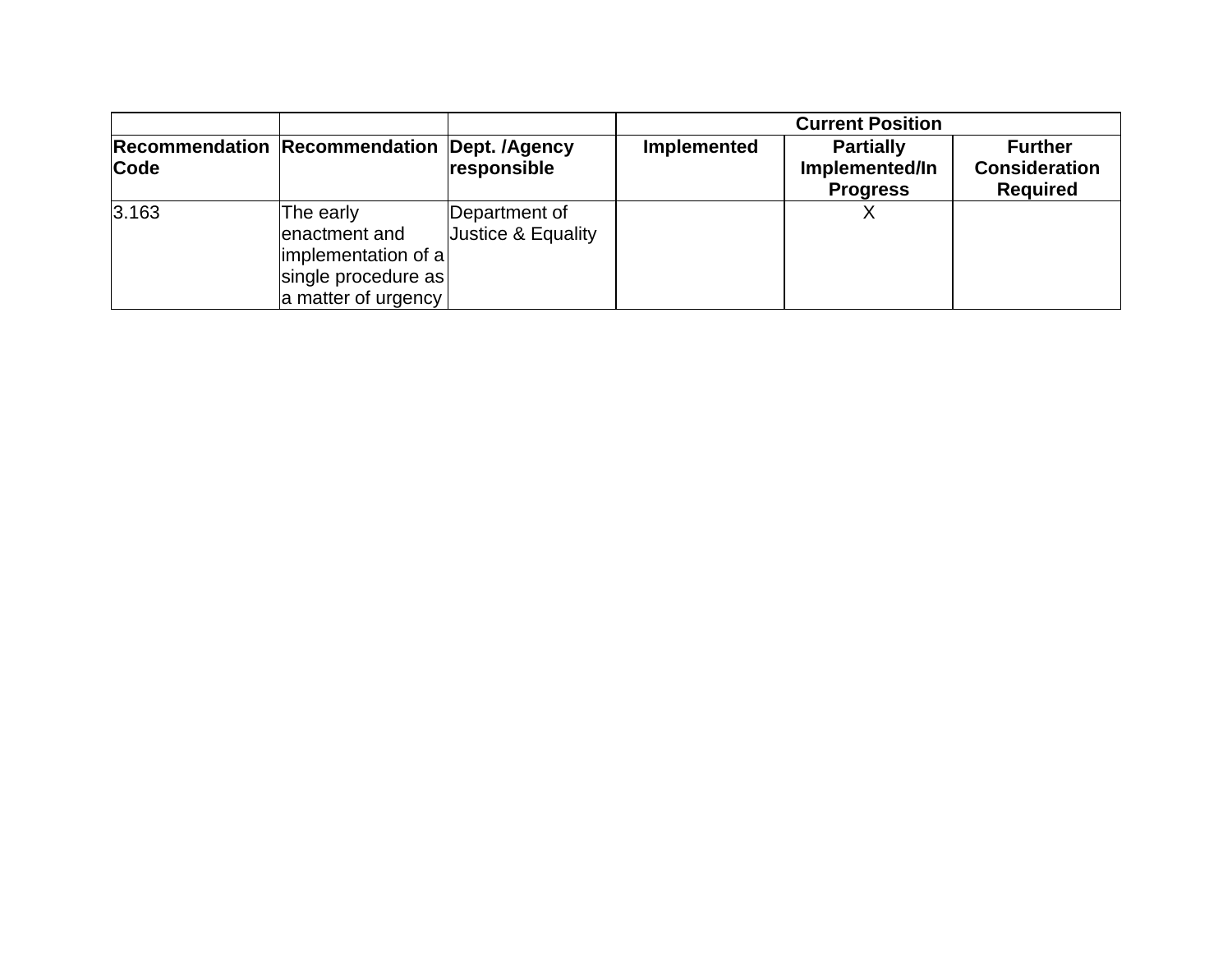| | | | Current Position | | |
|---|---|---|---|---|---|
| **Recommendation Code** | **Recommendation** | **Dept. /Agency responsible** | **Implemented** | **Partially Implemented/In Progress** | **Further Consideration Required** |
| 3.163 | The early enactment and implementation of a single procedure as a matter of urgency | Department of Justice & Equality | | X | |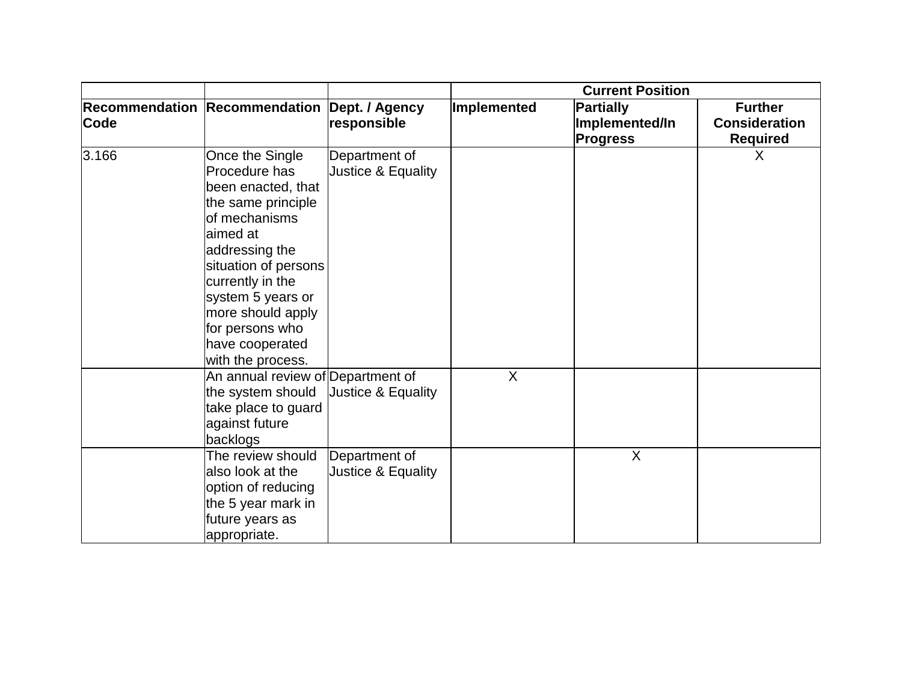| | | | Current Position | | |
|---|---|---|---|---|---|
| **Recommendation Code** | **Recommendation** | **Dept. / Agency responsible** | **Implemented** | **Partially Implemented/In Progress** | **Further Consideration Required** |
| 3.166 | Once the Single Procedure has been enacted, that the same principle of mechanisms aimed at addressing the situation of persons currently in the system 5 years or more should apply for persons who have cooperated with the process. | Department of Justice & Equality | | | X |
| | An annual review of the system should take place to guard against future backlogs | Department of Justice & Equality | X | | |
| | The review should also look at the option of reducing the 5 year mark in future years as appropriate. | Department of Justice & Equality | | X | |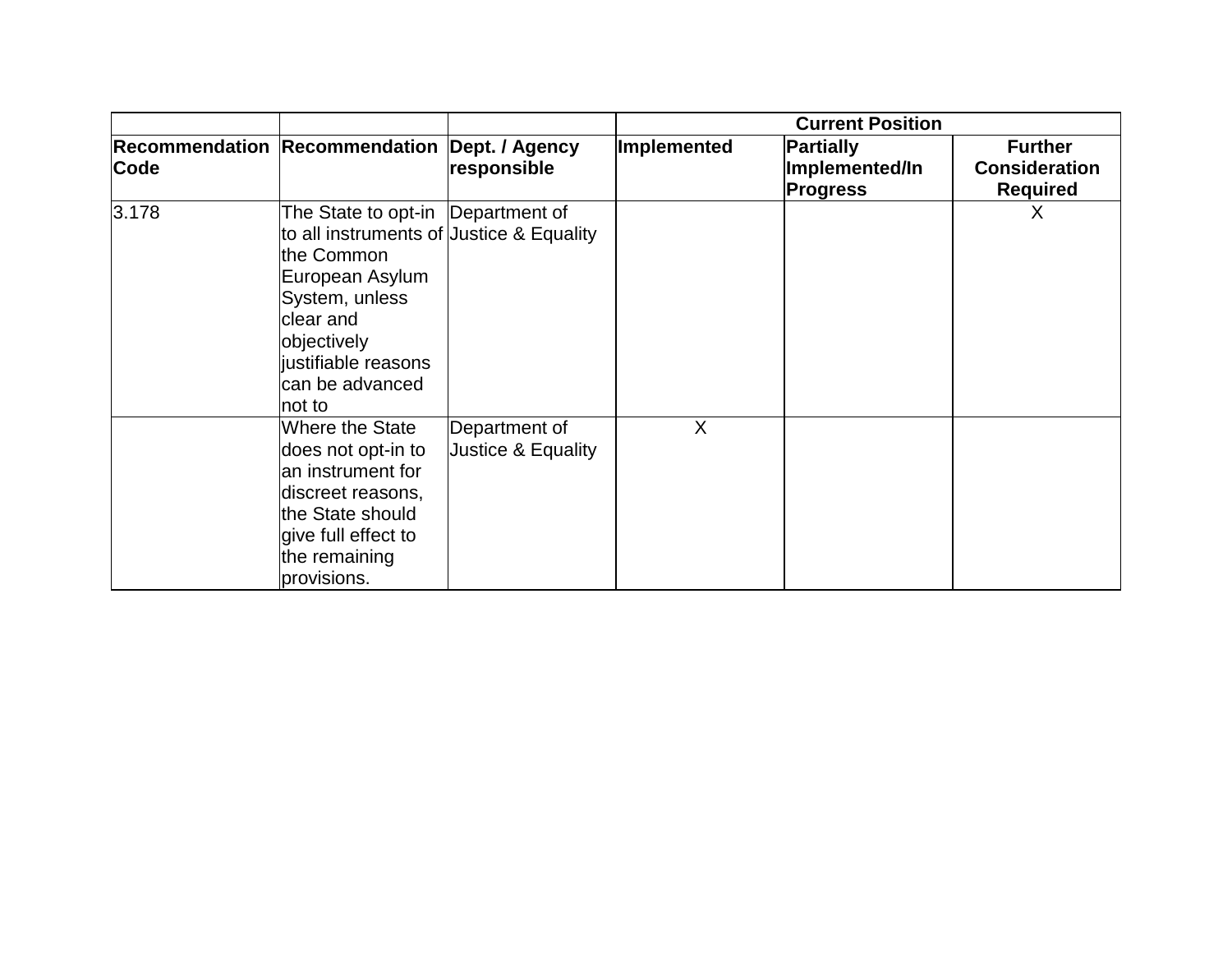| | | | Current Position | | |
|---|---|---|---|---|---|
| **Recommendation Code** | **Recommendation** | **Dept. / Agency responsible** | **Implemented** | **Partially Implemented/In Progress** | **Further Consideration Required** |
| 3.178 | The State to opt-in to all instruments of the Common European Asylum System, unless clear and objectively justifiable reasons can be advanced not to | Department of Justice & Equality | | | X |
| | Where the State does not opt-in to an instrument for discreet reasons, the State should give full effect to the remaining provisions. | Department of Justice & Equality | X | | |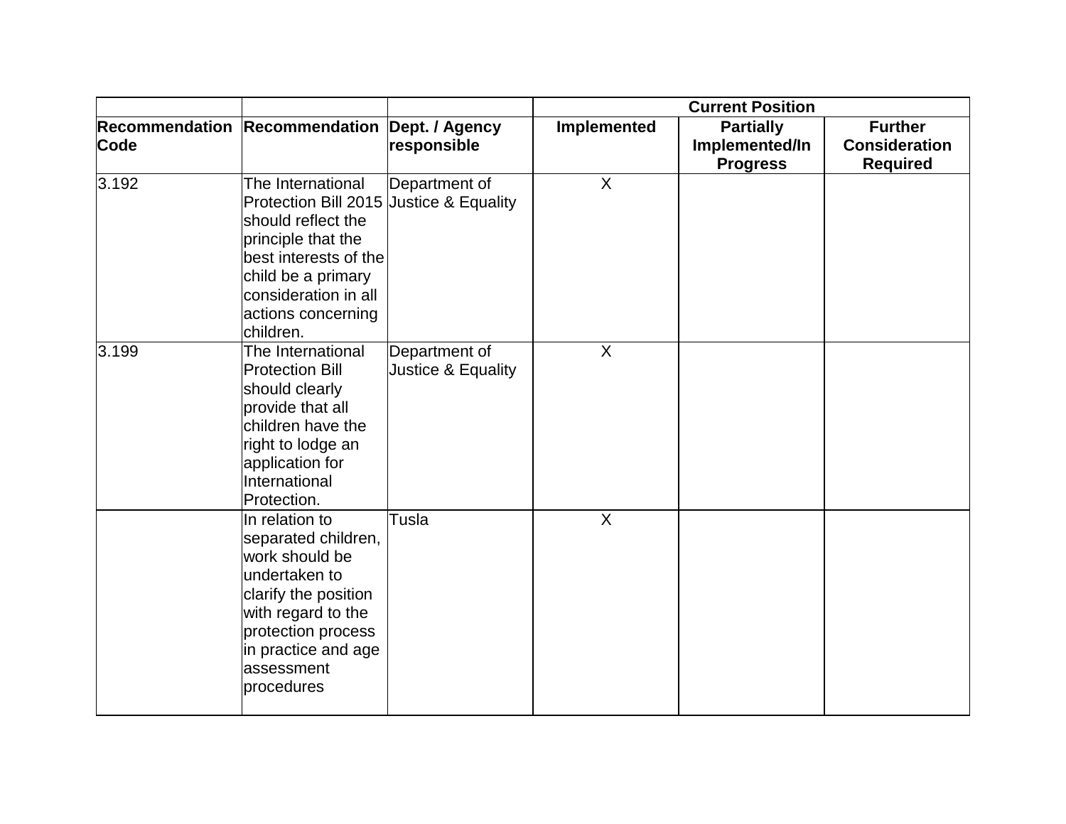| | | | Current Position | | |
|---|---|---|---|---|---|
| **Recommendation Code** | **Recommendation** | **Dept. / Agency responsible** | **Implemented** | **Partially Implemented/In Progress** | **Further Consideration Required** |
| 3.192 | The International Protection Bill 2015 should reflect the principle that the best interests of the child be a primary consideration in all actions concerning children. | Department of Justice & Equality | X | | |
| 3.199 | The International Protection Bill should clearly provide that all children have the right to lodge an application for International Protection. | Department of Justice & Equality | X | | |
| | In relation to separated children, work should be undertaken to clarify the position with regard to the protection process in practice and age assessment procedures | Tusla | X | | |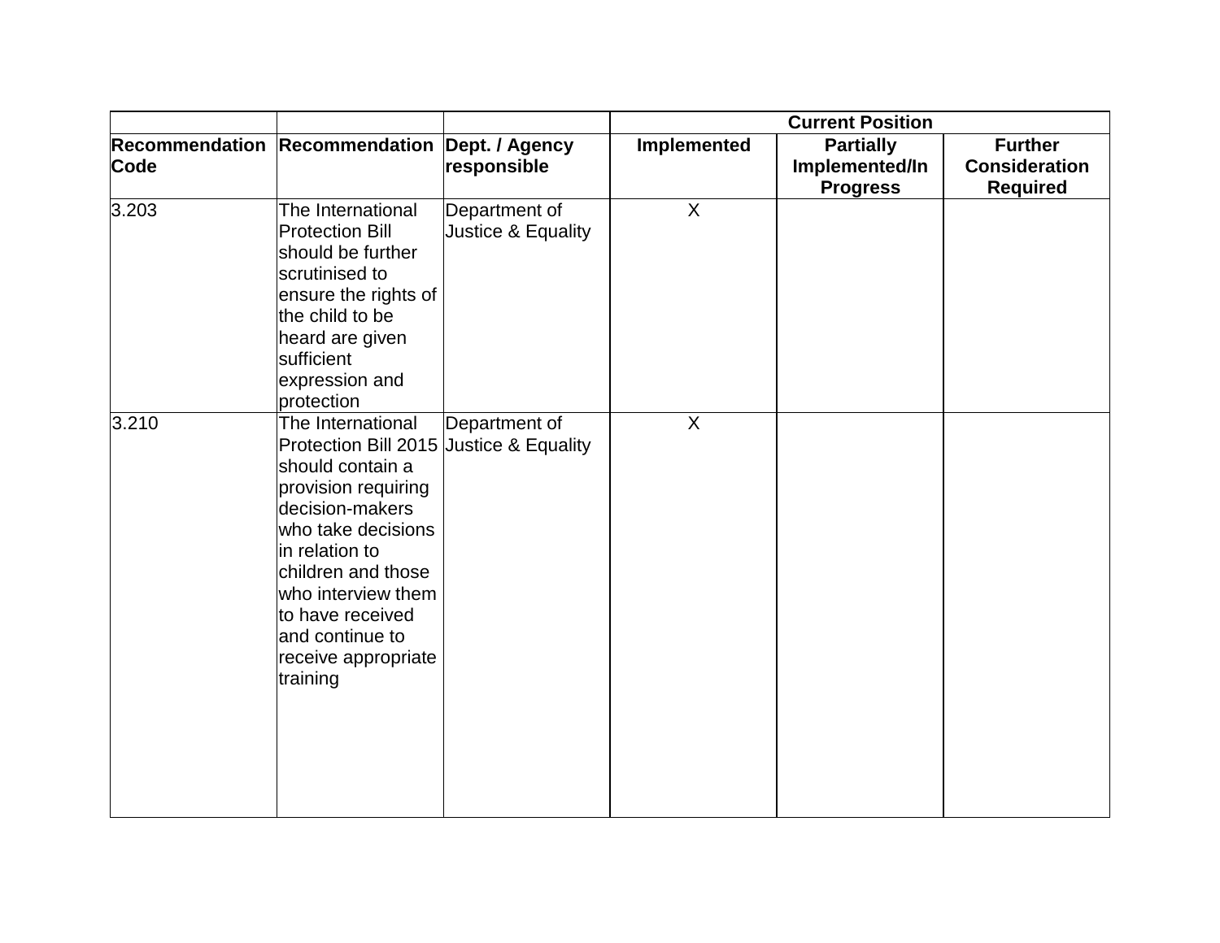| | | | Current Position | | |
|---|---|---|---|---|---|
| **Recommendation Code** | **Recommendation** | **Dept. / Agency responsible** | **Implemented** | **Partially Implemented/In Progress** | **Further Consideration Required** |
| 3.203 | The International Protection Bill should be further scrutinised to ensure the rights of the child to be heard are given sufficient expression and protection | Department of Justice & Equality | X | | |
| 3.210 | The International Protection Bill 2015 should contain a provision requiring decision-makers who take decisions in relation to children and those who interview them to have received and continue to receive appropriate training | Department of Justice & Equality | X | | |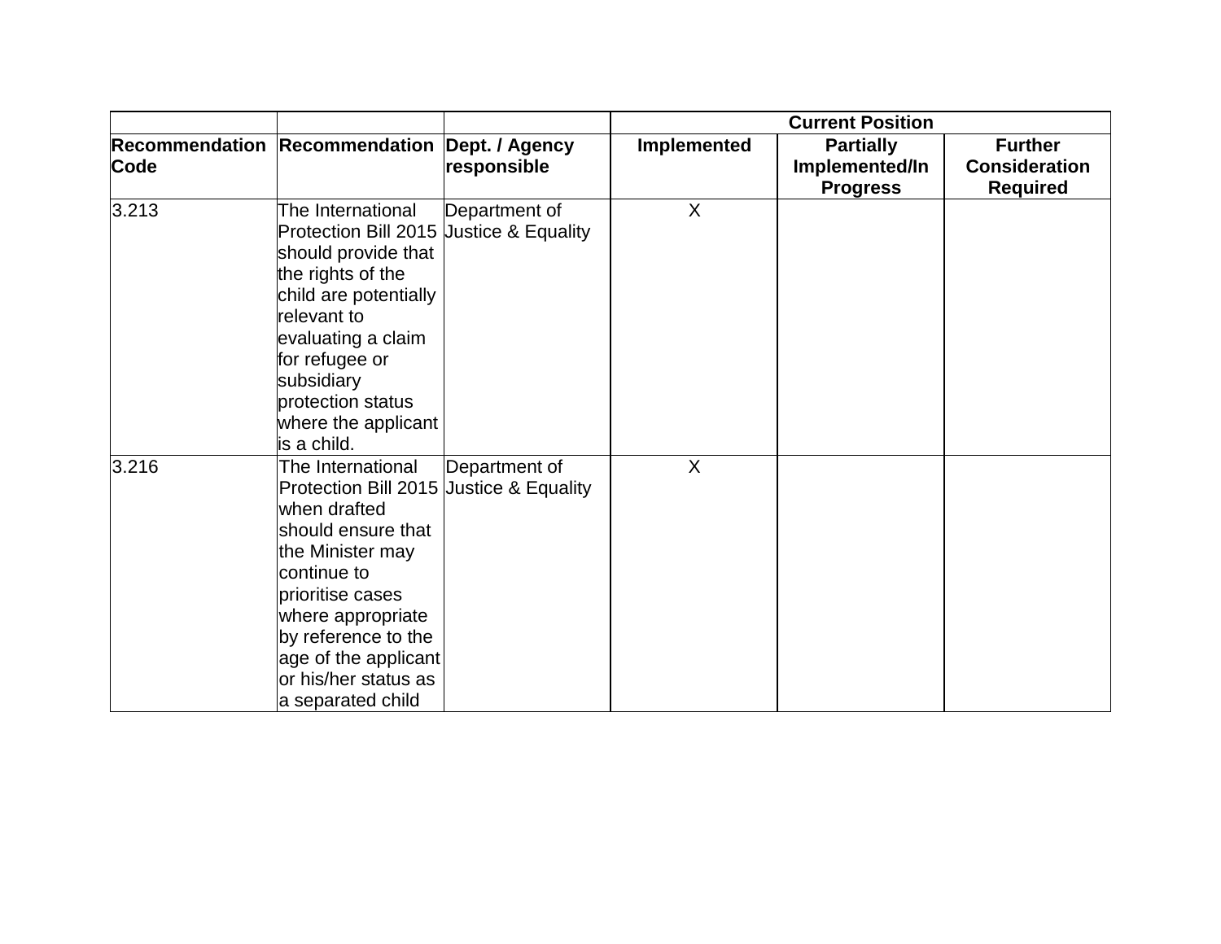| | | | Current Position | | |
|---|---|---|---|---|---|
| **Recommendation Code** | **Recommendation** | **Dept. / Agency responsible** | **Implemented** | **Partially Implemented/In Progress** | **Further Consideration Required** |
| 3.213 | The International Protection Bill 2015 should provide that the rights of the child are potentially relevant to evaluating a claim for refugee or subsidiary protection status where the applicant is a child. | Department of Justice & Equality | X | | |
| 3.216 | The International Protection Bill 2015 when drafted should ensure that the Minister may continue to prioritise cases where appropriate by reference to the age of the applicant or his/her status as a separated child | Department of Justice & Equality | X | | |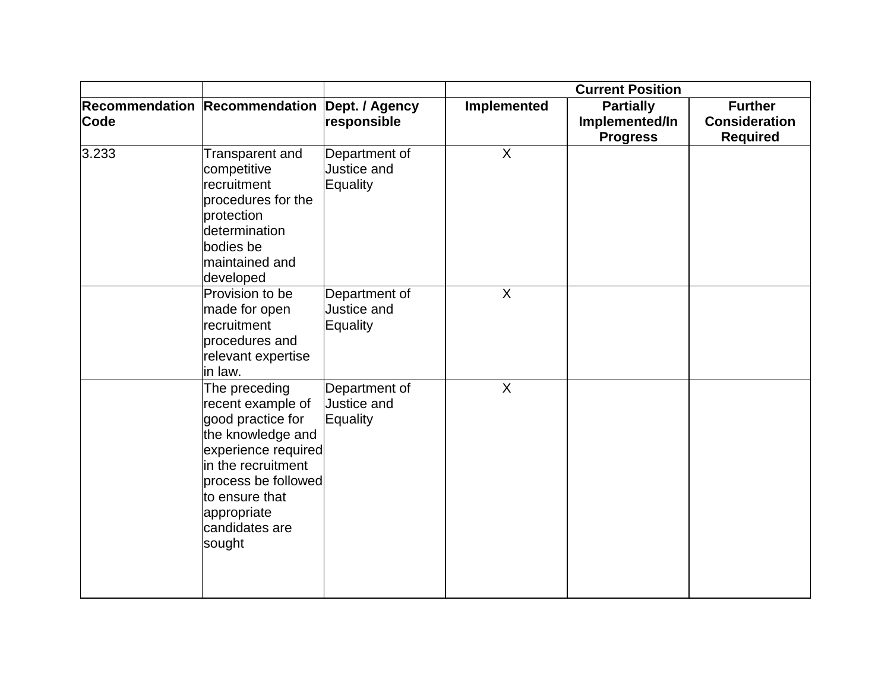| | | | Current Position | | |
|---|---|---|---|---|---|
| **Recommendation Code** | **Recommendation** | **Dept. / Agency responsible** | **Implemented** | **Partially Implemented/In Progress** | **Further Consideration Required** |
| 3.233 | Transparent and competitive recruitment procedures for the protection determination bodies be maintained and developed | Department of Justice and Equality | X | | |
| | Provision to be made for open recruitment procedures and relevant expertise in law. | Department of Justice and Equality | X | | |
| | The preceding recent example of good practice for the knowledge and experience required in the recruitment process be followed to ensure that appropriate candidates are sought | Department of Justice and Equality | X | | |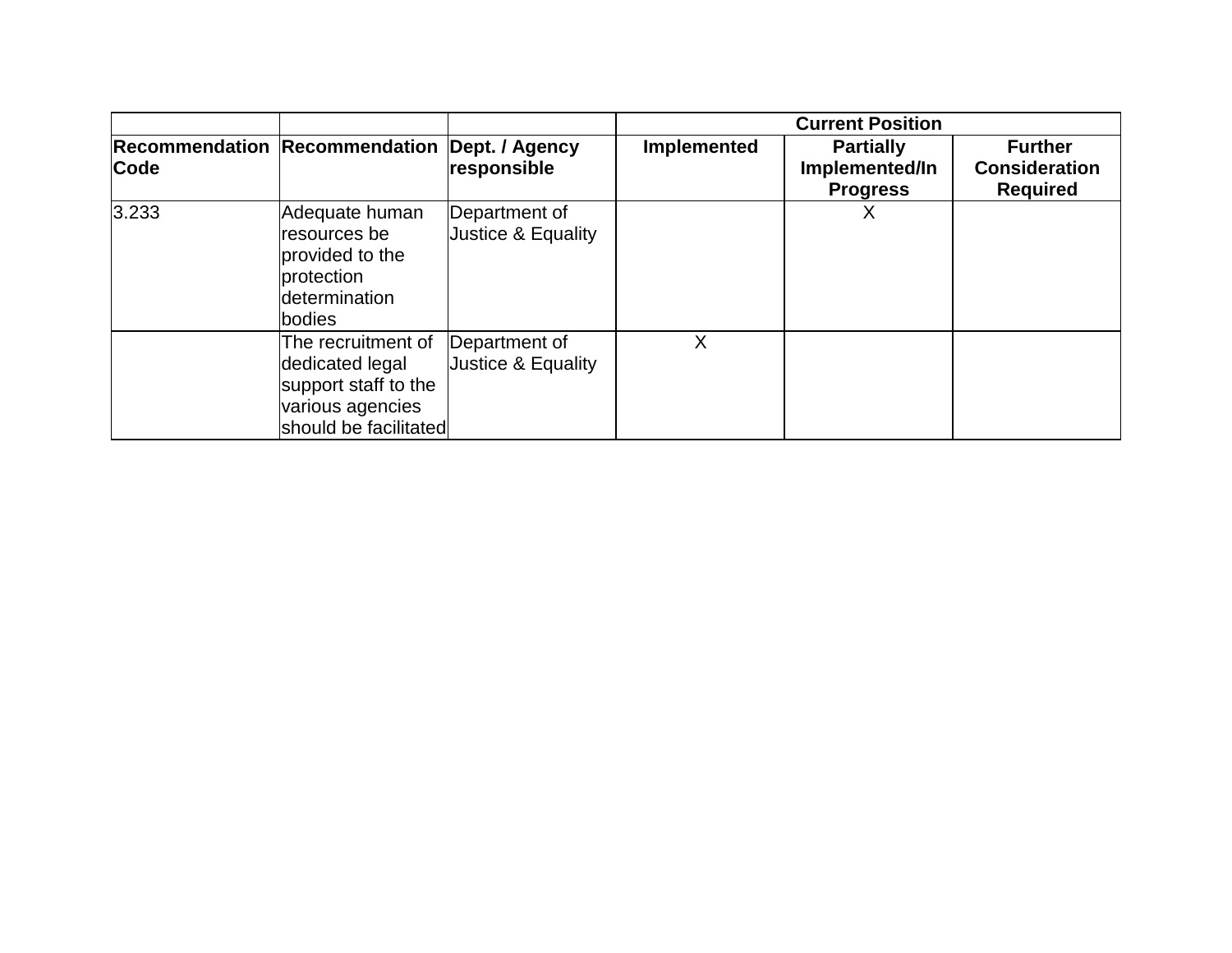| | | | Current Position | | |
|---|---|---|---|---|---|
| **Recommendation Code** | **Recommendation** | **Dept. / Agency responsible** | **Implemented** | **Partially Implemented/In Progress** | **Further Consideration Required** |
| 3.233 | Adequate human resources be provided to the protection determination bodies | Department of Justice & Equality | | X | |
| | The recruitment of dedicated legal support staff to the various agencies should be facilitated | Department of Justice & Equality | X | | |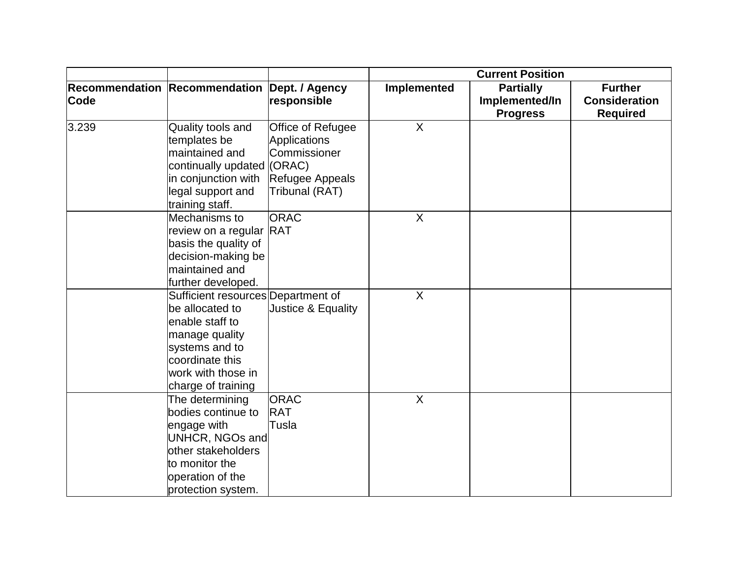| | | | Current Position | | |
|---|---|---|---|---|---|
| **Recommendation Code** | **Recommendation** | **Dept. / Agency responsible** | **Implemented** | **Partially Implemented/In Progress** | **Further Consideration Required** |
| 3.239 | Quality tools and templates be maintained and continually updated in conjunction with legal support and training staff. | Office of Refugee Applications Commissioner (ORAC) Refugee Appeals Tribunal (RAT) | X | | |
| | Mechanisms to review on a regular basis the quality of decision-making be maintained and further developed. | ORAC RAT | X | | |
| | Sufficient resources be allocated to enable staff to manage quality systems and to coordinate this work with those in charge of training | Department of Justice & Equality | X | | |
| | The determining bodies continue to engage with UNHCR, NGOs and other stakeholders to monitor the operation of the protection system. | ORAC RAT Tusla | X | | |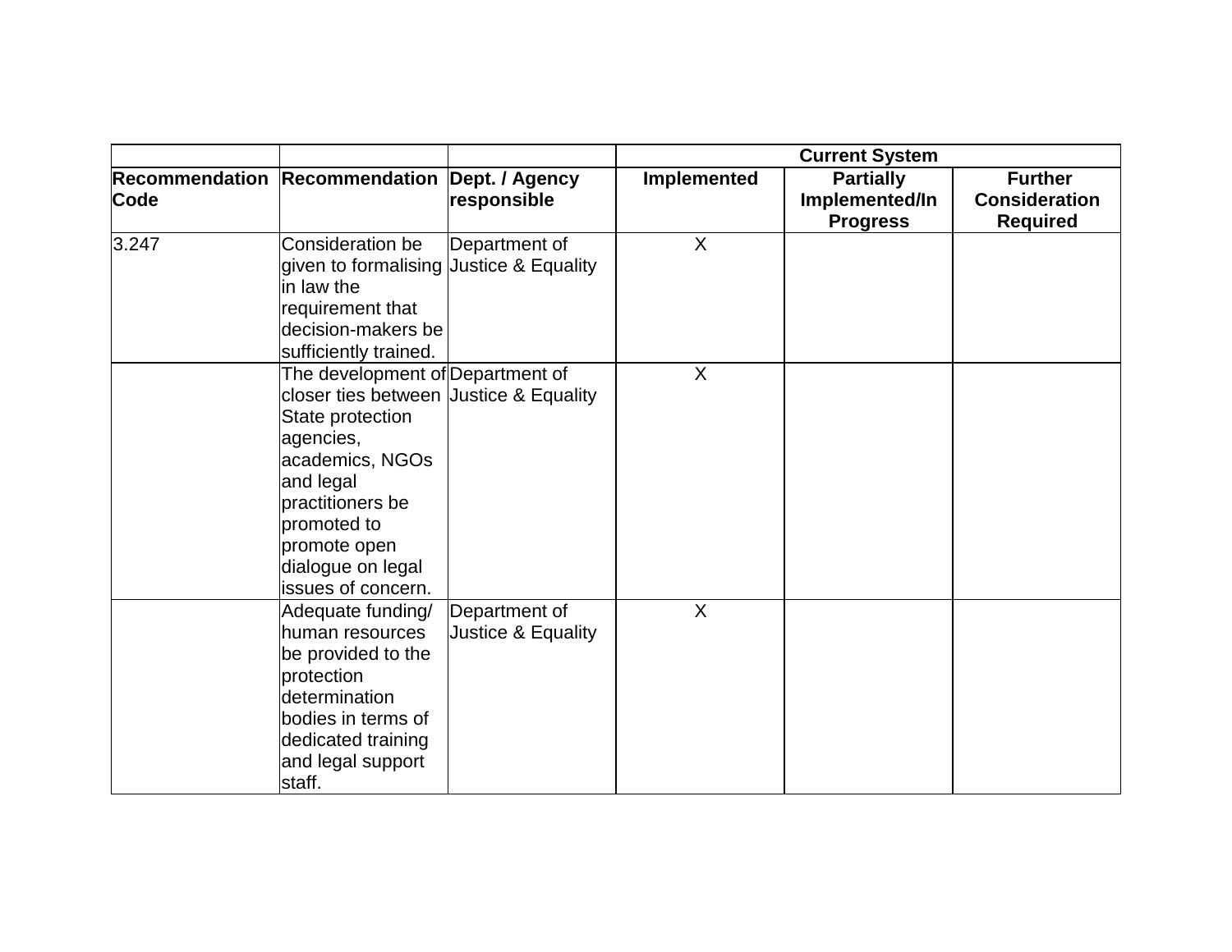| | | | Current System | | |
|---|---|---|---|---|---|
| **Recommendation Code** | **Recommendation** | **Dept. / Agency responsible** | **Implemented** | **Partially Implemented/In Progress** | **Further Consideration Required** |
| 3.247 | Consideration be given to formalising in law the requirement that decision-makers be sufficiently trained. | Department of Justice & Equality | X | | |
| | The development of closer ties between State protection agencies, academics, NGOs and legal practitioners be promoted to promote open dialogue on legal issues of concern. | Department of Justice & Equality | X | | |
| | Adequate funding/ human resources be provided to the protection determination bodies in terms of dedicated training and legal support staff. | Department of Justice & Equality | X | | |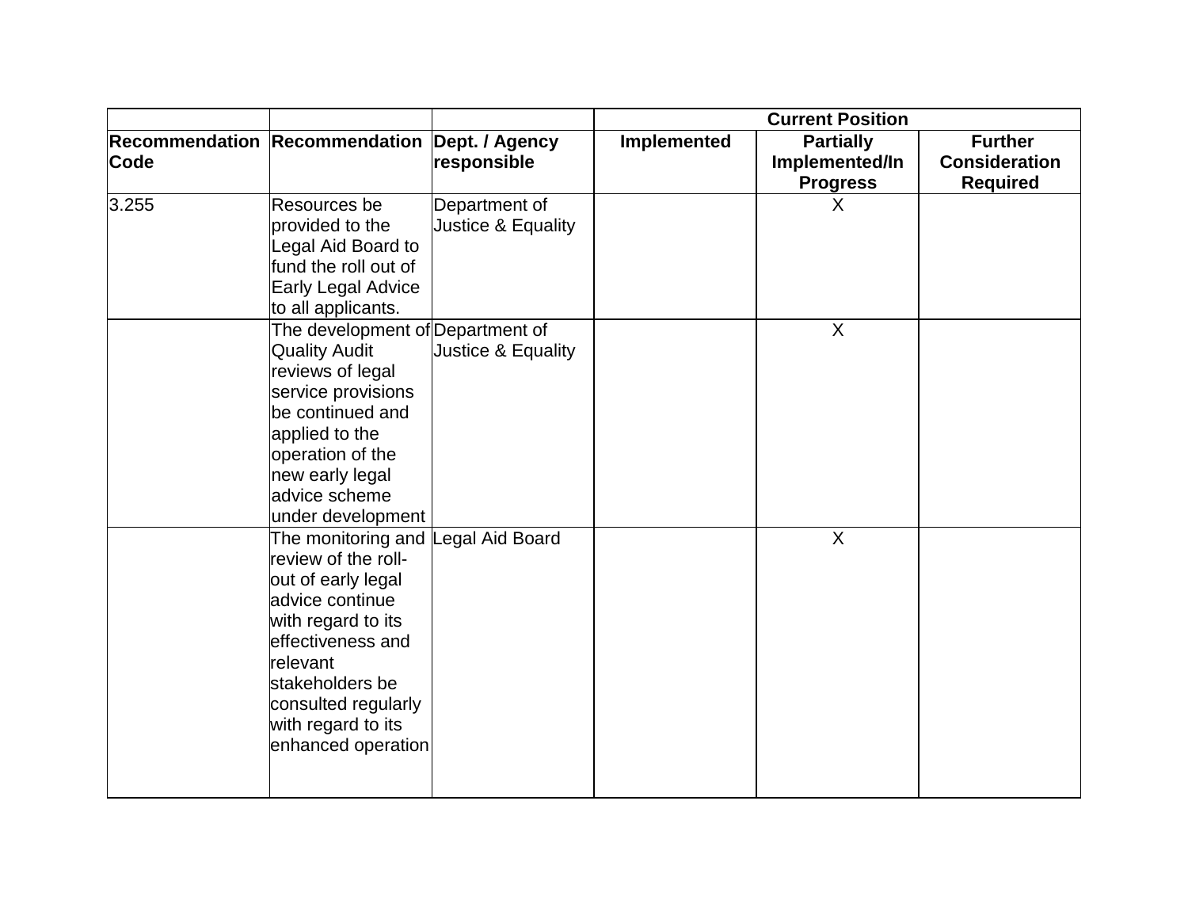| | | | Current Position | | |
|---|---|---|---|---|---|
| **Recommendation Code** | **Recommendation** | **Dept. / Agency responsible** | **Implemented** | **Partially Implemented/In Progress** | **Further Consideration Required** |
| 3.255 | Resources be provided to the Legal Aid Board to fund the roll out of Early Legal Advice to all applicants. | Department of Justice & Equality | | X | |
| | The development of Quality Audit reviews of legal service provisions be continued and applied to the operation of the new early legal advice scheme under development | Department of Justice & Equality | | X | |
| | The monitoring and review of the roll-out of early legal advice continue with regard to its effectiveness and relevant stakeholders be consulted regularly with regard to its enhanced operation | Legal Aid Board | | X | |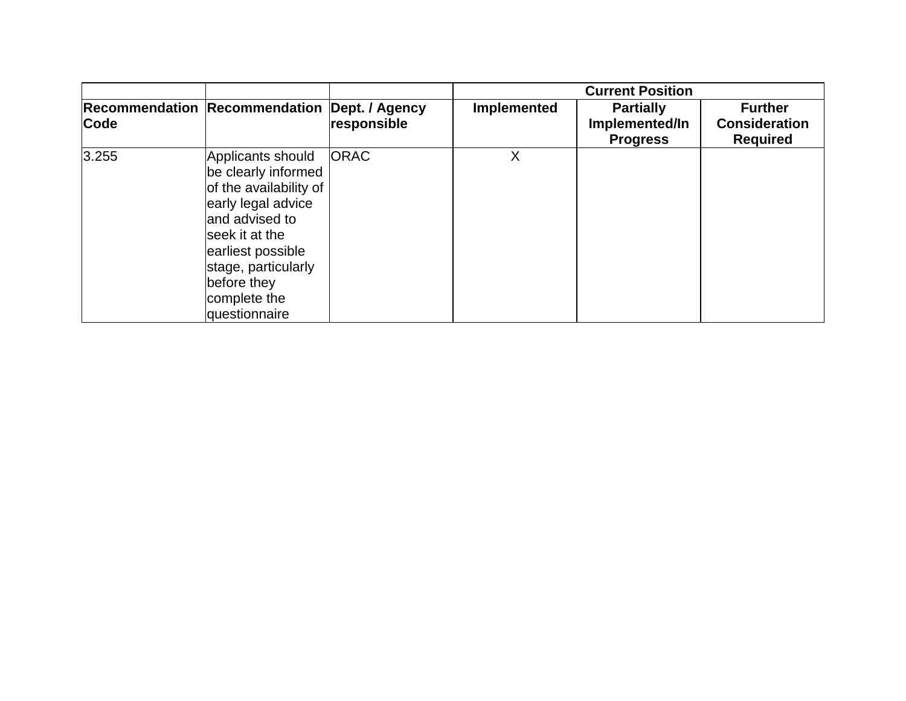| | | | Current Position | | |
|---|---|---|---|---|---|
| **Recommendation Code** | **Recommendation** | **Dept. / Agency responsible** | **Implemented** | **Partially Implemented/In Progress** | **Further Consideration Required** |
| 3.255 | Applicants should be clearly informed of the availability of early legal advice and advised to seek it at the earliest possible stage, particularly before they complete the questionnaire | ORAC | X | | |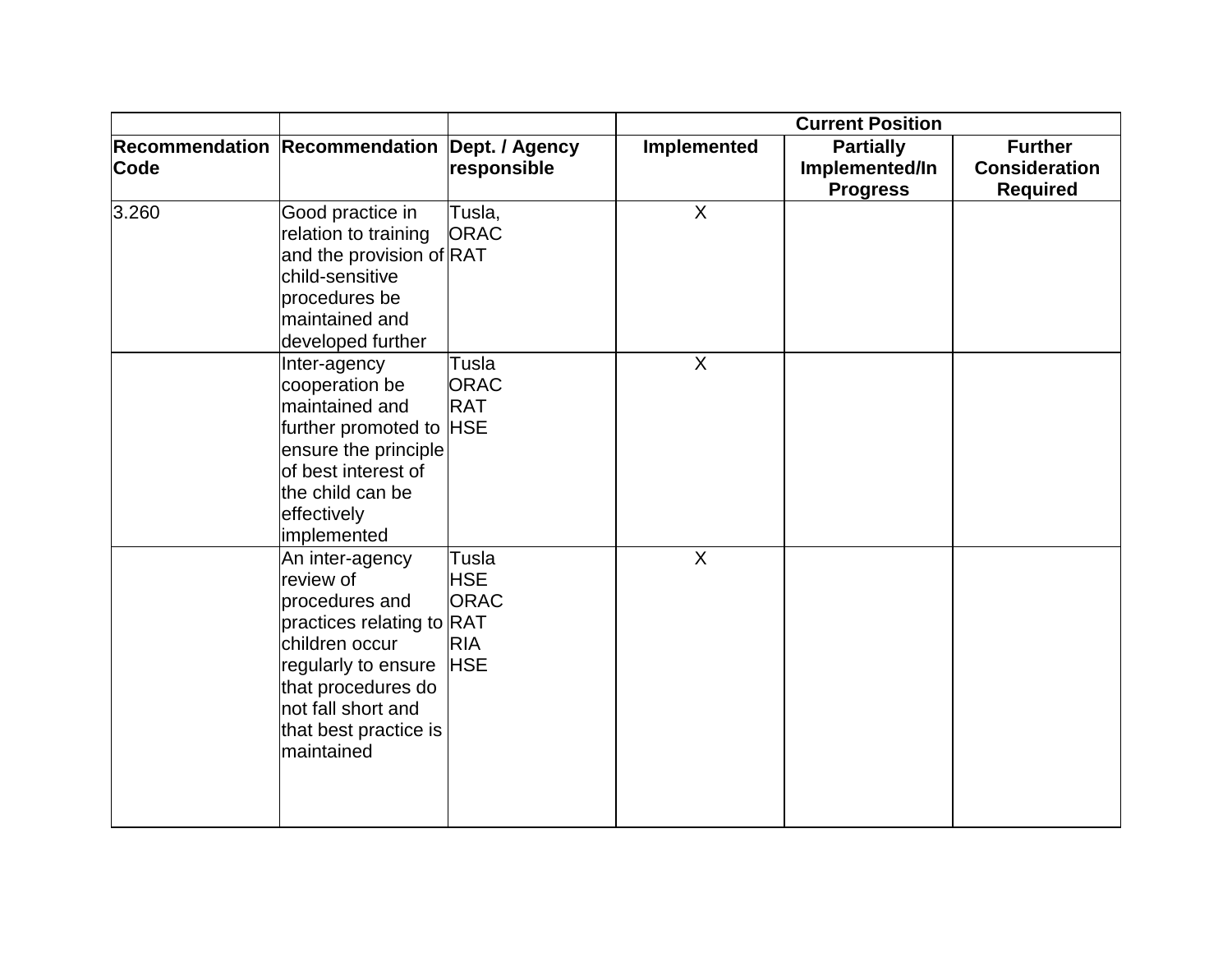| | | | Current Position | | |
|---|---|---|---|---|---|
| **Recommendation Code** | **Recommendation** | **Dept. / Agency responsible** | **Implemented** | **Partially Implemented/In Progress** | **Further Consideration Required** |
| 3.260 | Good practice in relation to training and the provision of child-sensitive procedures be maintained and developed further | Tusla, ORAC RAT | X | | |
| | Inter-agency cooperation be maintained and further promoted to ensure the principle of best interest of the child can be effectively implemented | Tusla ORAC RAT HSE | X | | |
| | An inter-agency review of procedures and practices relating to children occur regularly to ensure that procedures do not fall short and that best practice is maintained | Tusla HSE ORAC RAT RIA HSE | X | | |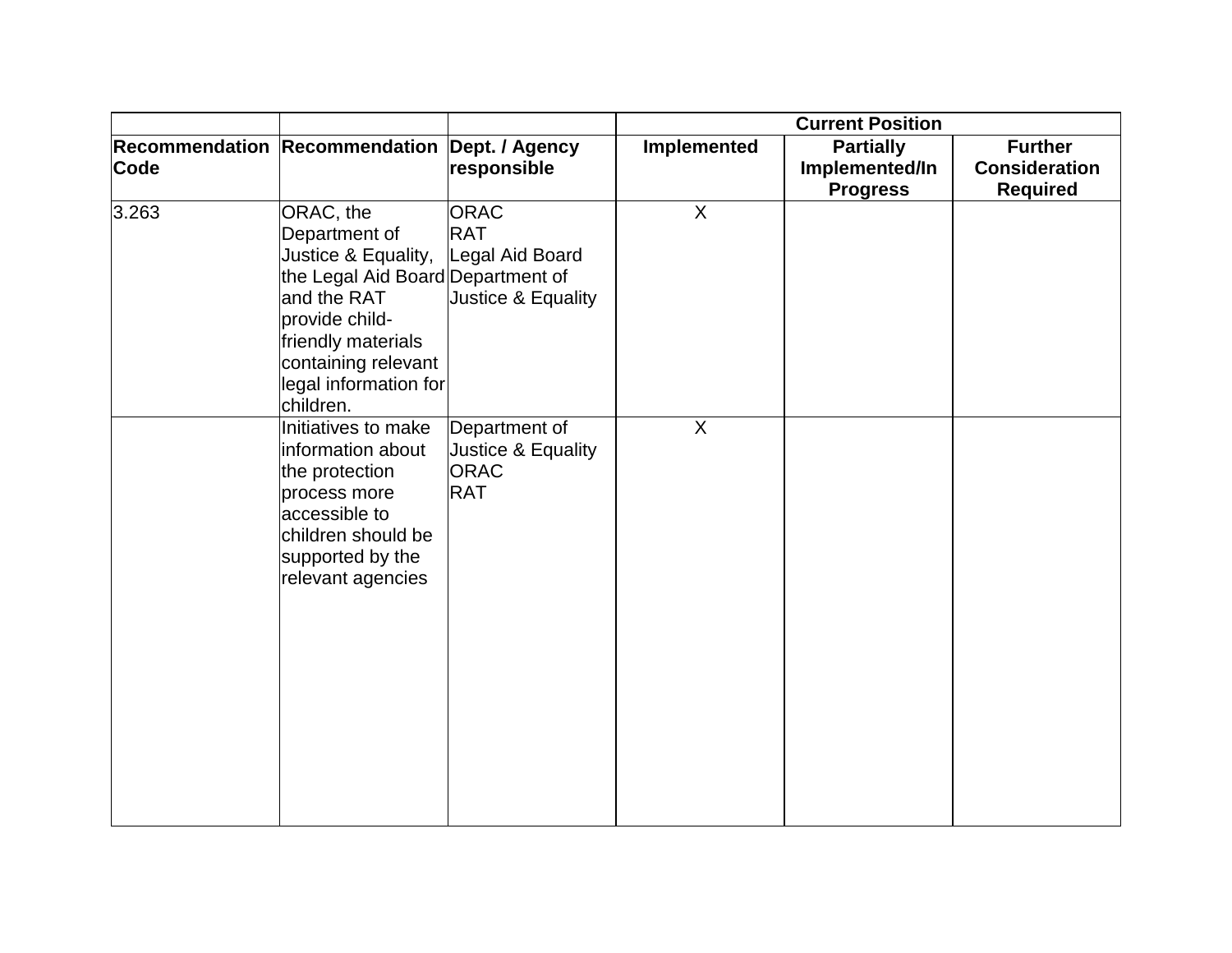| | | | Current Position | | |
|---|---|---|---|---|---|
| **Recommendation Code** | **Recommendation** | **Dept. / Agency responsible** | **Implemented** | **Partially Implemented/In Progress** | **Further Consideration Required** |
| 3.263 | ORAC, the Department of Justice & Equality, the Legal Aid Board and the RAT provide child-friendly materials containing relevant legal information for children. | ORAC<br>RAT<br>Legal Aid Board<br>Department of Justice & Equality | X | | |
| | Initiatives to make information about the protection process more accessible to children should be supported by the relevant agencies | Department of Justice & Equality<br>ORAC<br>RAT | X | | |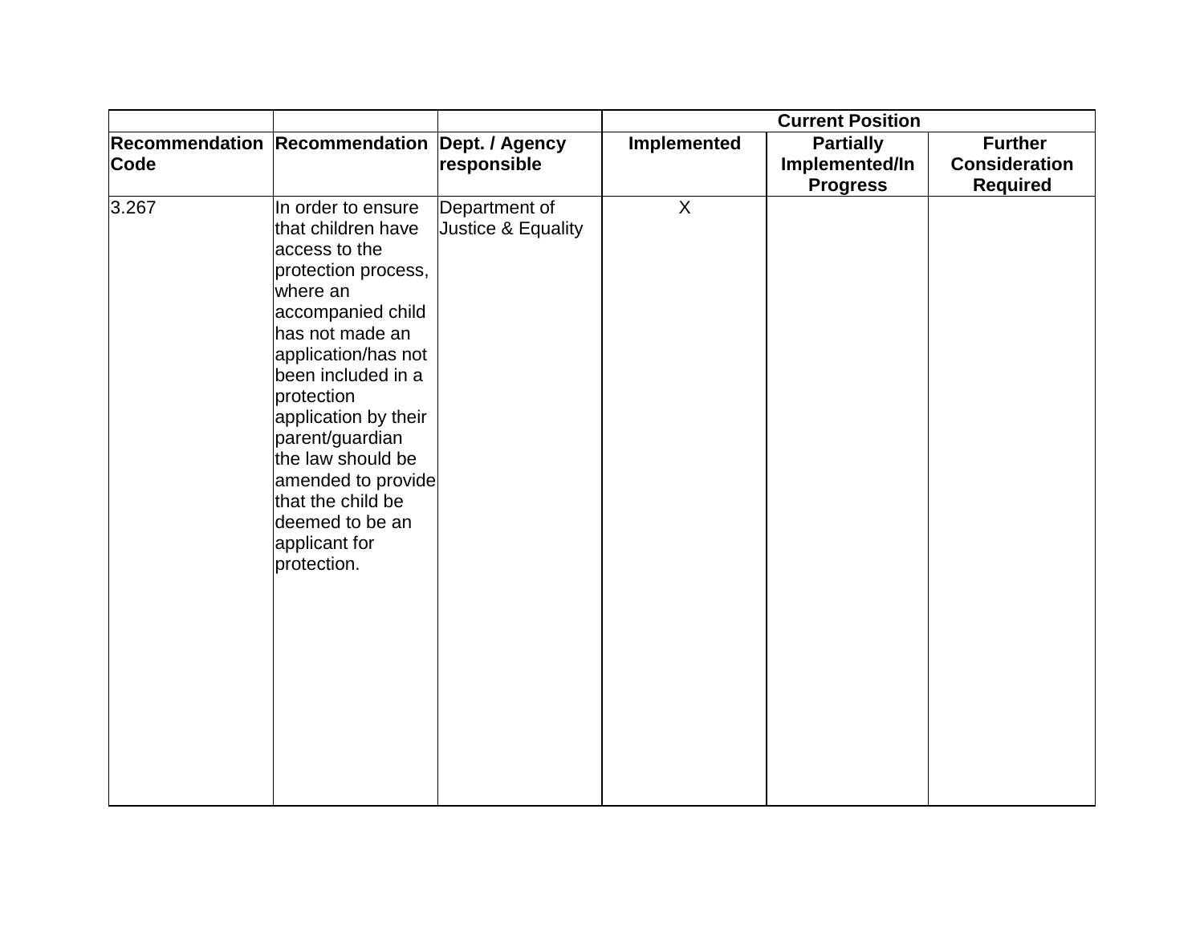| | | | Current Position | | |
|---|---|---|---|---|---|
| **Recommendation Code** | **Recommendation** | **Dept. / Agency responsible** | **Implemented** | **Partially Implemented/In Progress** | **Further Consideration Required** |
| 3.267 | In order to ensure that children have access to the protection process, where an accompanied child has not made an application/has not been included in a protection application by their parent/guardian the law should be amended to provide that the child be deemed to be an applicant for protection. | Department of Justice & Equality | X | | |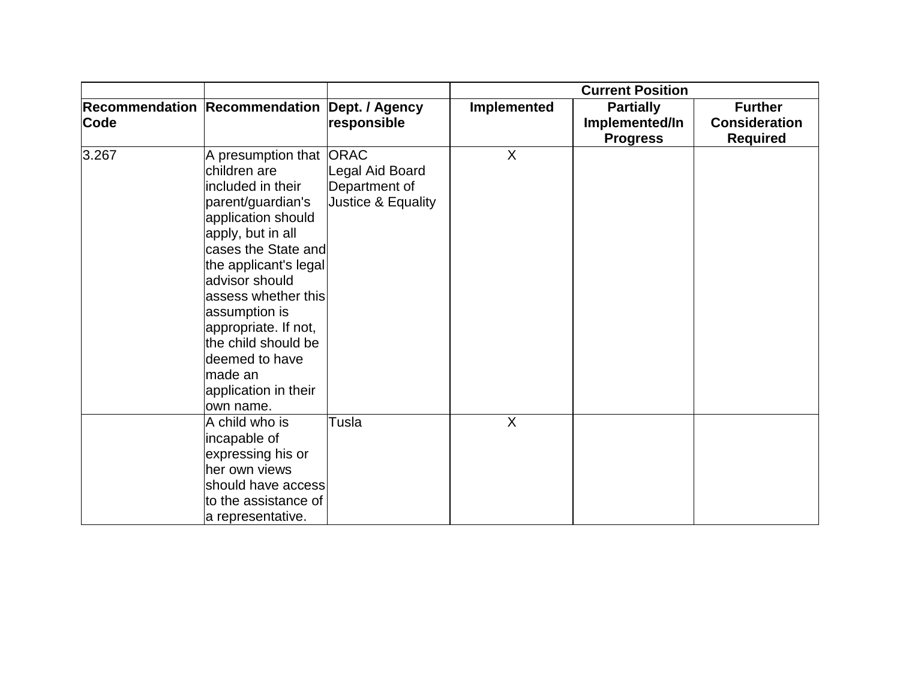| | | | Current Position | | |
|---|---|---|---|---|---|
| Recommendation Code | Recommendation | Dept. / Agency responsible | Implemented | Partially Implemented/In Progress | Further Consideration Required |
| 3.267 | A presumption that children are included in their parent/guardian's application should apply, but in all cases the State and the applicant's legal advisor should assess whether this assumption is appropriate. If not, the child should be deemed to have made an application in their own name. | ORAC<br>Legal Aid Board<br>Department of Justice & Equality | X | | |
| | A child who is incapable of expressing his or her own views should have access to the assistance of a representative. | Tusla | X | | |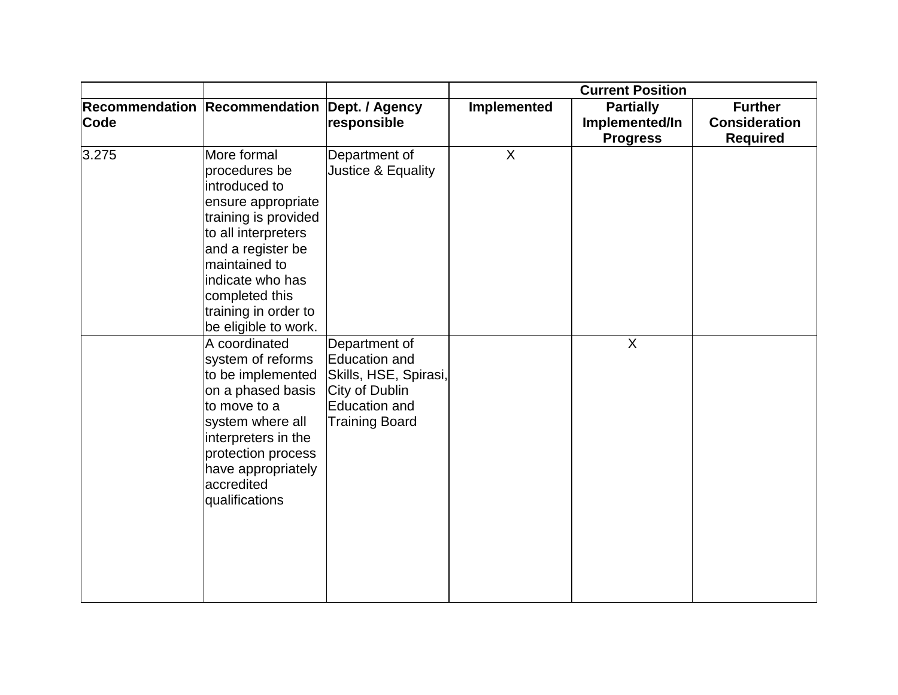| | | | Current Position | | |
|---|---|---|---|---|---|
| **Recommendation Code** | **Recommendation** | **Dept. / Agency responsible** | **Implemented** | **Partially Implemented/In Progress** | **Further Consideration Required** |
| 3.275 | More formal procedures be introduced to ensure appropriate training is provided to all interpreters and a register be maintained to indicate who has completed this training in order to be eligible to work. | Department of Justice & Equality | X | | |
| | A coordinated system of reforms to be implemented on a phased basis to move to a system where all interpreters in the protection process have appropriately accredited qualifications | Department of Education and Skills, HSE, Spirasi, City of Dublin Education and Training Board | | X | |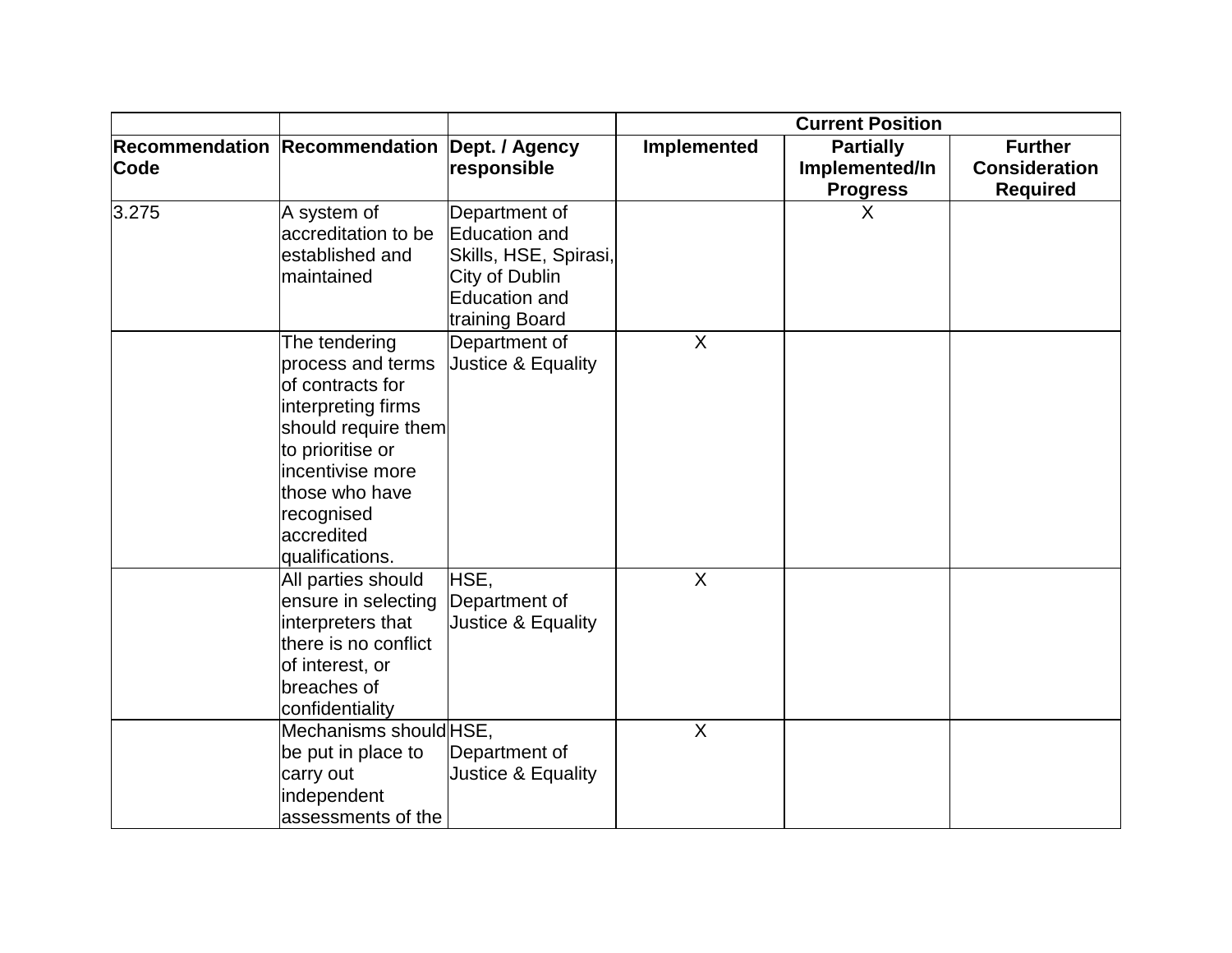| | | | Current Position | | |
|---|---|---|---|---|---|
| Recommendation Code | Recommendation | Dept. / Agency responsible | Implemented | Partially Implemented/In Progress | Further Consideration Required |
| 3.275 | A system of accreditation to be established and maintained | Department of Education and Skills, HSE, Spirasi, City of Dublin Education and training Board | | X | |
| | The tendering process and terms of contracts for interpreting firms should require them to prioritise or incentivise more those who have recognised accredited qualifications. | Department of Justice & Equality | X | | |
| | All parties should ensure in selecting interpreters that there is no conflict of interest, or breaches of confidentiality | HSE, Department of Justice & Equality | X | | |
| | Mechanisms should be put in place to carry out independent assessments of the | HSE, Department of Justice & Equality | X | | |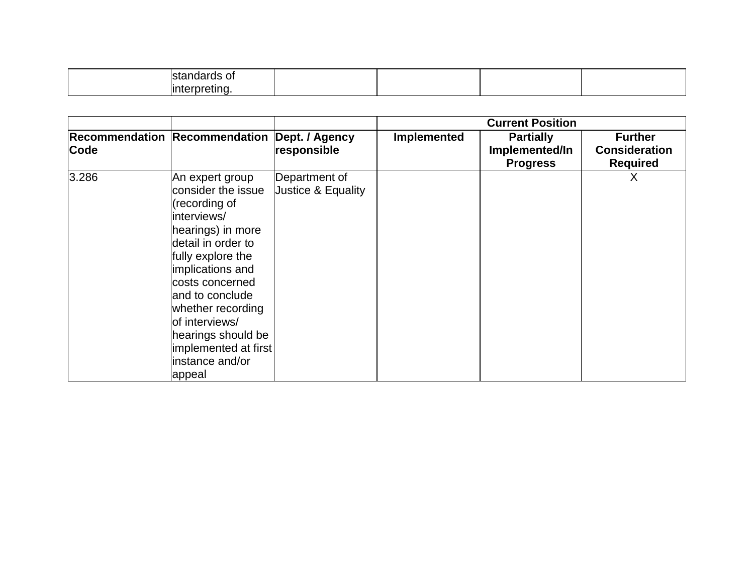| | standards of interpreting. | | | | |
|---|---|---|---|---|---|

| | | | Current Position | | |
|---|---|---|---|---|---|
| **Recommendation Code** | **Recommendation** | **Dept. / Agency responsible** | **Implemented** | **Partially Implemented/In Progress** | **Further Consideration Required** |
| 3.286 | An expert group consider the issue (recording of interviews/ hearings) in more detail in order to fully explore the implications and costs concerned and to conclude whether recording of interviews/ hearings should be implemented at first instance and/or appeal | Department of Justice & Equality | | | X |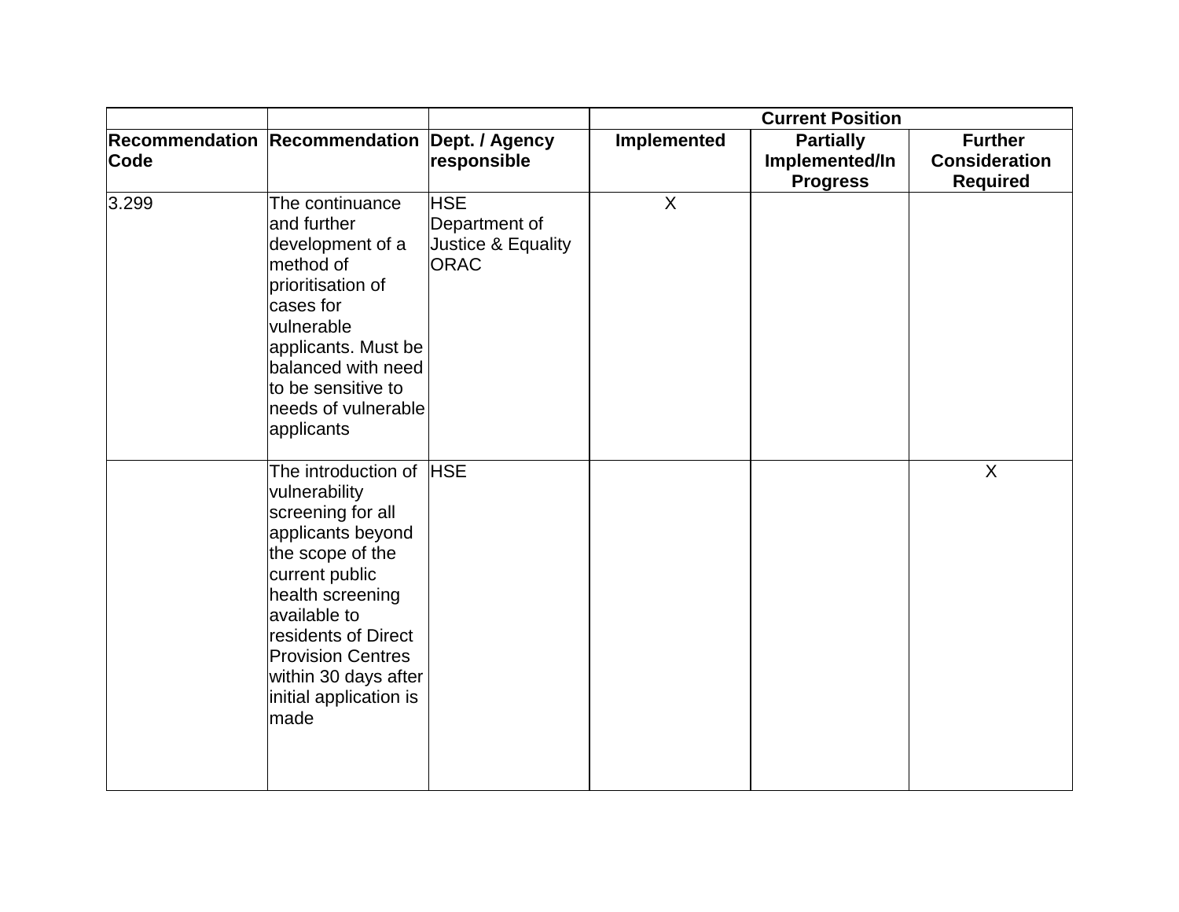| | | | Current Position | | |
|---|---|---|---|---|---|
| **Recommendation Code** | **Recommendation** | **Dept. / Agency responsible** | **Implemented** | **Partially Implemented/In Progress** | **Further Consideration Required** |
| 3.299 | The continuance and further development of a method of prioritisation of cases for vulnerable applicants. Must be balanced with need to be sensitive to needs of vulnerable applicants | HSE<br>Department of Justice & Equality<br>ORAC | X | | |
| | The introduction of vulnerability screening for all applicants beyond the scope of the current public health screening available to residents of Direct Provision Centres within 30 days after initial application is made | HSE | | | X |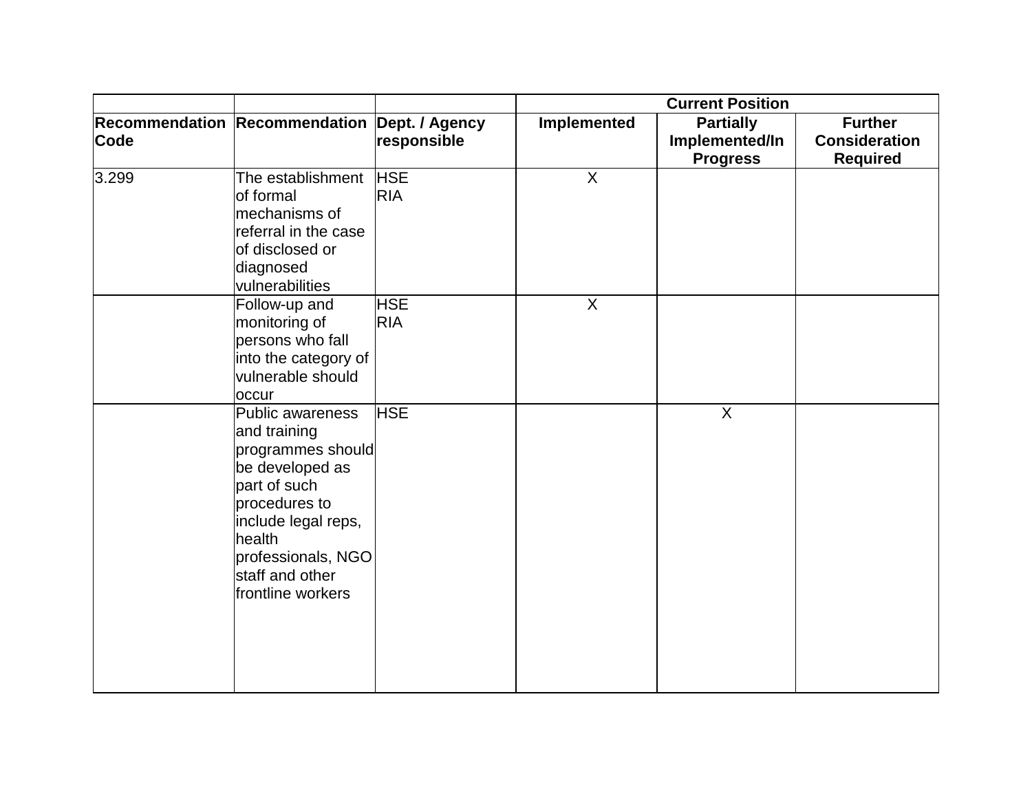| | | | Current Position | | |
|---|---|---|---|---|---|
| Recommendation Code | Recommendation | Dept. / Agency responsible | Implemented | Partially Implemented/In Progress | Further Consideration Required |
| 3.299 | The establishment of formal mechanisms of referral in the case of disclosed or diagnosed vulnerabilities | HSE<br>RIA | X | | |
| | Follow-up and monitoring of persons who fall into the category of vulnerable should occur | HSE<br>RIA | X | | |
| | Public awareness and training programmes should be developed as part of such procedures to include legal reps, health professionals, NGO staff and other frontline workers | HSE | | X | |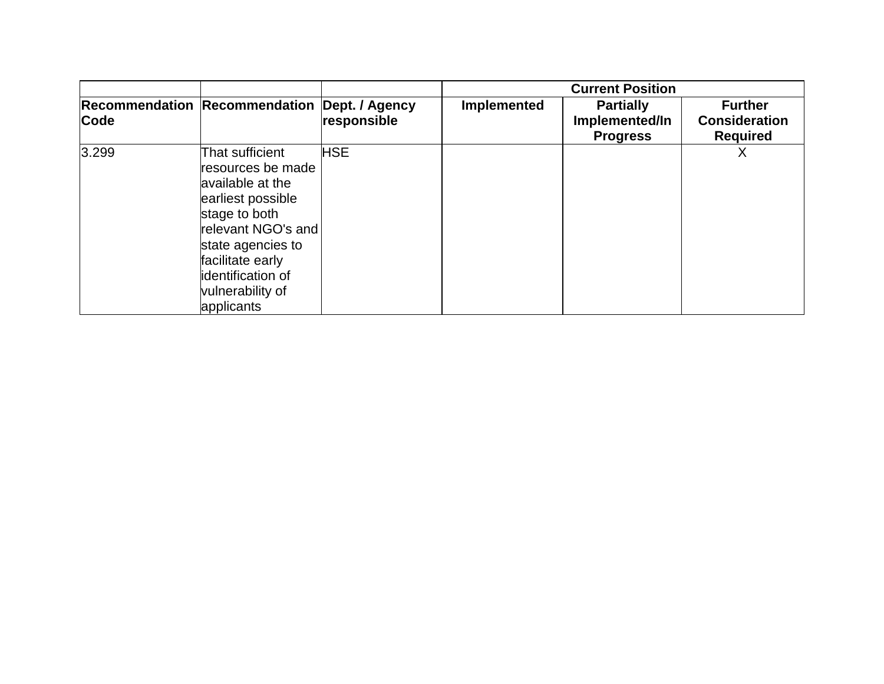| | | | Current Position | | |
|---|---|---|---|---|---|
| **Recommendation Code** | **Recommendation** | **Dept. / Agency responsible** | **Implemented** | **Partially Implemented/In Progress** | **Further Consideration Required** |
| 3.299 | That sufficient resources be made available at the earliest possible stage to both relevant NGO's and state agencies to facilitate early identification of vulnerability of applicants | HSE | | | X |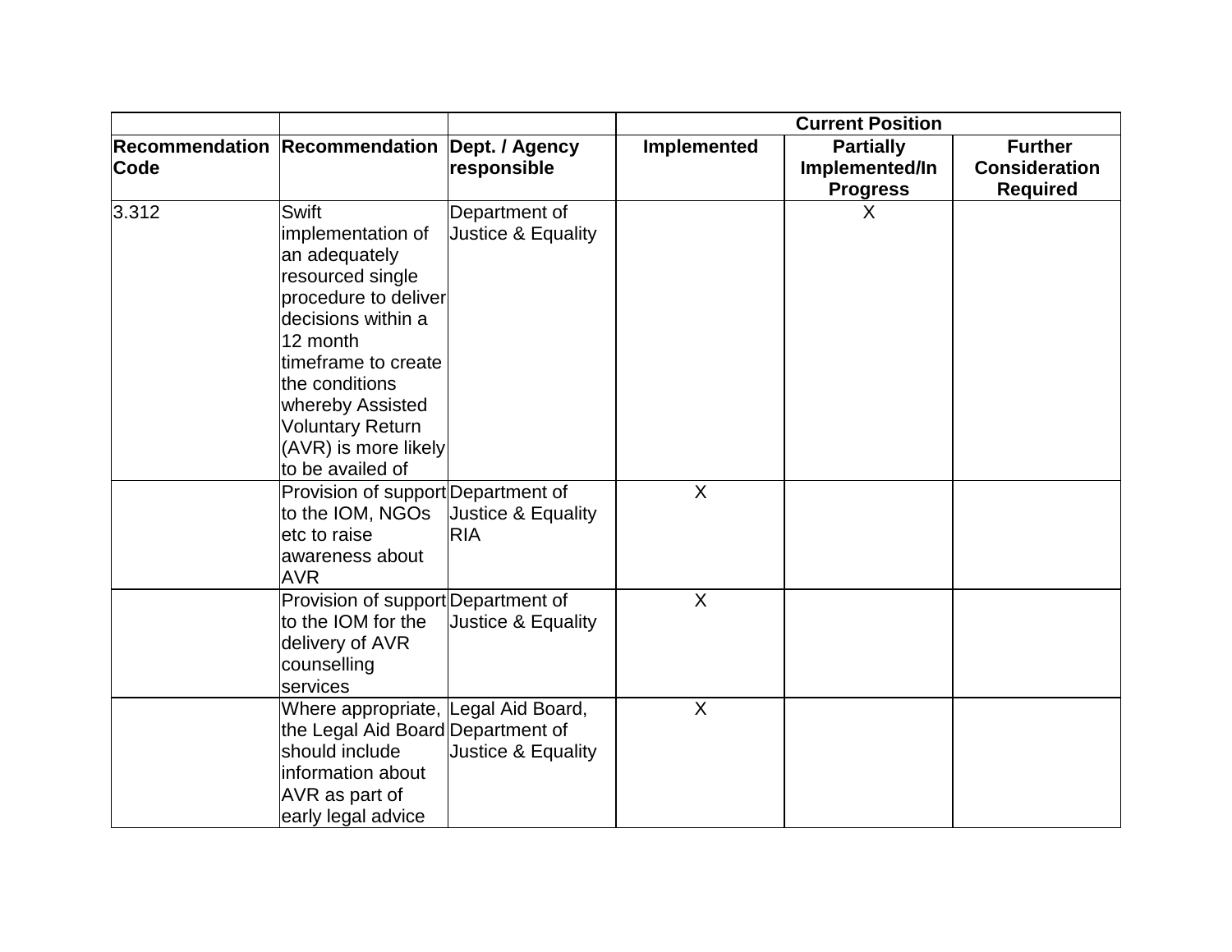| | | | Current Position | | |
|---|---|---|---|---|---|
| **Recommendation Code** | **Recommendation** | **Dept. / Agency responsible** | **Implemented** | **Partially Implemented/In Progress** | **Further Consideration Required** |
| 3.312 | Swift implementation of an adequately resourced single procedure to deliver decisions within a 12 month timeframe to create the conditions whereby Assisted Voluntary Return (AVR) is more likely to be availed of | Department of Justice & Equality | | X | |
| | Provision of support to the IOM, NGOs etc to raise awareness about AVR | Department of Justice & Equality RIA | X | | |
| | Provision of support to the IOM for the delivery of AVR counselling services | Department of Justice & Equality | X | | |
| | Where appropriate, the Legal Aid Board should include information about AVR as part of early legal advice | Legal Aid Board, Department of Justice & Equality | X | | |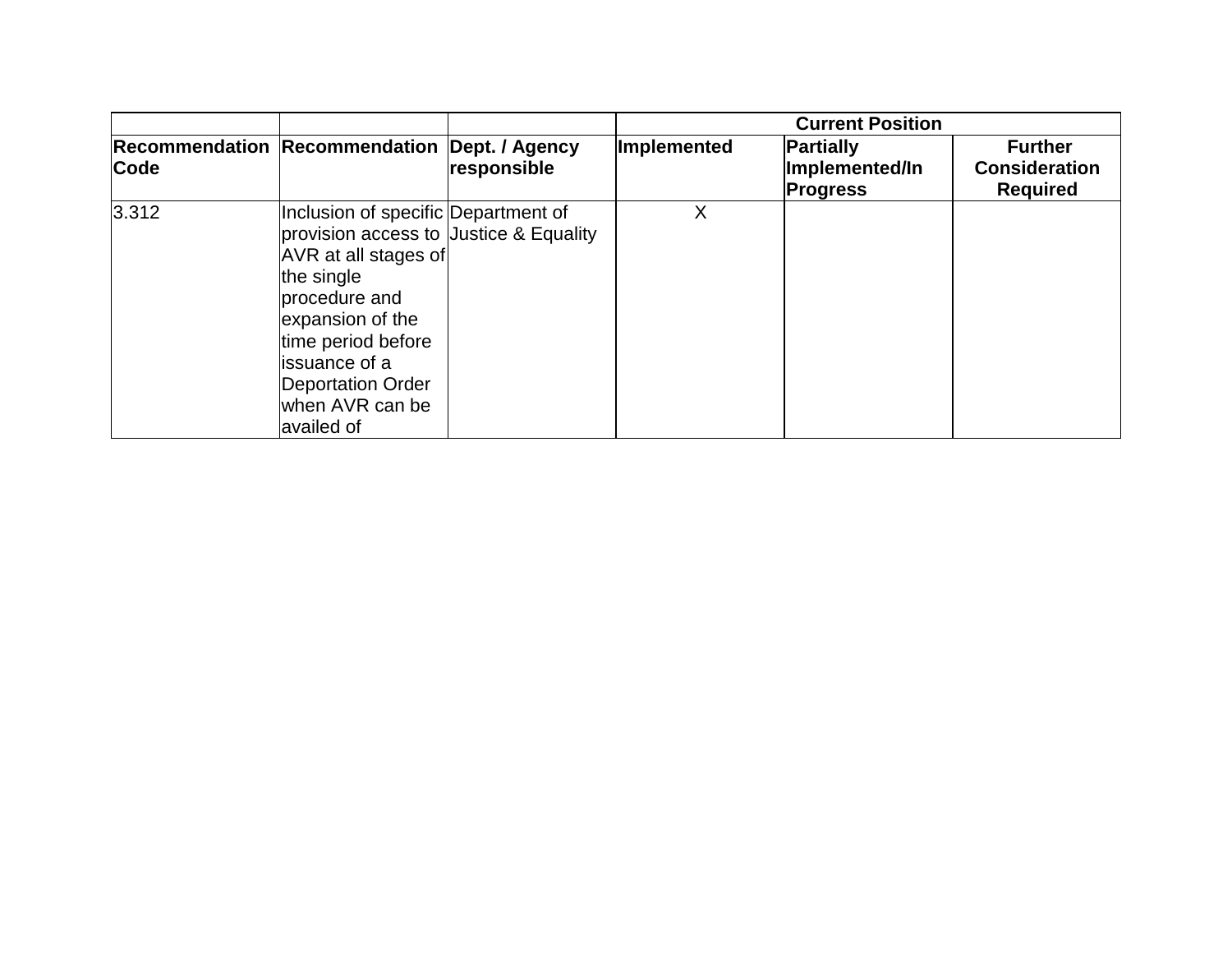| | | | Current Position | | |
|---|---|---|---|---|---|
| **Recommendation Code** | **Recommendation** | **Dept. / Agency responsible** | **Implemented** | **Partially Implemented/In Progress** | **Further Consideration Required** |
| 3.312 | Inclusion of specific provision access to AVR at all stages of the single procedure and expansion of the time period before issuance of a Deportation Order when AVR can be availed of | Department of Justice & Equality | X | | |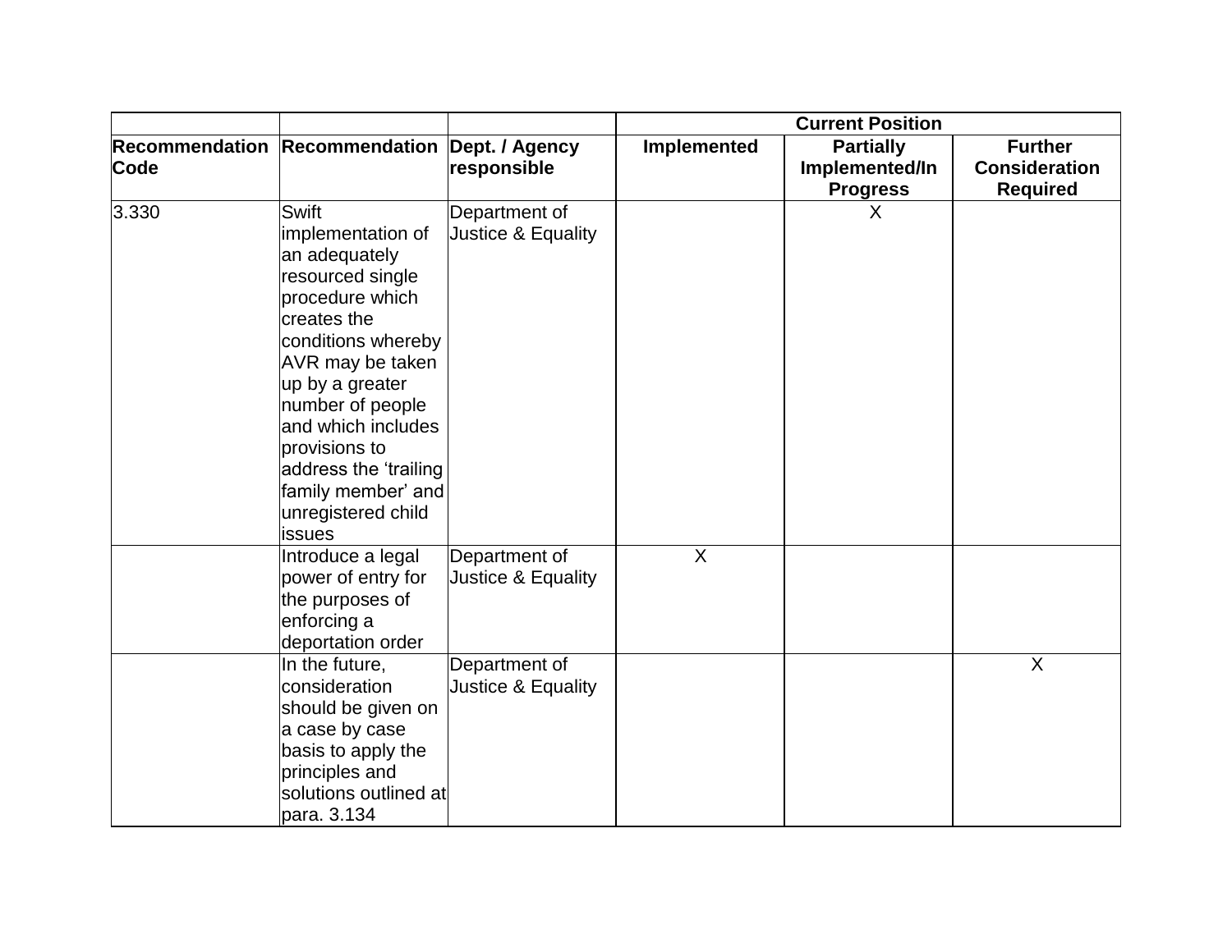| | | | Current Position | | |
|---|---|---|---|---|---|
| Recommendation Code | Recommendation | Dept. / Agency responsible | Implemented | Partially Implemented/In Progress | Further Consideration Required |
| 3.330 | Swift implementation of an adequately resourced single procedure which creates the conditions whereby AVR may be taken up by a greater number of people and which includes provisions to address the 'trailing family member' and unregistered child issues | Department of Justice & Equality | | X | |
| | Introduce a legal power of entry for the purposes of enforcing a deportation order | Department of Justice & Equality | X | | |
| | In the future, consideration should be given on a case by case basis to apply the principles and solutions outlined at para. 3.134 | Department of Justice & Equality | | | X |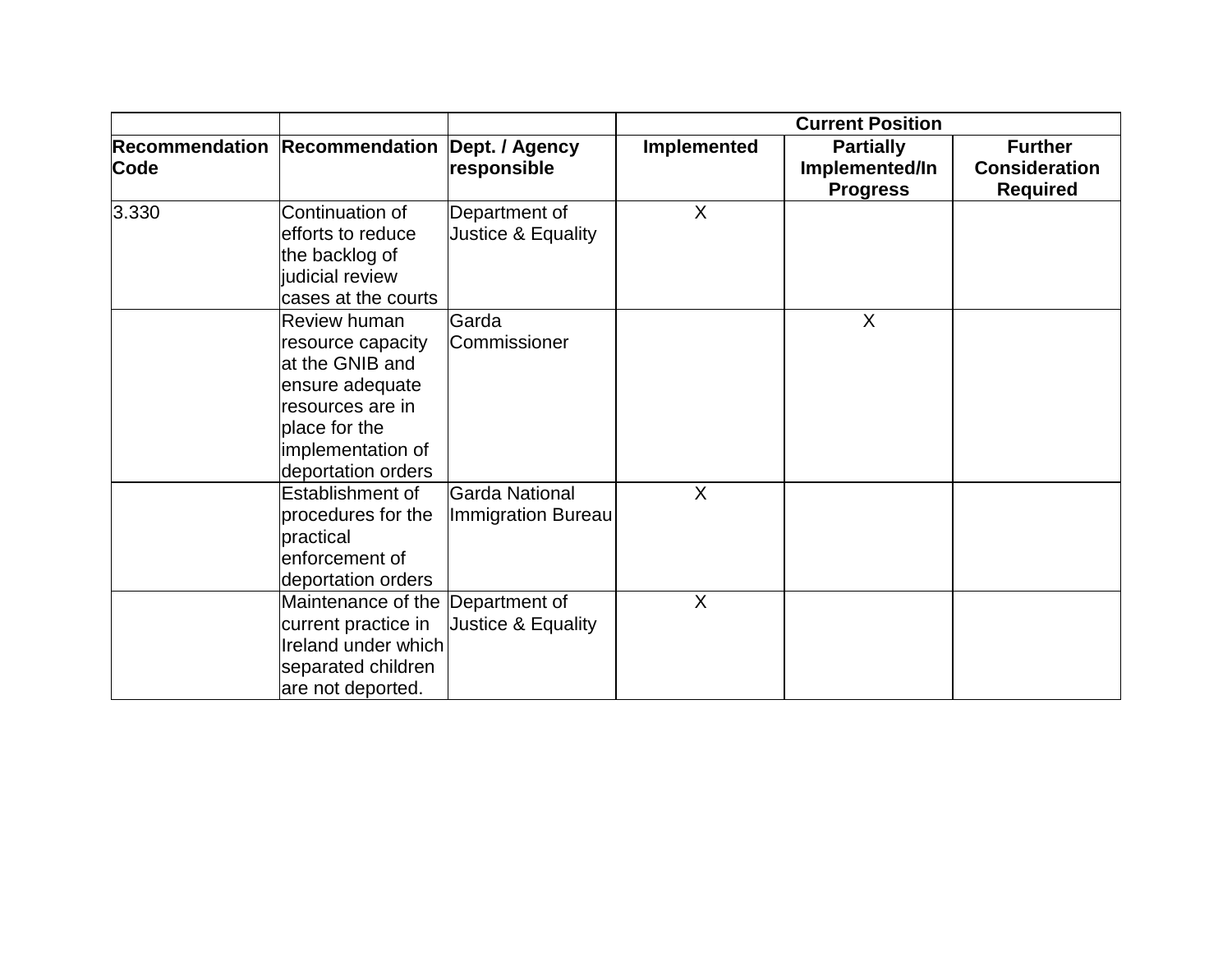| | | | Current Position | | |
|---|---|---|---|---|---|
| **Recommendation Code** | **Recommendation** | **Dept. / Agency responsible** | **Implemented** | **Partially Implemented/In Progress** | **Further Consideration Required** |
| 3.330 | Continuation of efforts to reduce the backlog of judicial review cases at the courts | Department of Justice & Equality | X | | |
| | Review human resource capacity at the GNIB and ensure adequate resources are in place for the implementation of deportation orders | Garda Commissioner | | X | |
| | Establishment of procedures for the practical enforcement of deportation orders | Garda National Immigration Bureau | X | | |
| | Maintenance of the current practice in Ireland under which separated children are not deported. | Department of Justice & Equality | X | | |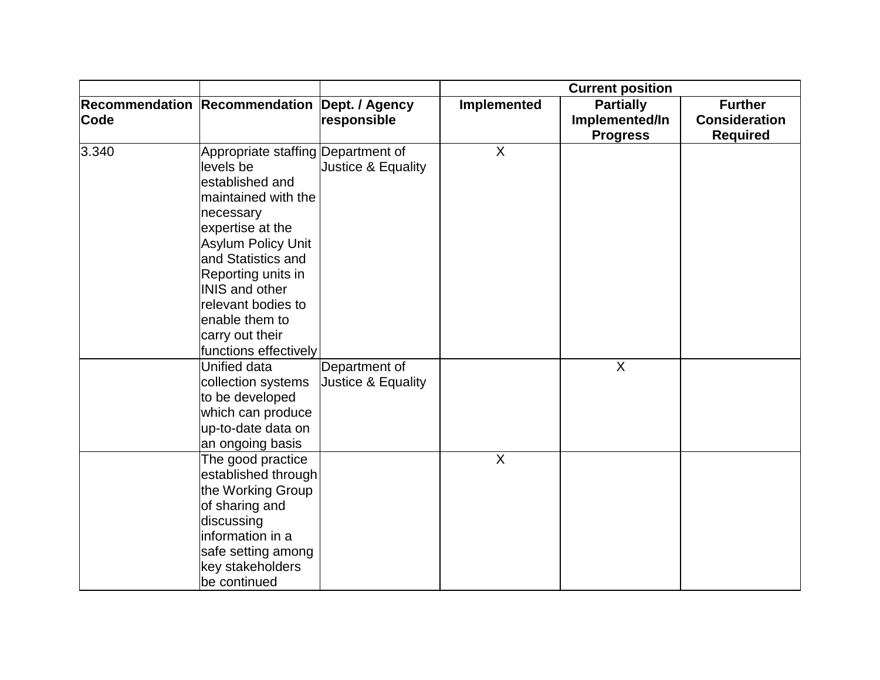| | | | Current position | | |
|---|---|---|---|---|---|
| Recommendation Code | Recommendation | Dept. / Agency responsible | Implemented | Partially Implemented/In Progress | Further Consideration Required |
| 3.340 | Appropriate staffing levels be established and maintained with the necessary expertise at the Asylum Policy Unit and Statistics and Reporting units in INIS and other relevant bodies to enable them to carry out their functions effectively | Department of Justice & Equality | X | | |
| | Unified data collection systems to be developed which can produce up-to-date data on an ongoing basis | Department of Justice & Equality | | X | |
| | The good practice established through the Working Group of sharing and discussing information in a safe setting among key stakeholders be continued | | X | | |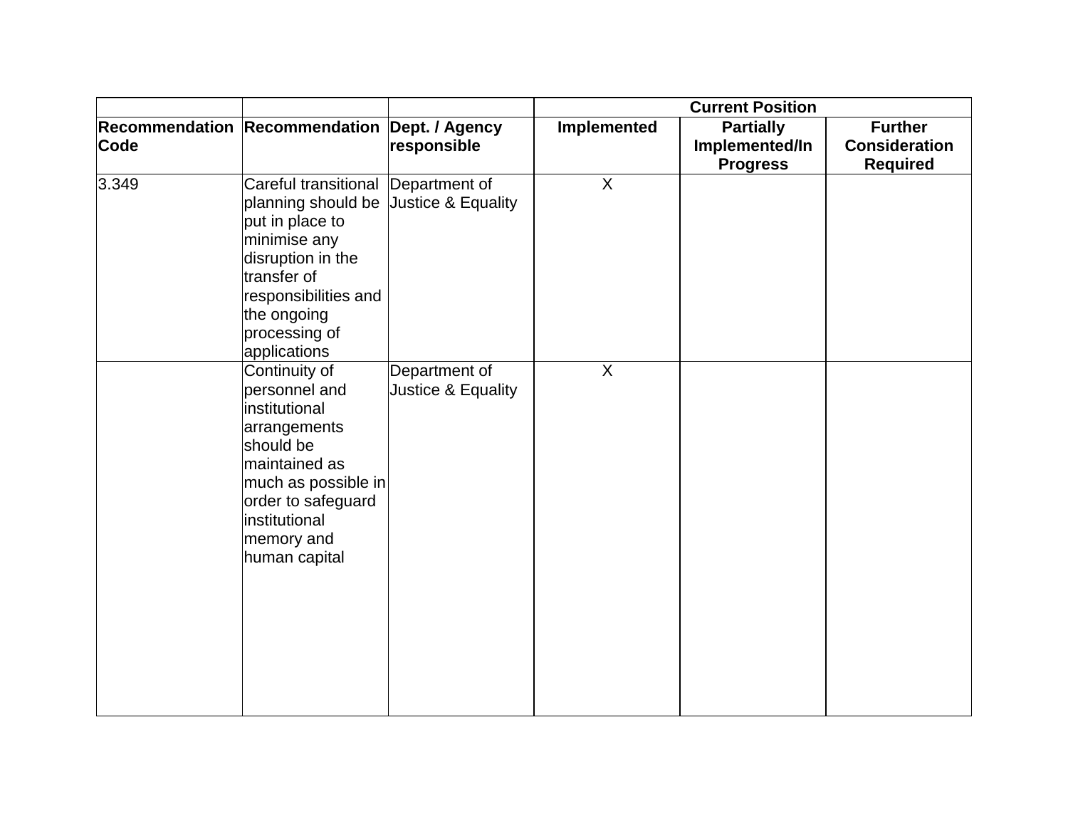| | | | Current Position | | |
|---|---|---|---|---|---|
| **Recommendation Code** | **Recommendation** | **Dept. / Agency responsible** | **Implemented** | **Partially Implemented/In Progress** | **Further Consideration Required** |
| 3.349 | Careful transitional planning should be put in place to minimise any disruption in the transfer of responsibilities and the ongoing processing of applications | Department of Justice & Equality | X | | |
| | Continuity of personnel and institutional arrangements should be maintained as much as possible in order to safeguard institutional memory and human capital | Department of Justice & Equality | X | | |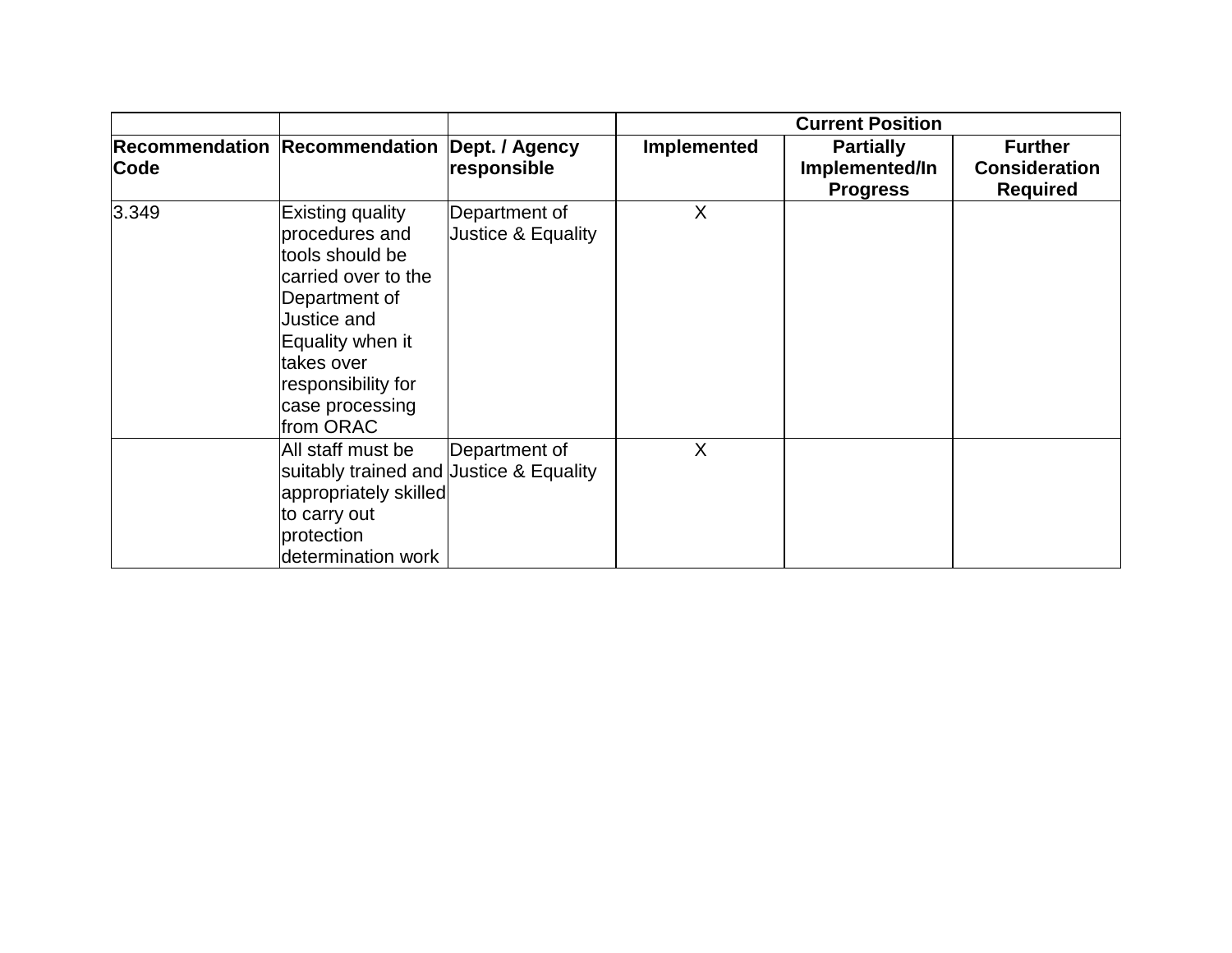| | | | Current Position | | |
|---|---|---|---|---|---|
| **Recommendation Code** | **Recommendation** | **Dept. / Agency responsible** | **Implemented** | **Partially Implemented/In Progress** | **Further Consideration Required** |
| 3.349 | Existing quality procedures and tools should be carried over to the Department of Justice and Equality when it takes over responsibility for case processing from ORAC | Department of Justice & Equality | X | | |
| | All staff must be suitably trained and appropriately skilled to carry out protection determination work | Department of Justice & Equality | X | | |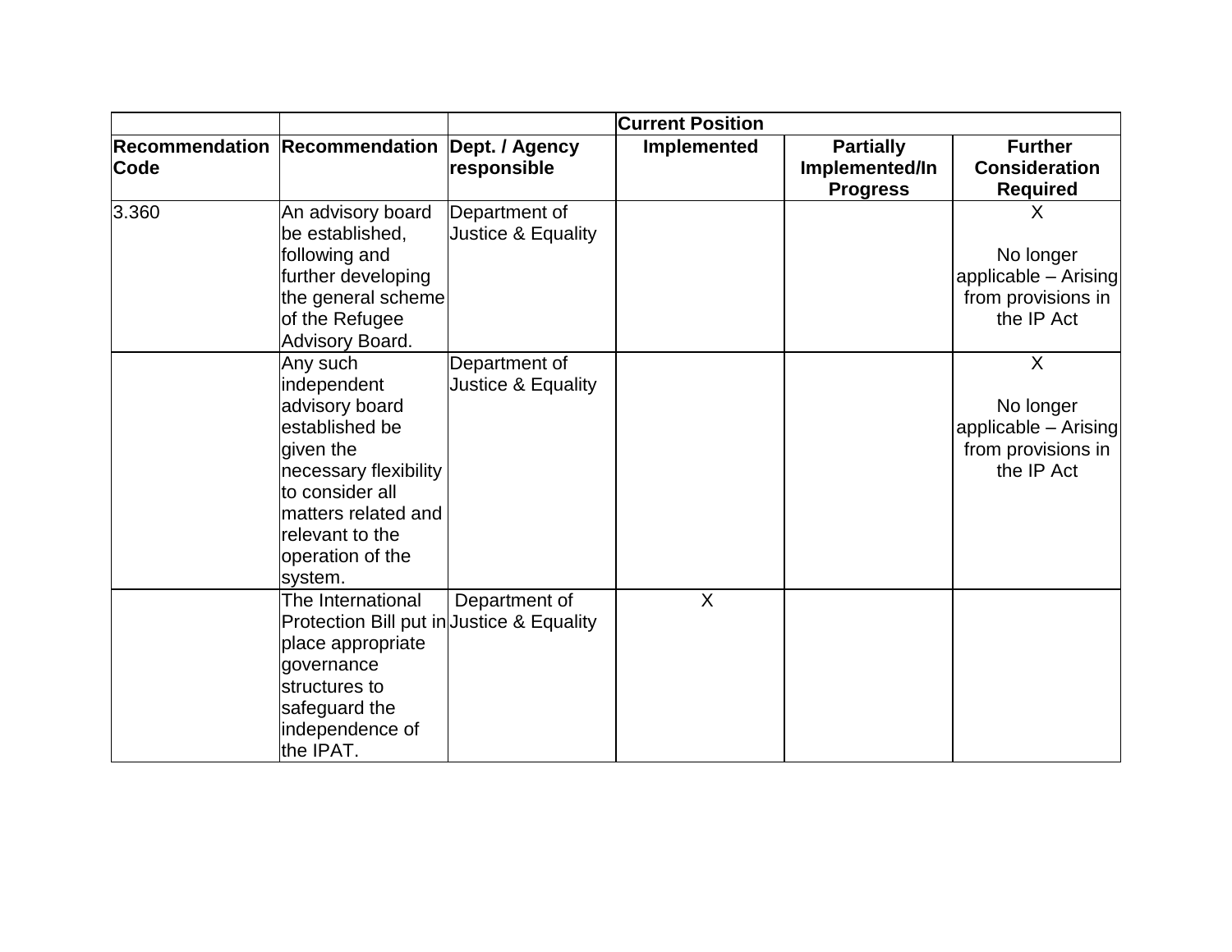| | | | Current Position | | |
|---|---|---|---|---|---|
| Recommendation Code | Recommendation | Dept. / Agency responsible | Implemented | Partially Implemented/In Progress | Further Consideration Required |
| 3.360 | An advisory board be established, following and further developing the general scheme of the Refugee Advisory Board. | Department of Justice & Equality | | | X<br><br>No longer applicable – Arising from provisions in the IP Act |
| | Any such independent advisory board established be given the necessary flexibility to consider all matters related and relevant to the operation of the system. | Department of Justice & Equality | | | X<br><br>No longer applicable – Arising from provisions in the IP Act |
| | The International Protection Bill put in place appropriate governance structures to safeguard the independence of the IPAT. | Department of Justice & Equality | X | | |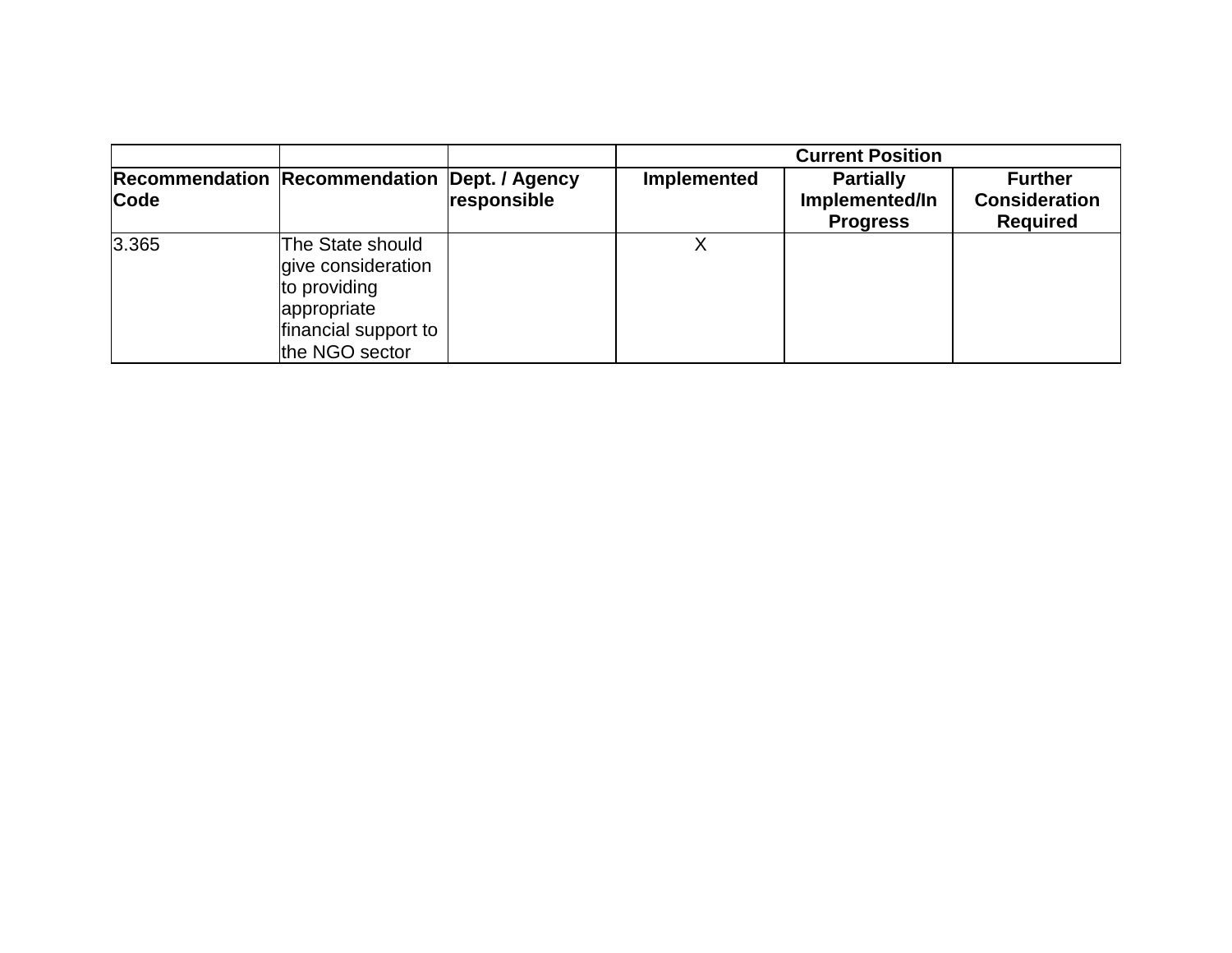| | | | Current Position | | |
|---|---|---|---|---|---|
| **Recommendation Code** | **Recommendation** | **Dept. / Agency responsible** | **Implemented** | **Partially Implemented/In Progress** | **Further Consideration Required** |
| 3.365 | The State should give consideration to providing appropriate financial support to the NGO sector | | X | | |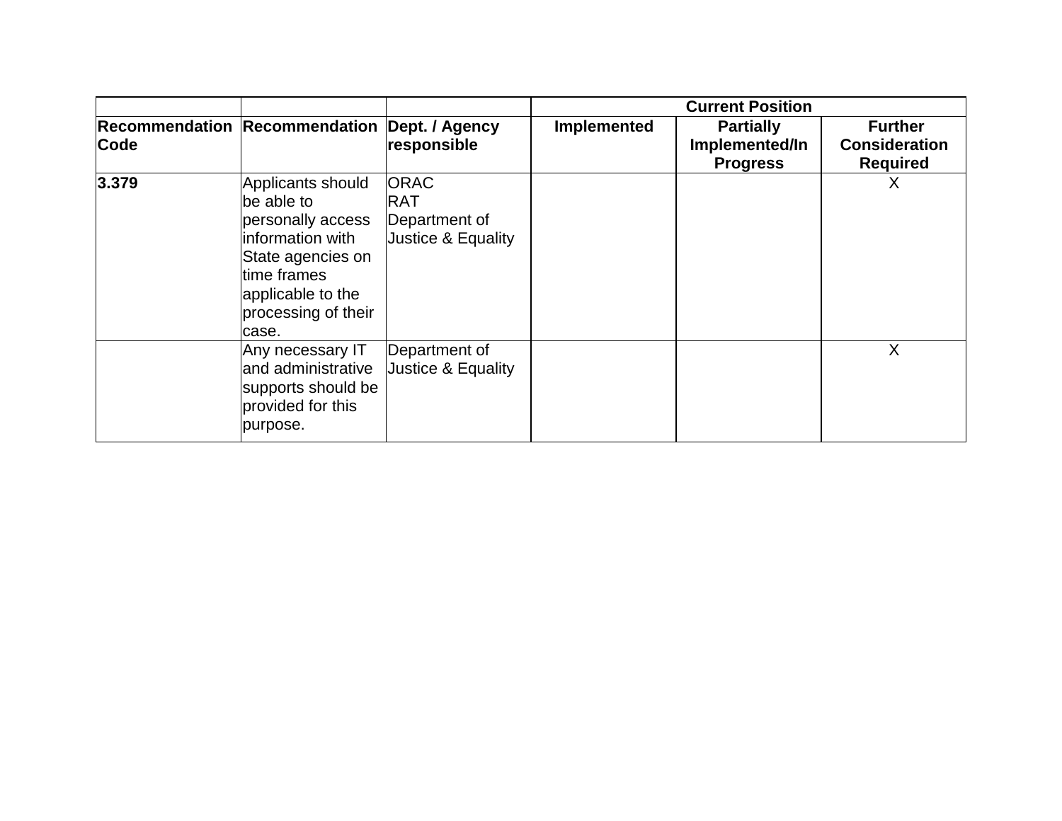| | | | Current Position | | |
|---|---|---|---|---|---|
| **Recommendation Code** | **Recommendation** | **Dept. / Agency responsible** | **Implemented** | **Partially Implemented/In Progress** | **Further Consideration Required** |
| **3.379** | Applicants should be able to personally access information with State agencies on time frames applicable to the processing of their case. | ORAC<br>RAT<br>Department of Justice & Equality | | | X |
| | Any necessary IT and administrative supports should be provided for this purpose. | Department of Justice & Equality | | | X |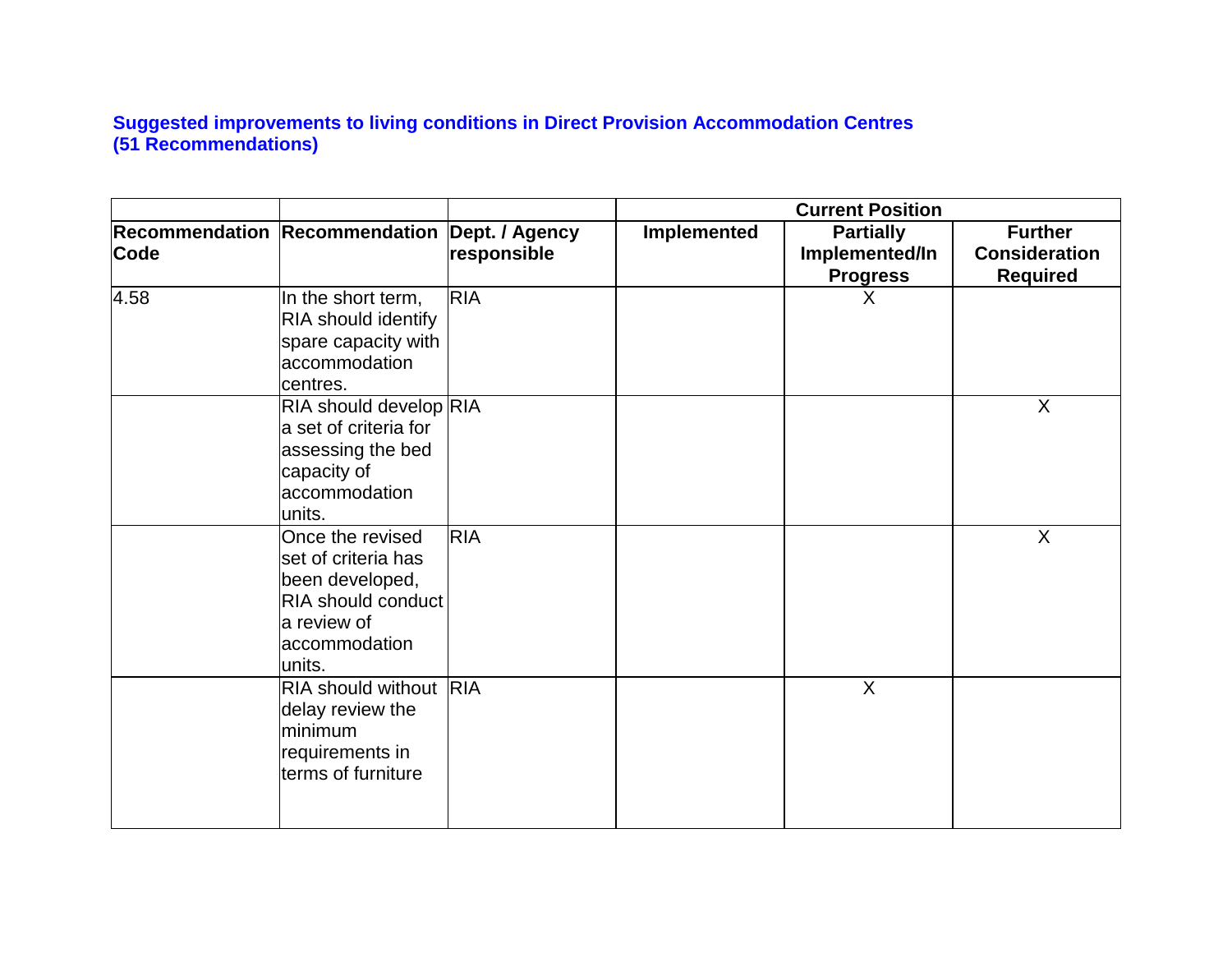**Suggested improvements to living conditions in Direct Provision Accommodation Centres (51 Recommendations)**

| | | | Current Position | | |
|---|---|---|---|---|---|
| **Recommendation Code** | **Recommendation** | **Dept. / Agency responsible** | **Implemented** | **Partially Implemented/In Progress** | **Further Consideration Required** |
| 4.58 | In the short term, RIA should identify spare capacity with accommodation centres. | RIA | | X | |
| | RIA should develop a set of criteria for assessing the bed capacity of accommodation units. | RIA | | | X |
| | Once the revised set of criteria has been developed, RIA should conduct a review of accommodation units. | RIA | | | X |
| | RIA should without delay review the minimum requirements in terms of furniture | RIA | | X | |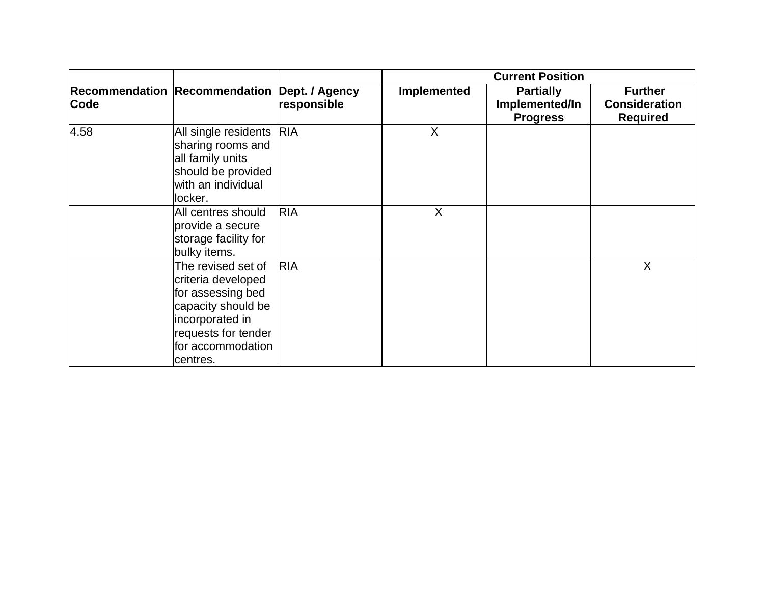| | | | Current Position | | |
|---|---|---|---|---|---|
| Recommendation Code | Recommendation | Dept. / Agency responsible | Implemented | Partially Implemented/In Progress | Further Consideration Required |
| 4.58 | All single residents sharing rooms and all family units should be provided with an individual locker. | RIA | X | | |
| | All centres should provide a secure storage facility for bulky items. | RIA | X | | |
| | The revised set of criteria developed for assessing bed capacity should be incorporated in requests for tender for accommodation centres. | RIA | | | X |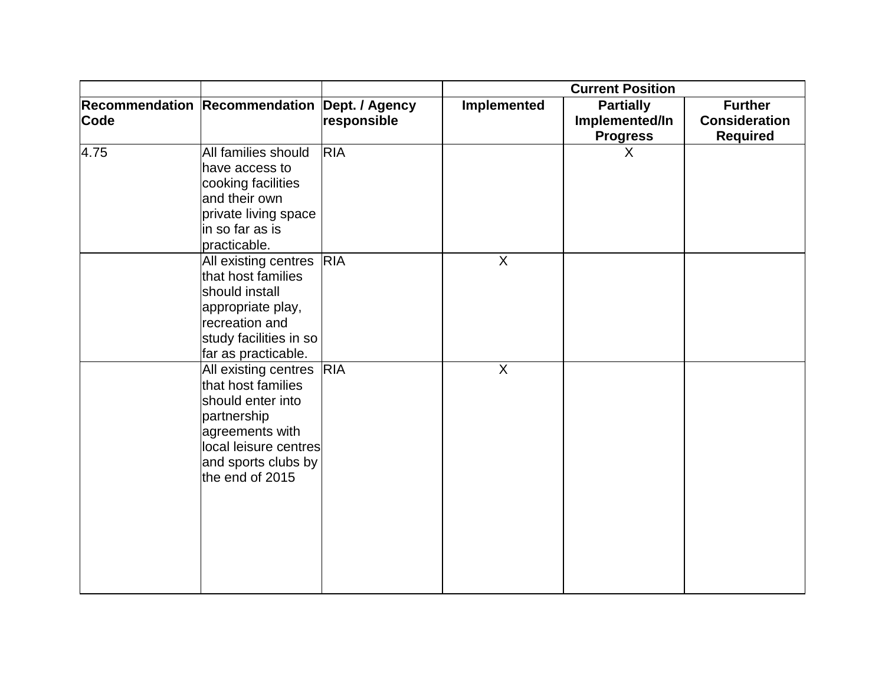| | | | Current Position | | |
|---|---|---|---|---|---|
| **Recommendation Code** | **Recommendation** | **Dept. / Agency responsible** | **Implemented** | **Partially Implemented/In Progress** | **Further Consideration Required** |
| 4.75 | All families should have access to cooking facilities and their own private living space in so far as is practicable. | RIA | | X | |
| | All existing centres that host families should install appropriate play, recreation and study facilities in so far as practicable. | RIA | X | | |
| | All existing centres that host families should enter into partnership agreements with local leisure centres and sports clubs by the end of 2015 | RIA | X | | |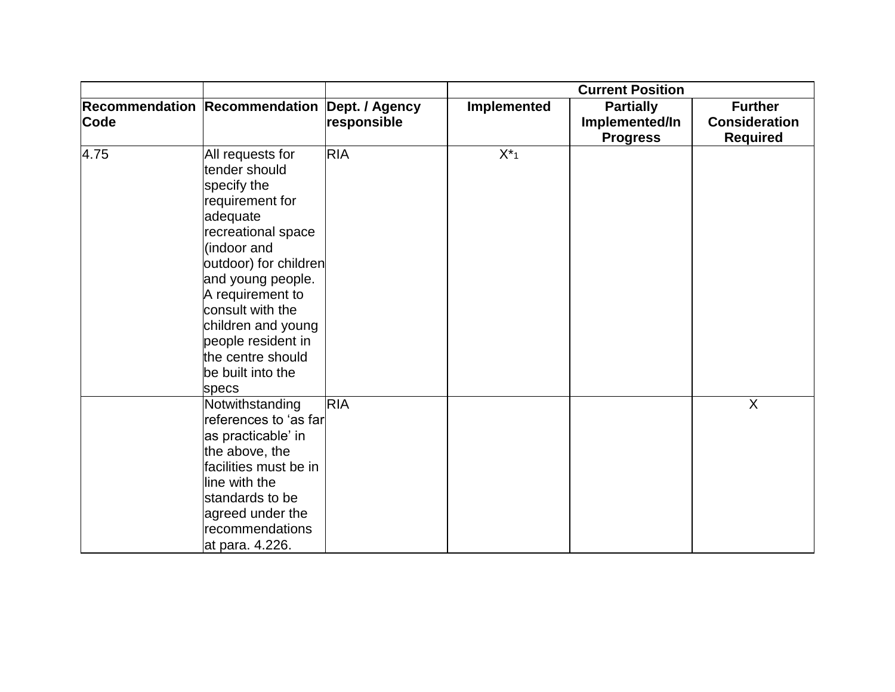| | | | Current Position | | |
|---|---|---|---|---|---|
| Recommendation Code | Recommendation | Dept. / Agency responsible | Implemented | Partially Implemented/In Progress | Further Consideration Required |
| 4.75 | All requests for tender should specify the requirement for adequate recreational space (indoor and outdoor) for children and young people. A requirement to consult with the children and young people resident in the centre should be built into the specs | RIA | X*[1] | | |
| | Notwithstanding references to 'as far as practicable' in the above, the facilities must be in line with the standards to be agreed under the recommendations at para. 4.226. | RIA | | | X |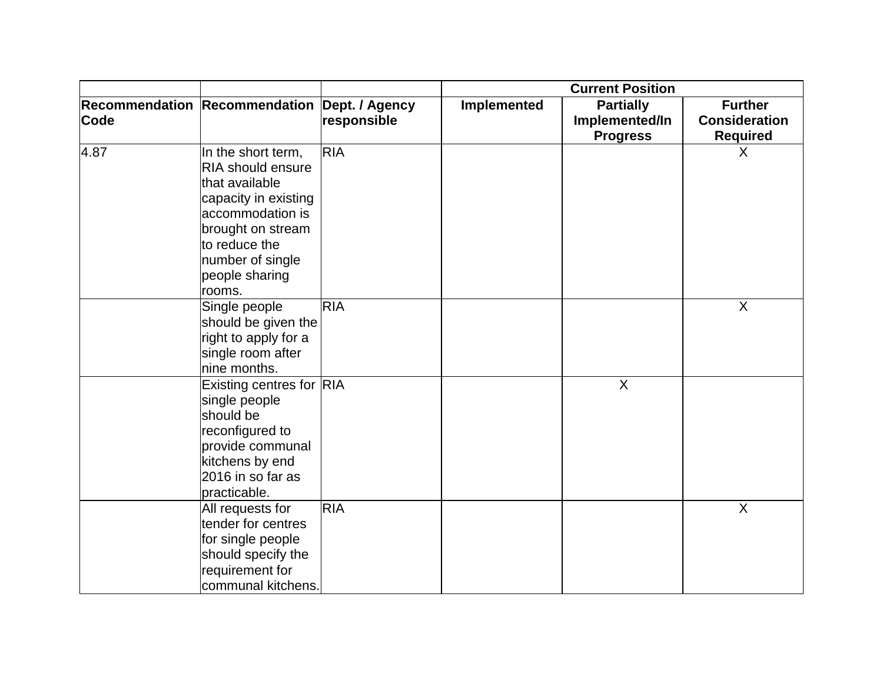| | | | Current Position | | |
|---|---|---|---|---|---|
| **Recommendation Code** | **Recommendation** | **Dept. / Agency responsible** | **Implemented** | **Partially Implemented/In Progress** | **Further Consideration Required** |
| 4.87 | In the short term, RIA should ensure that available capacity in existing accommodation is brought on stream to reduce the number of single people sharing rooms. | RIA | | | X |
| | Single people should be given the right to apply for a single room after nine months. | RIA | | | X |
| | Existing centres for single people should be reconfigured to provide communal kitchens by end 2016 in so far as practicable. | RIA | | X | |
| | All requests for tender for centres for single people should specify the requirement for communal kitchens. | RIA | | | X |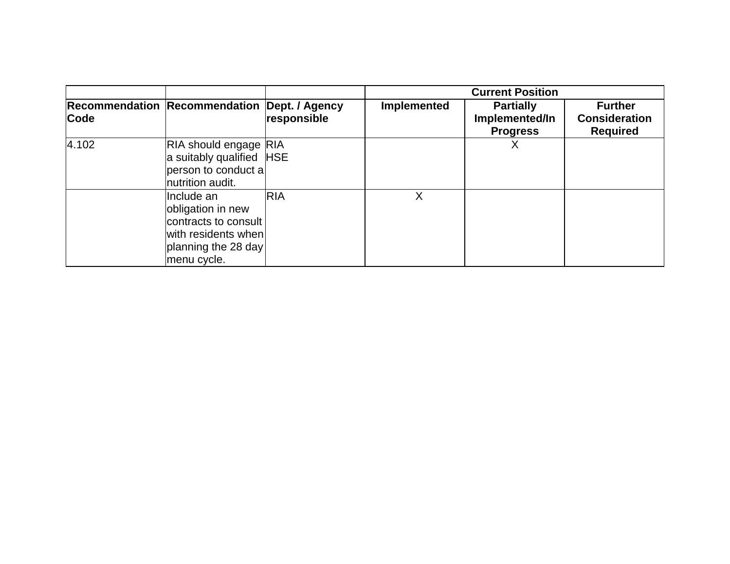| | | | Current Position | | |
|---|---|---|---|---|---|
| **Recommendation Code** | **Recommendation** | **Dept. / Agency responsible** | **Implemented** | **Partially Implemented/In Progress** | **Further Consideration Required** |
| 4.102 | RIA should engage a suitably qualified person to conduct a nutrition audit. | RIA<br>HSE | | X | |
| | Include an obligation in new contracts to consult with residents when planning the 28 day menu cycle. | RIA | X | | |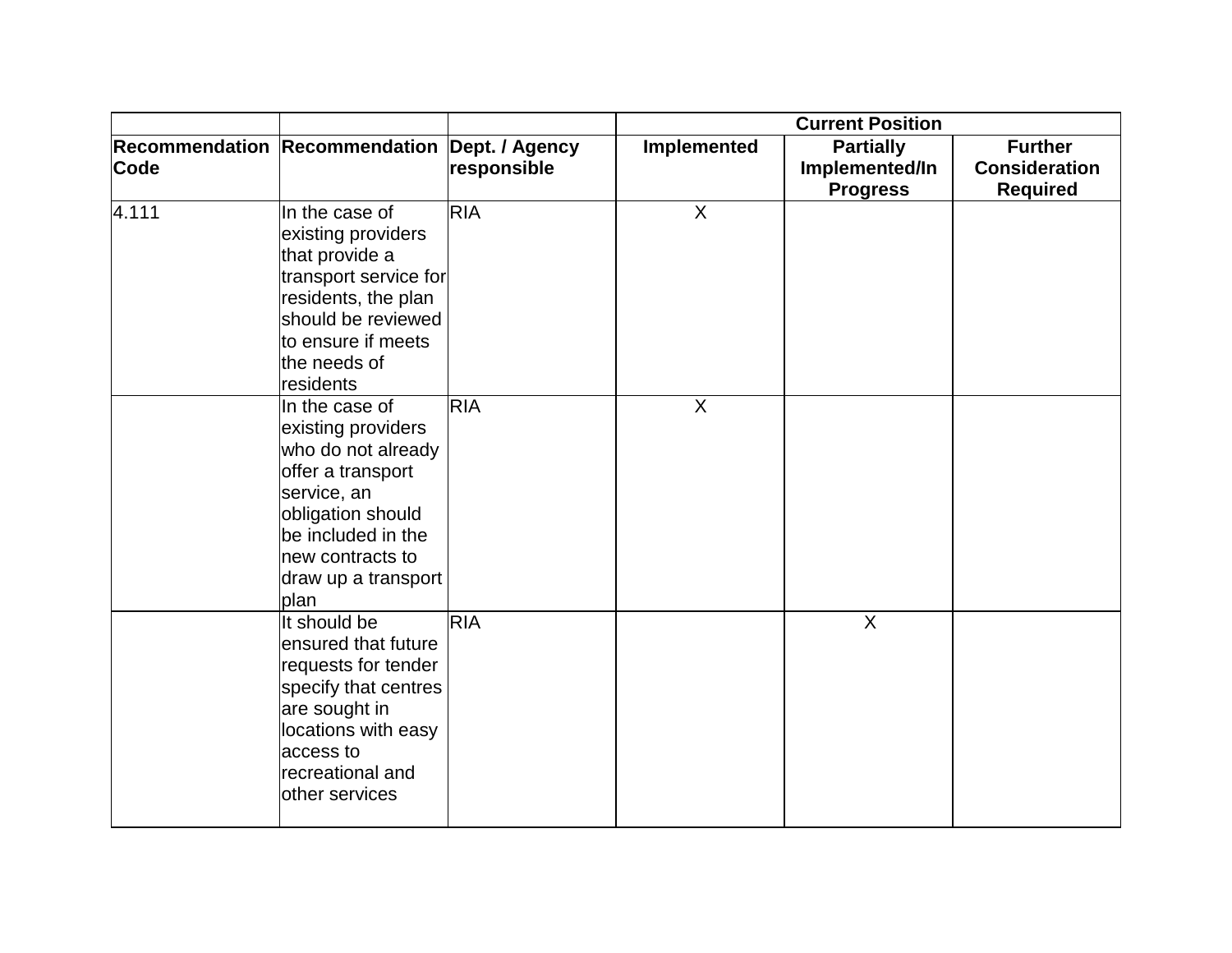| | | | Current Position | | |
|---|---|---|---|---|---|
| Recommendation Code | Recommendation | Dept. / Agency responsible | Implemented | Partially Implemented/In Progress | Further Consideration Required |
| 4.111 | In the case of existing providers that provide a transport service for residents, the plan should be reviewed to ensure if meets the needs of residents | RIA | X | | |
| | In the case of existing providers who do not already offer a transport service, an obligation should be included in the new contracts to draw up a transport plan | RIA | X | | |
| | It should be ensured that future requests for tender specify that centres are sought in locations with easy access to recreational and other services | RIA | | X | |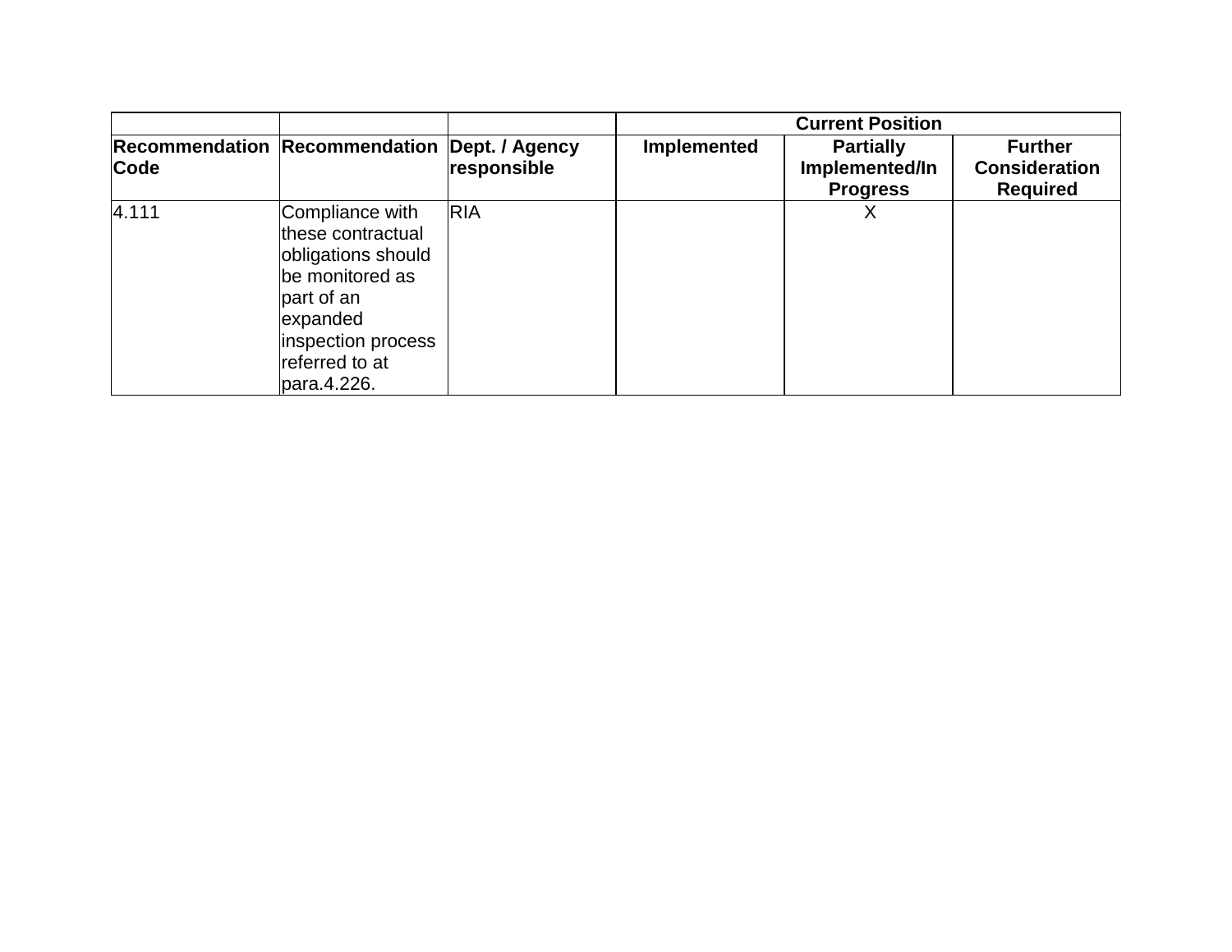| | | | Current Position | | |
|---|---|---|---|---|---|
| Recommendation Code | Recommendation | Dept. / Agency responsible | Implemented | Partially Implemented/In Progress | Further Consideration Required |
| 4.111 | Compliance with these contractual obligations should be monitored as part of an expanded inspection process referred to at para.4.226. | RIA | | X | |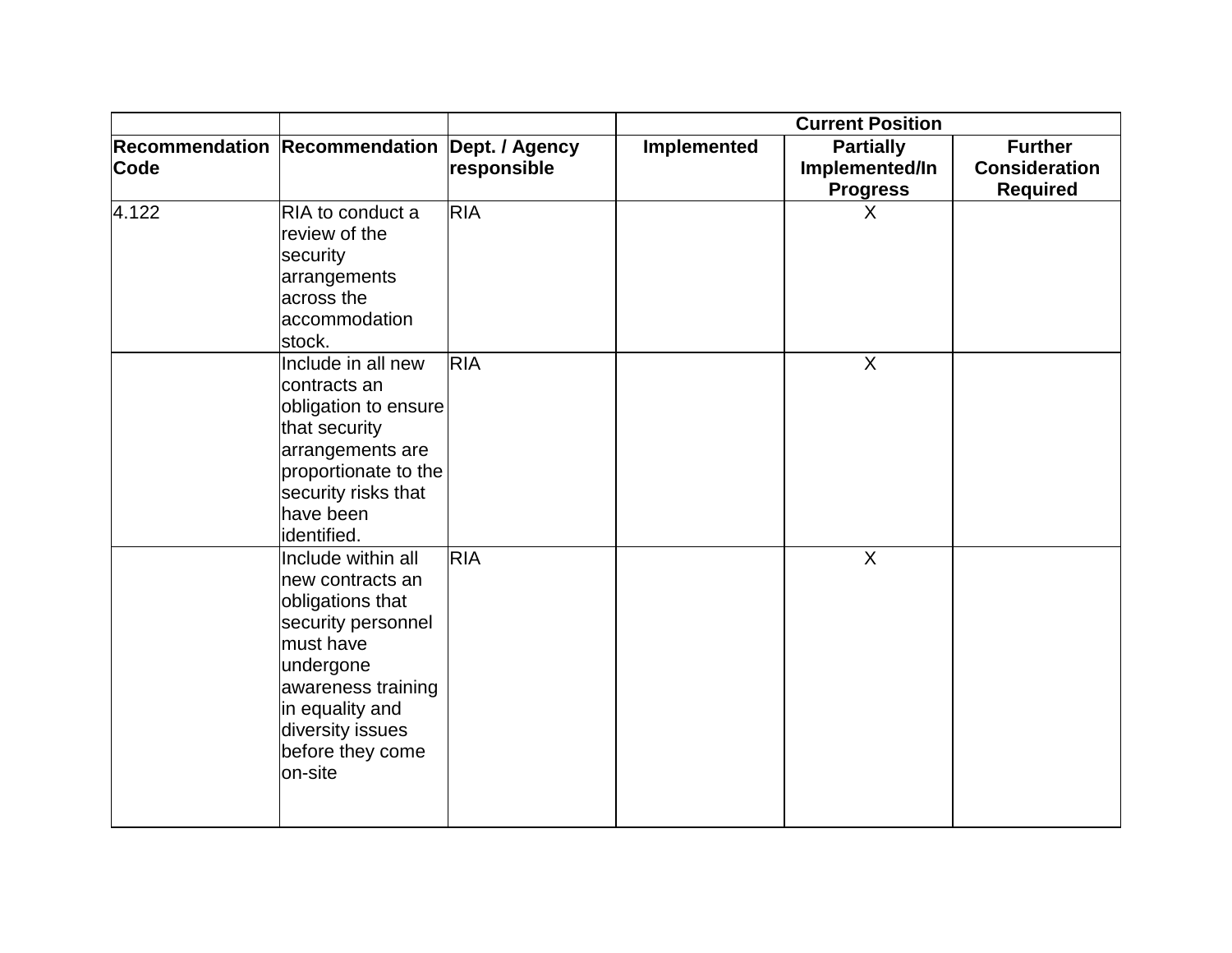| | | | Current Position | | |
|---|---|---|---|---|---|
| Recommendation Code | Recommendation | Dept. / Agency responsible | Implemented | Partially Implemented/In Progress | Further Consideration Required |
| 4.122 | RIA to conduct a review of the security arrangements across the accommodation stock. | RIA | | X | |
| | Include in all new contracts an obligation to ensure that security arrangements are proportionate to the security risks that have been identified. | RIA | | X | |
| | Include within all new contracts an obligations that security personnel must have undergone awareness training in equality and diversity issues before they come on-site | RIA | | X | |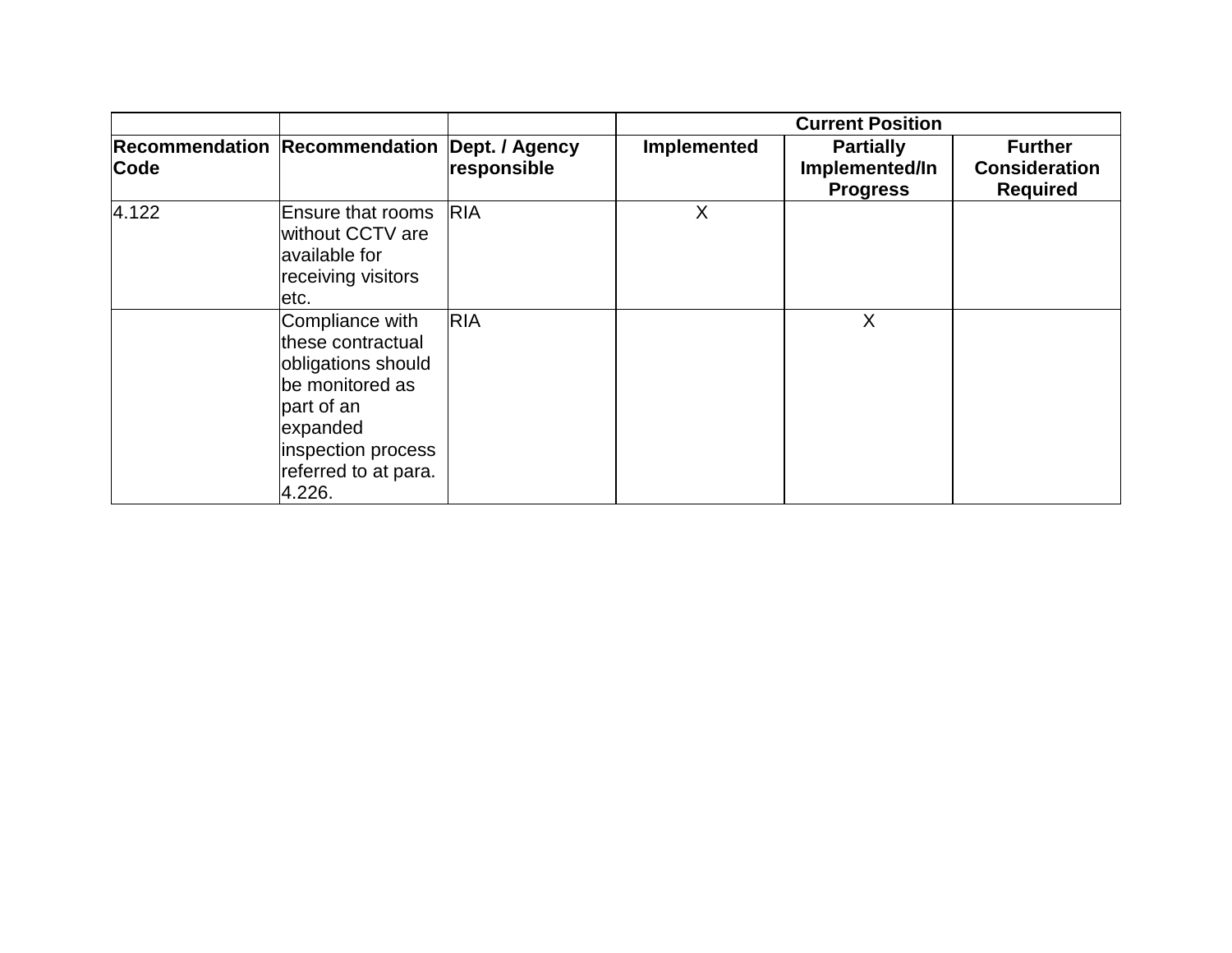| | | | Current Position | | |
|---|---|---|---|---|---|
| Recommendation Code | Recommendation | Dept. / Agency responsible | Implemented | Partially Implemented/In Progress | Further Consideration Required |
| 4.122 | Ensure that rooms without CCTV are available for receiving visitors etc. | RIA | X | | |
| | Compliance with these contractual obligations should be monitored as part of an expanded inspection process referred to at para. 4.226. | RIA | | X | |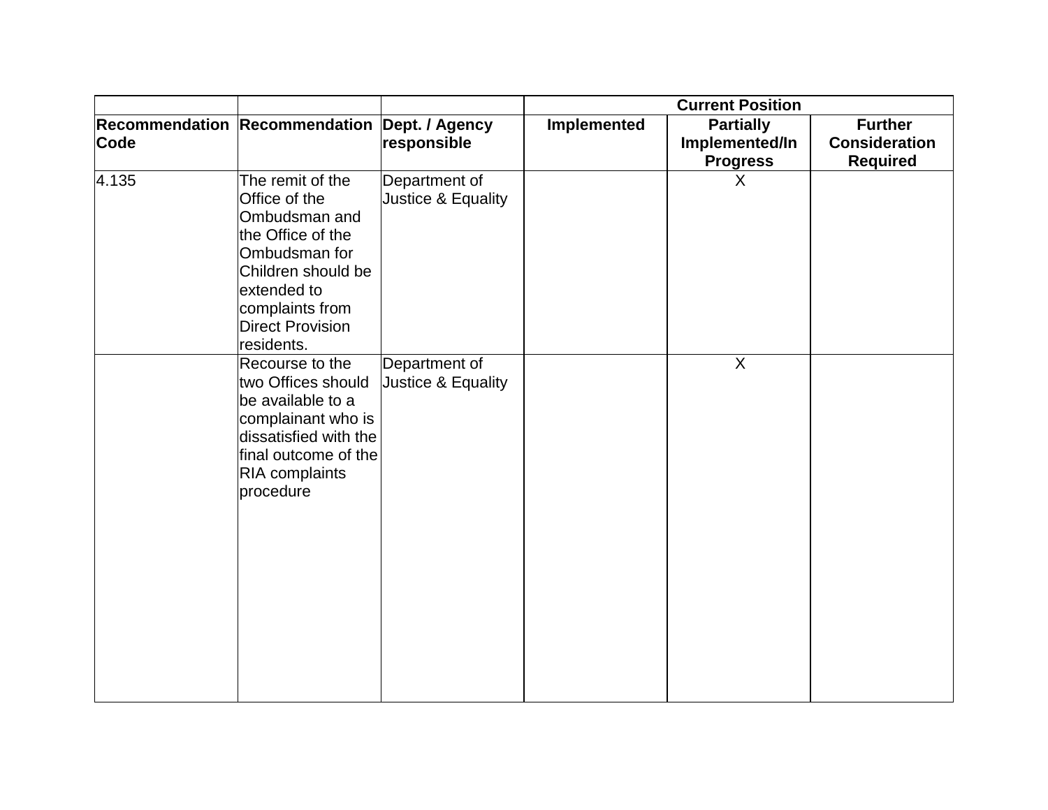| | | | Current Position | | |
|---|---|---|---|---|---|
| Recommendation Code | Recommendation | Dept. / Agency responsible | Implemented | Partially Implemented/In Progress | Further Consideration Required |
| 4.135 | The remit of the Office of the Ombudsman and the Office of the Ombudsman for Children should be extended to complaints from Direct Provision residents. | Department of Justice & Equality | | X | |
| | Recourse to the two Offices should be available to a complainant who is dissatisfied with the final outcome of the RIA complaints procedure | Department of Justice & Equality | | X | |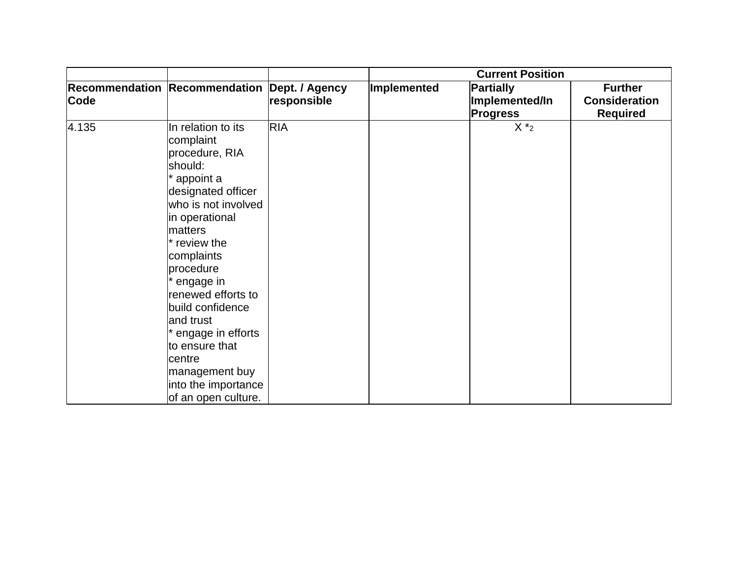| | | | Current Position | | |
|---|---|---|---|---|---|
| Recommendation Code | Recommendation | Dept. / Agency responsible | Implemented | Partially Implemented/In Progress | Further Consideration Required |
| 4.135 | In relation to its complaint procedure, RIA should:<br>* appoint a designated officer who is not involved in operational matters<br>* review the complaints procedure<br>* engage in renewed efforts to build confidence and trust<br>* engage in efforts to ensure that centre management buy into the importance of an open culture. | RIA | | X *2 | |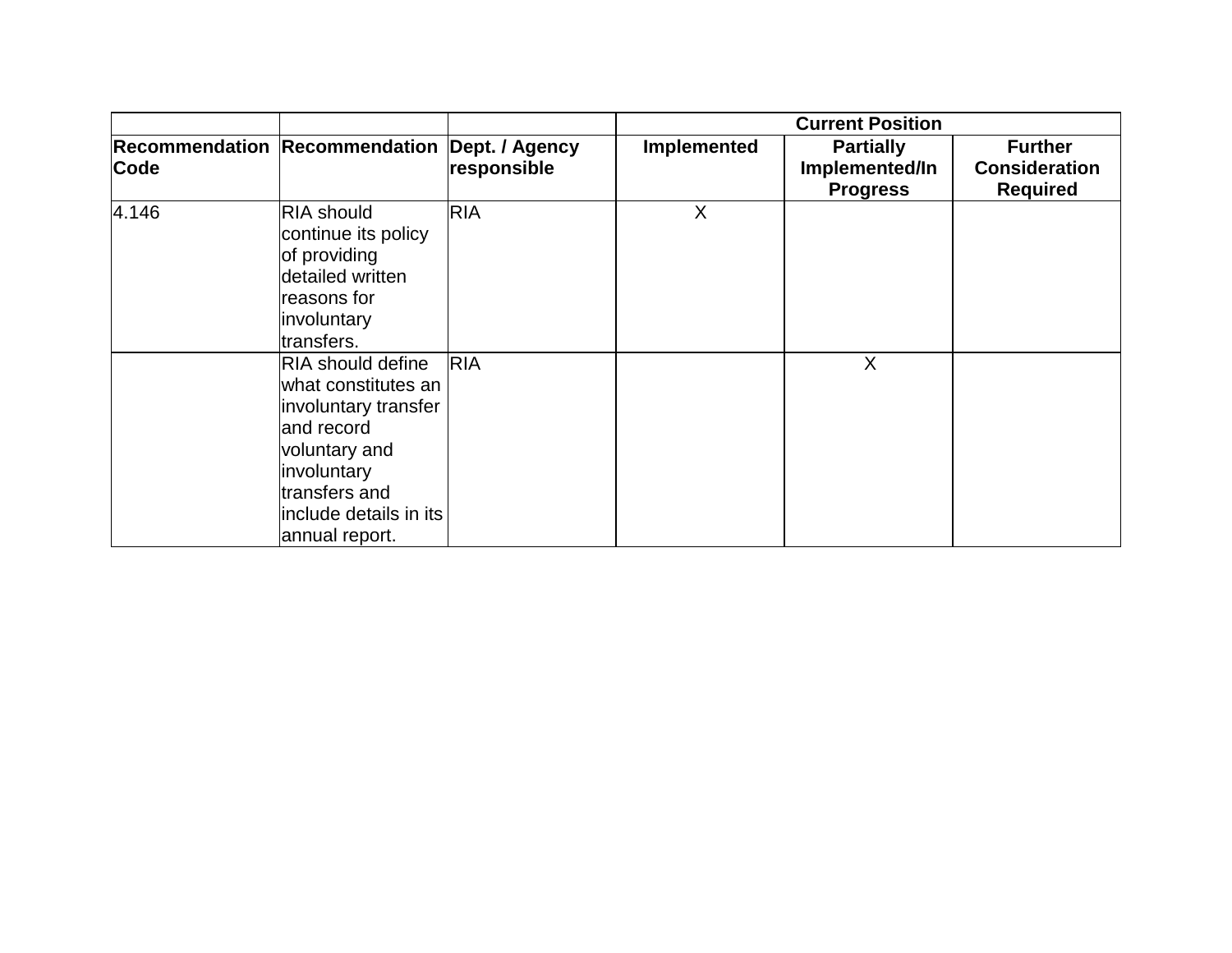| | | | Current Position | | |
|---|---|---|---|---|---|
| **Recommendation Code** | **Recommendation** | **Dept. / Agency responsible** | **Implemented** | **Partially Implemented/In Progress** | **Further Consideration Required** |
| 4.146 | RIA should continue its policy of providing detailed written reasons for involuntary transfers. | RIA | X | | |
| | RIA should define what constitutes an involuntary transfer and record voluntary and involuntary transfers and include details in its annual report. | RIA | | X | |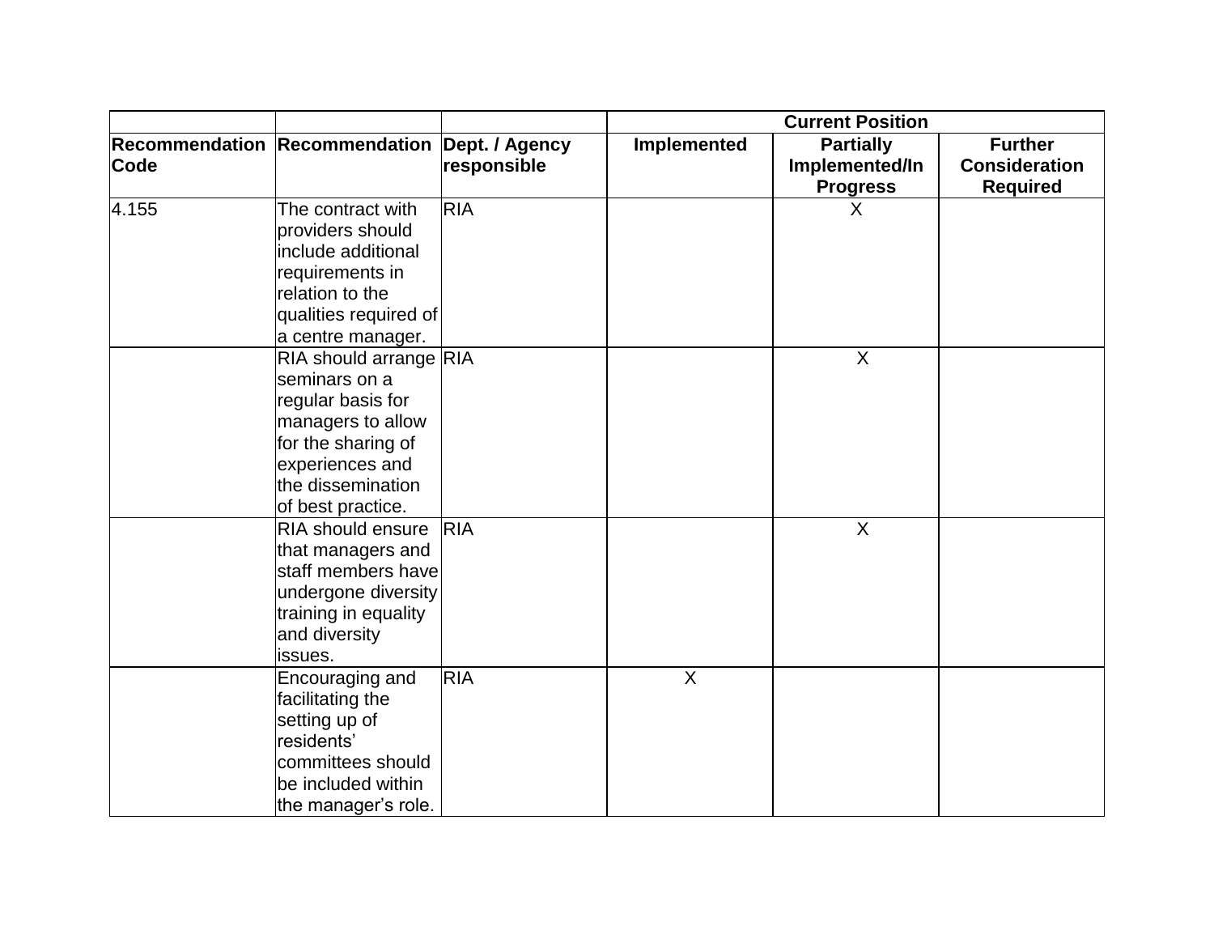| | | | Current Position | | |
|---|---|---|---|---|---|
| Recommendation Code | Recommendation | Dept. / Agency responsible | Implemented | Partially Implemented/In Progress | Further Consideration Required |
| 4.155 | The contract with providers should include additional requirements in relation to the qualities required of a centre manager. | RIA | | X | |
| | RIA should arrange seminars on a regular basis for managers to allow for the sharing of experiences and the dissemination of best practice. | RIA | | X | |
| | RIA should ensure that managers and staff members have undergone diversity training in equality and diversity issues. | RIA | | X | |
| | Encouraging and facilitating the setting up of residents' committees should be included within the manager's role. | RIA | X | | |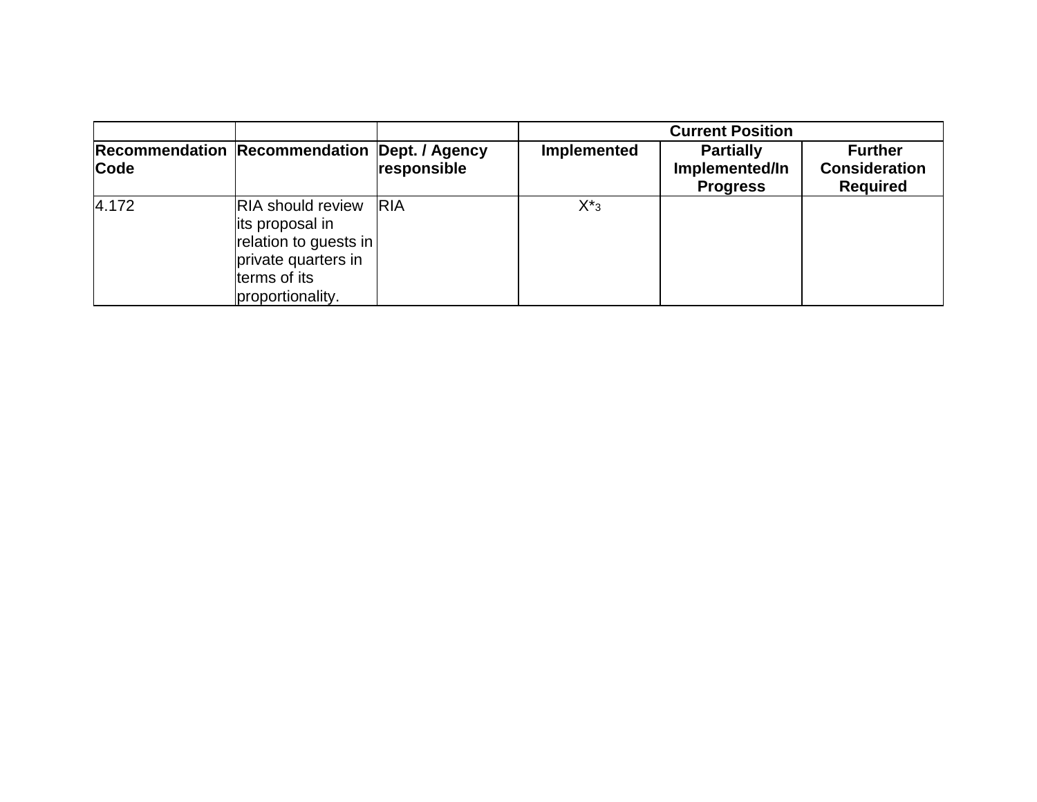| | | | Current Position | | |
|---|---|---|---|---|---|
| Recommendation Code | Recommendation | Dept. / Agency responsible | Implemented | Partially Implemented/In Progress | Further Consideration Required |
| 4.172 | RIA should review its proposal in relation to guests in private quarters in terms of its proportionality. | RIA | X*3 | | |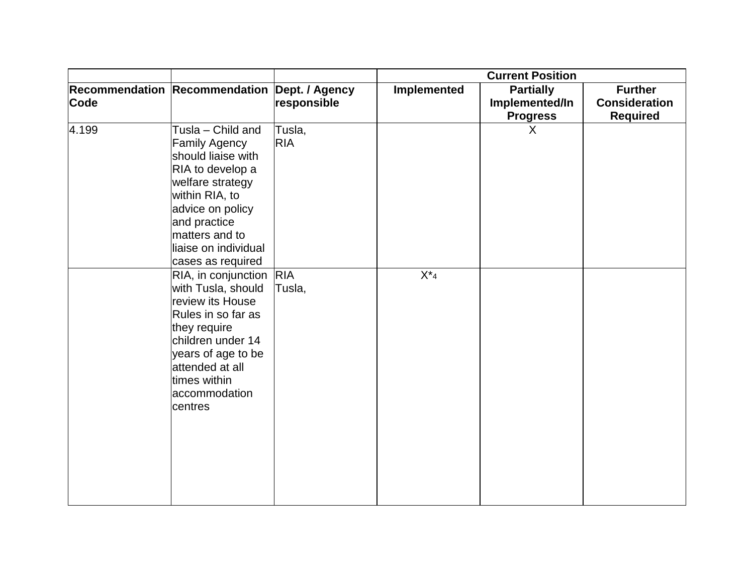| | | | Current Position | | |
|---|---|---|---|---|---|
| Recommendation Code | Recommendation | Dept. / Agency responsible | Implemented | Partially Implemented/In Progress | Further Consideration Required |
| 4.199 | Tusla – Child and Family Agency should liaise with RIA to develop a welfare strategy within RIA, to advice on policy and practice matters and to liaise on individual cases as required | Tusla, RIA | | X | |
| | RIA, in conjunction with Tusla, should review its House Rules in so far as they require children under 14 years of age to be attended at all times within accommodation centres | RIA Tusla, | X*[4] | | |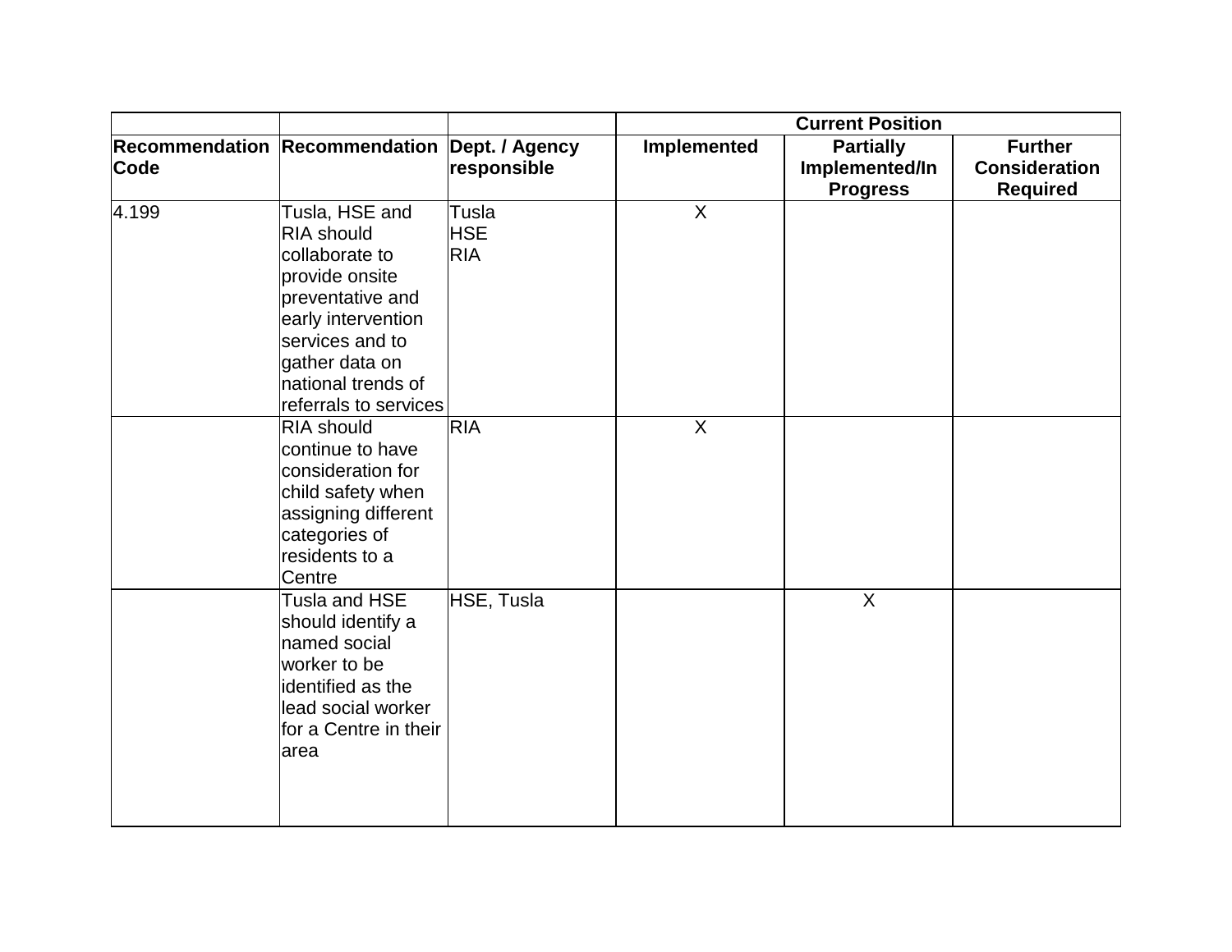| | | | Current Position | | |
|---|---|---|---|---|---|
| Recommendation Code | Recommendation | Dept. / Agency responsible | Implemented | Partially Implemented/In Progress | Further Consideration Required |
| 4.199 | Tusla, HSE and RIA should collaborate to provide onsite preventative and early intervention services and to gather data on national trends of referrals to services | Tusla HSE RIA | X | | |
| | RIA should continue to have consideration for child safety when assigning different categories of residents to a Centre | RIA | X | | |
| | Tusla and HSE should identify a named social worker to be identified as the lead social worker for a Centre in their area | HSE, Tusla | | X | |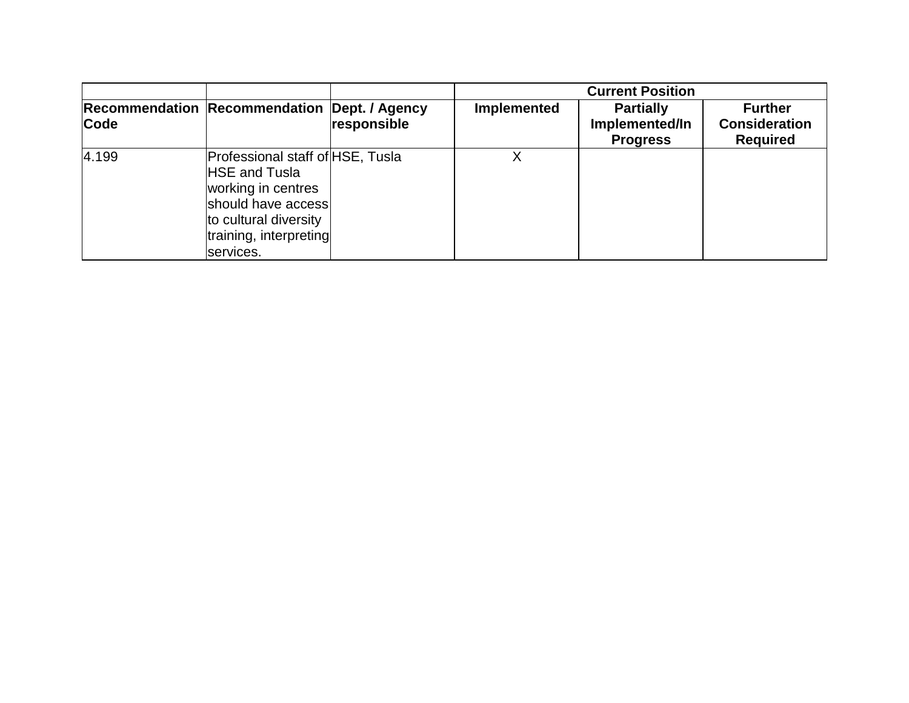| | | | Current Position | | |
|---|---|---|---|---|---|
| **Recommendation Code** | **Recommendation** | **Dept. / Agency responsible** | **Implemented** | **Partially Implemented/In Progress** | **Further Consideration Required** |
| 4.199 | Professional staff of HSE and Tusla working in centres should have access to cultural diversity training, interpreting services. | HSE, Tusla | X | | |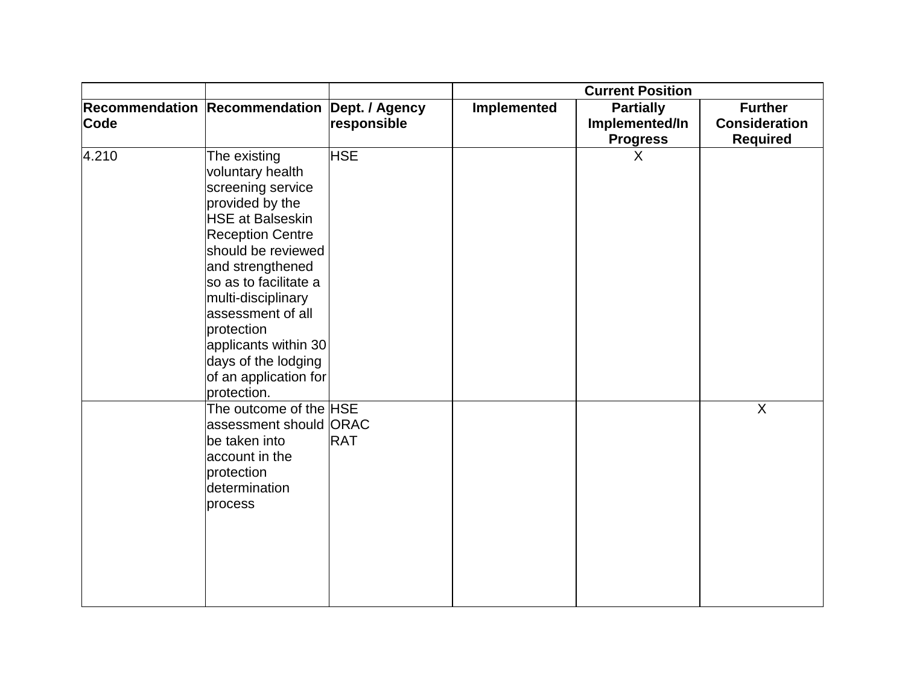| | | | Current Position | | |
|---|---|---|---|---|---|
| **Recommendation Code** | **Recommendation** | **Dept. / Agency responsible** | **Implemented** | **Partially Implemented/In Progress** | **Further Consideration Required** |
| 4.210 | The existing voluntary health screening service provided by the HSE at Balseskin Reception Centre should be reviewed and strengthened so as to facilitate a multi-disciplinary assessment of all protection applicants within 30 days of the lodging of an application for protection. | HSE | | X | |
| | The outcome of the assessment should be taken into account in the protection determination process | HSE<br>ORAC<br>RAT | | | X |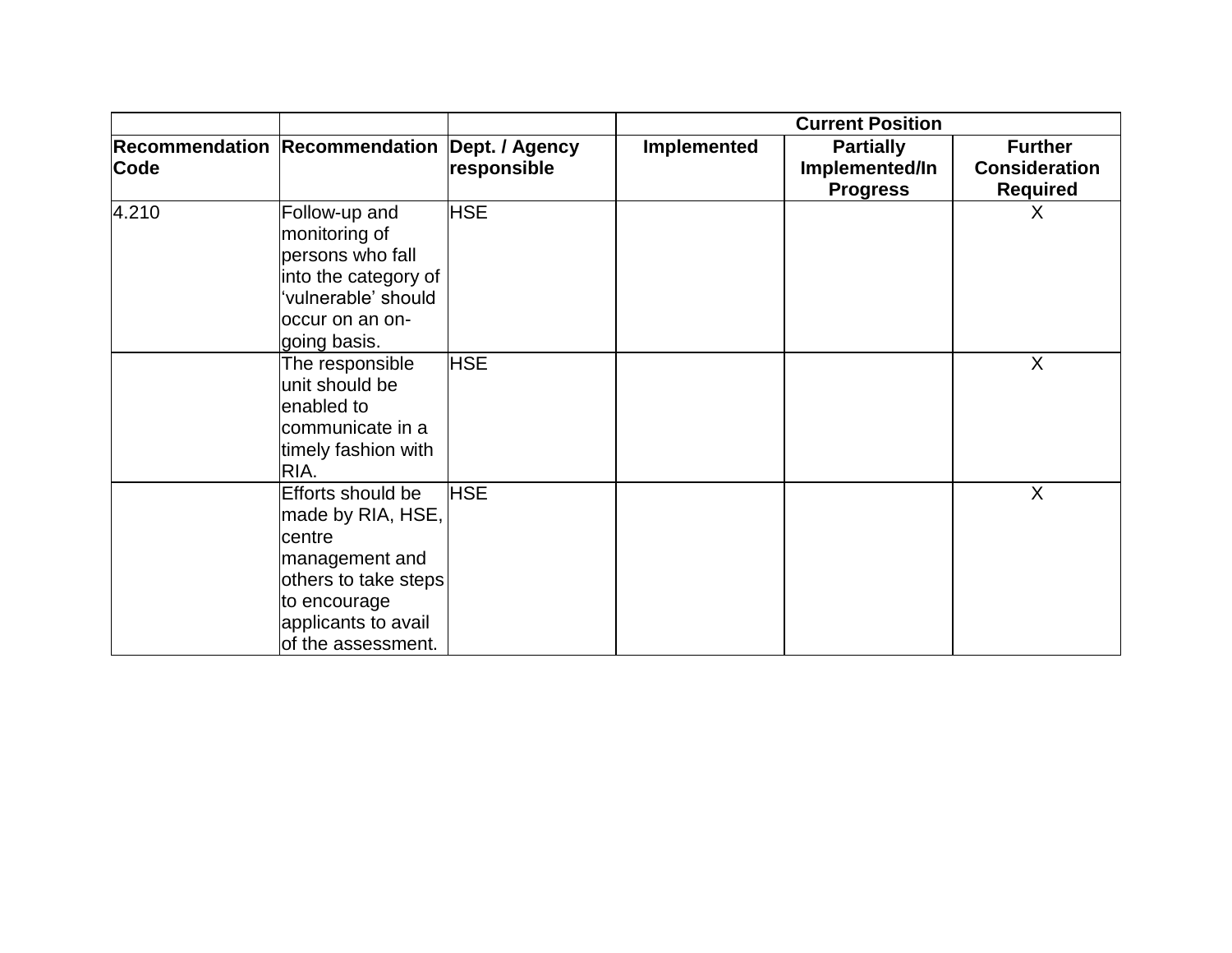| | | | Current Position | | |
|---|---|---|---|---|---|
| Recommendation Code | Recommendation | Dept. / Agency responsible | Implemented | Partially Implemented/In Progress | Further Consideration Required |
| 4.210 | Follow-up and monitoring of persons who fall into the category of 'vulnerable' should occur on an on-going basis. | HSE | | | X |
| | The responsible unit should be enabled to communicate in a timely fashion with RIA. | HSE | | | X |
| | Efforts should be made by RIA, HSE, centre management and others to take steps to encourage applicants to avail of the assessment. | HSE | | | X |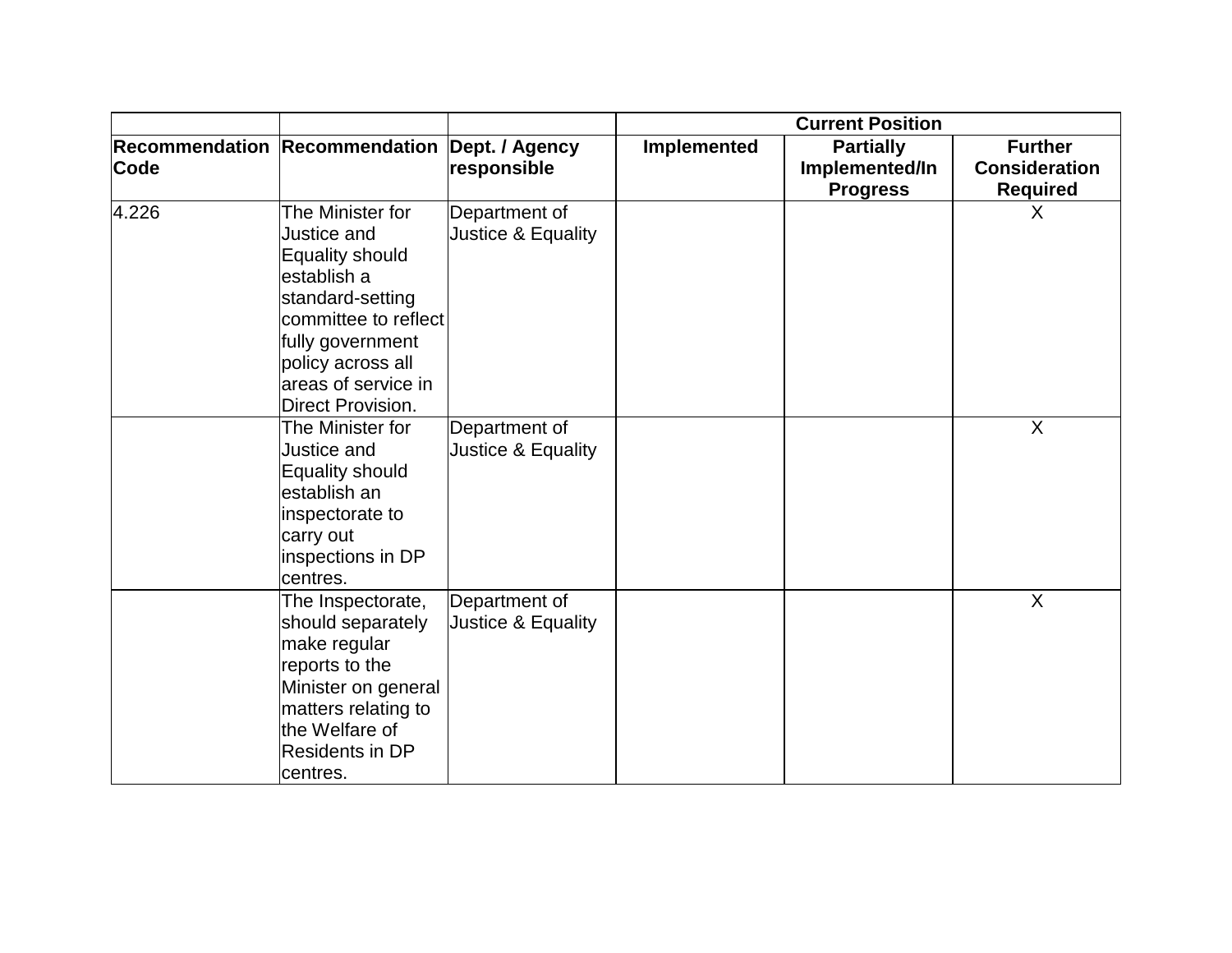| | | | Current Position | | |
|---|---|---|---|---|---|
| **Recommendation Code** | **Recommendation** | **Dept. / Agency responsible** | **Implemented** | **Partially Implemented/In Progress** | **Further Consideration Required** |
| 4.226 | The Minister for Justice and Equality should establish a standard-setting committee to reflect fully government policy across all areas of service in Direct Provision. | Department of Justice & Equality | | | X |
| | The Minister for Justice and Equality should establish an inspectorate to carry out inspections in DP centres. | Department of Justice & Equality | | | X |
| | The Inspectorate, should separately make regular reports to the Minister on general matters relating to the Welfare of Residents in DP centres. | Department of Justice & Equality | | | X |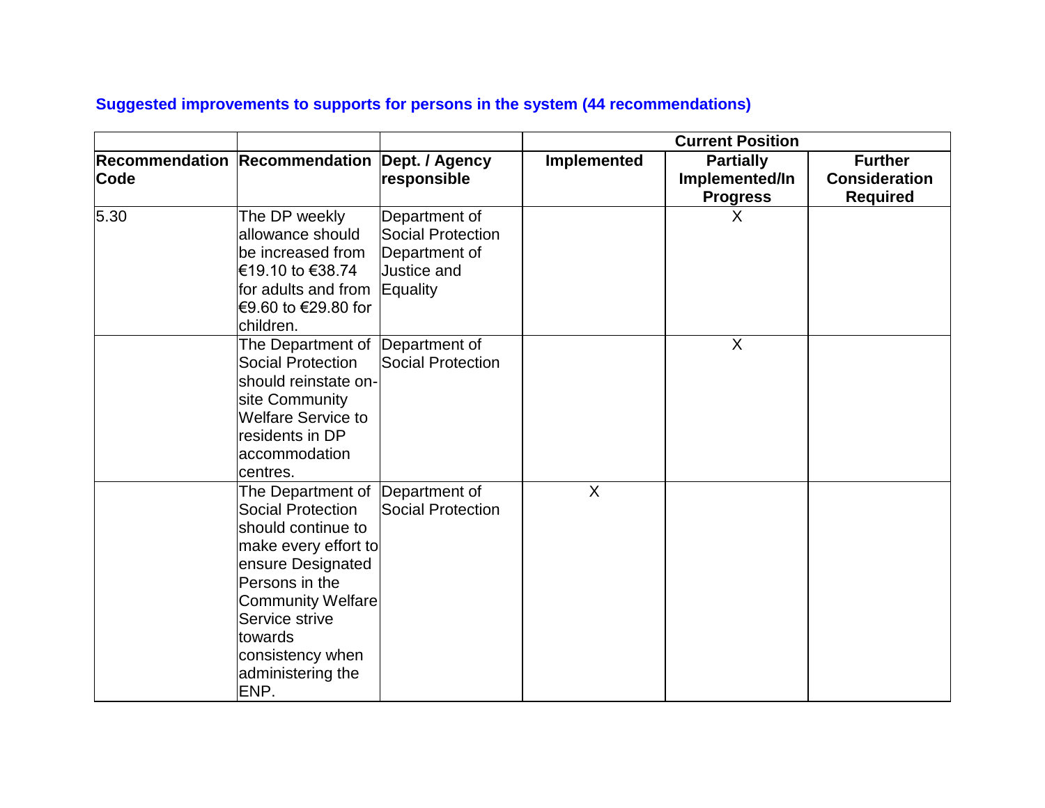**Suggested improvements to supports for persons in the system (44 recommendations)**

| | | | Current Position | | |
|---|---|---|---|---|---|
| **Recommendation Code** | **Recommendation** | **Dept. / Agency responsible** | **Implemented** | **Partially Implemented/In Progress** | **Further Consideration Required** |
| 5.30 | The DP weekly allowance should be increased from €19.10 to €38.74 for adults and from €9.60 to €29.80 for children. | Department of Social Protection Department of Justice and Equality | | X | |
| | The Department of Social Protection should reinstate on-site Community Welfare Service to residents in DP accommodation centres. | Department of Social Protection | | X | |
| | The Department of Social Protection should continue to make every effort to ensure Designated Persons in the Community Welfare Service strive towards consistency when administering the ENP. | Department of Social Protection | X | | |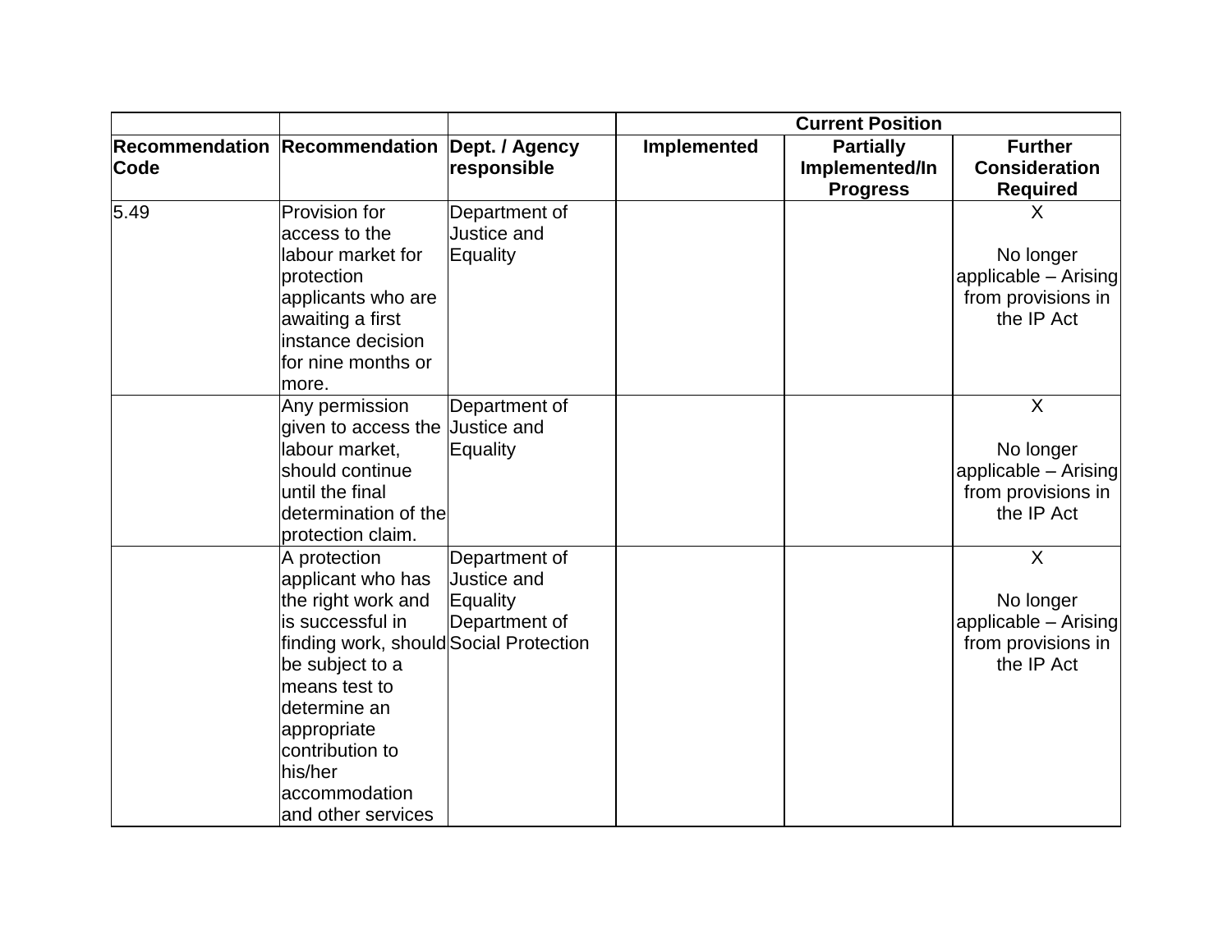| | | | Current Position | | |
|---|---|---|---|---|---|
| Recommendation Code | Recommendation | Dept. / Agency responsible | Implemented | Partially Implemented/In Progress | Further Consideration Required |
| 5.49 | Provision for access to the labour market for protection applicants who are awaiting a first instance decision for nine months or more. | Department of Justice and Equality | | | X<br><br>No longer applicable – Arising from provisions in the IP Act |
| | Any permission given to access the labour market, should continue until the final determination of the protection claim. | Department of Justice and Equality | | | X<br><br>No longer applicable – Arising from provisions in the IP Act |
| | A protection applicant who has the right work and is successful in finding work, should be subject to a means test to determine an appropriate contribution to his/her accommodation and other services | Department of Justice and Equality Department of Social Protection | | | X<br><br>No longer applicable – Arising from provisions in the IP Act |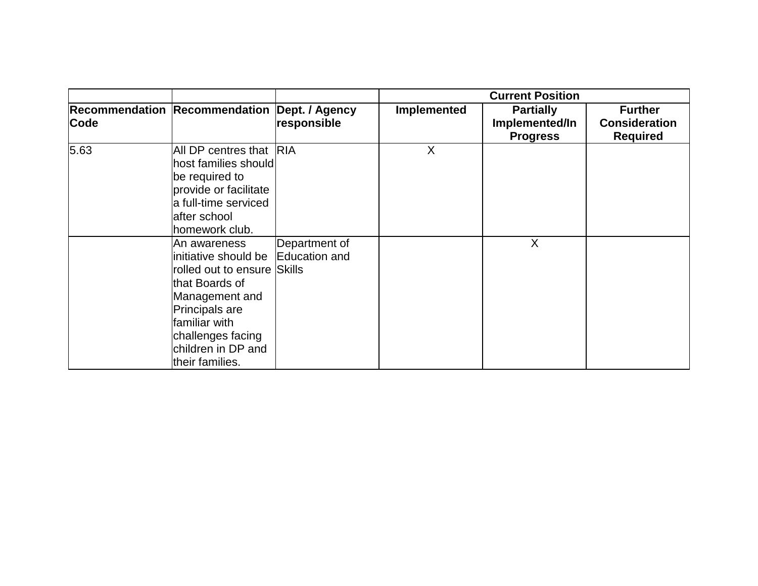| | | | Current Position | | |
|---|---|---|---|---|---|
| **Recommendation Code** | **Recommendation** | **Dept. / Agency responsible** | **Implemented** | **Partially Implemented/In Progress** | **Further Consideration Required** |
| 5.63 | All DP centres that host families should be required to provide or facilitate a full-time serviced after school homework club. | RIA | X | | |
| | An awareness initiative should be rolled out to ensure that Boards of Management and Principals are familiar with challenges facing children in DP and their families. | Department of Education and Skills | | X | |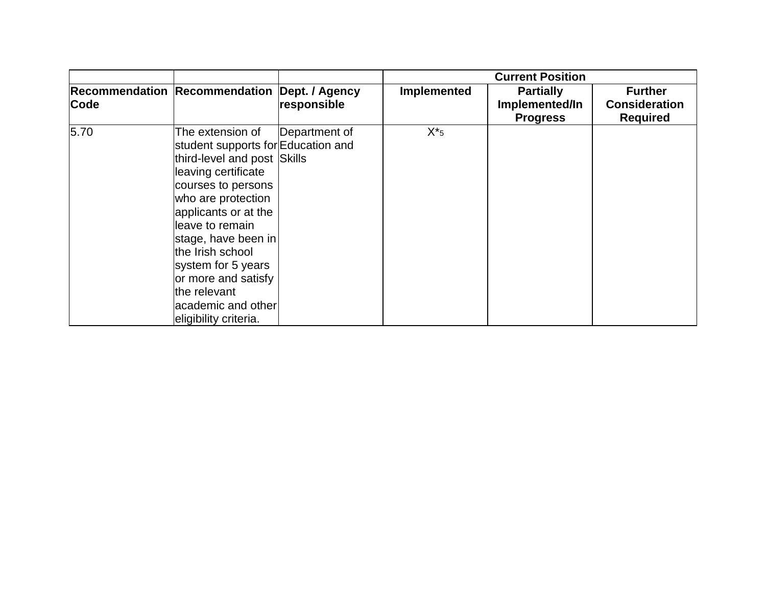| | | | Current Position | | |
|---|---|---|---|---|---|
| **Recommendation Code** | **Recommendation** | **Dept. / Agency responsible** | **Implemented** | **Partially Implemented/In Progress** | **Further Consideration Required** |
| 5.70 | The extension of student supports for third-level and post leaving certificate courses to persons who are protection applicants or at the leave to remain stage, have been in the Irish school system for 5 years or more and satisfy the relevant academic and other eligibility criteria. | Department of Education and Skills | X*[5] | | |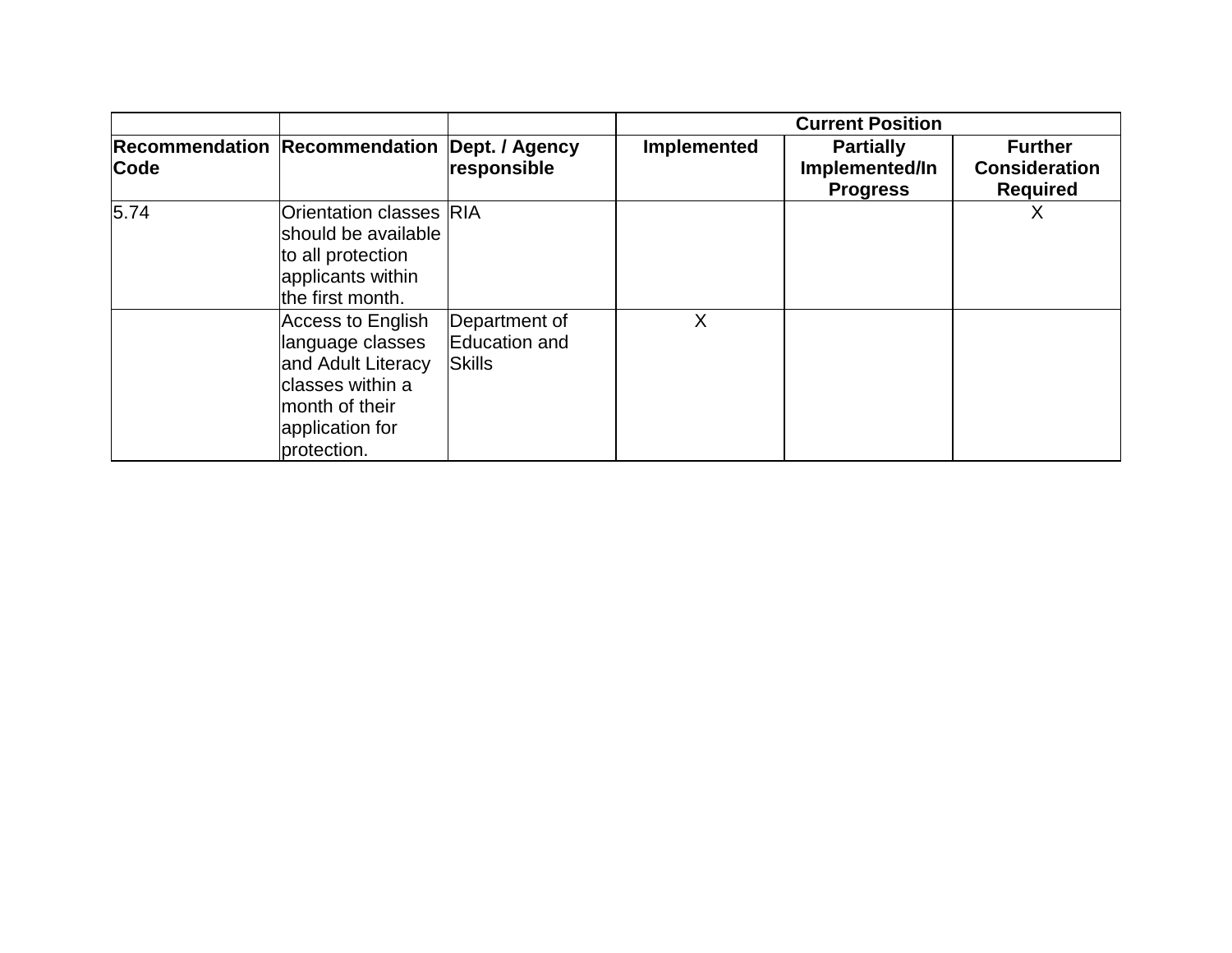| | | | Current Position | | |
|---|---|---|---|---|---|
| **Recommendation Code** | **Recommendation** | **Dept. / Agency responsible** | **Implemented** | **Partially Implemented/In Progress** | **Further Consideration Required** |
| 5.74 | Orientation classes should be available to all protection applicants within the first month. | RIA | | | X |
| | Access to English language classes and Adult Literacy classes within a month of their application for protection. | Department of Education and Skills | X | | |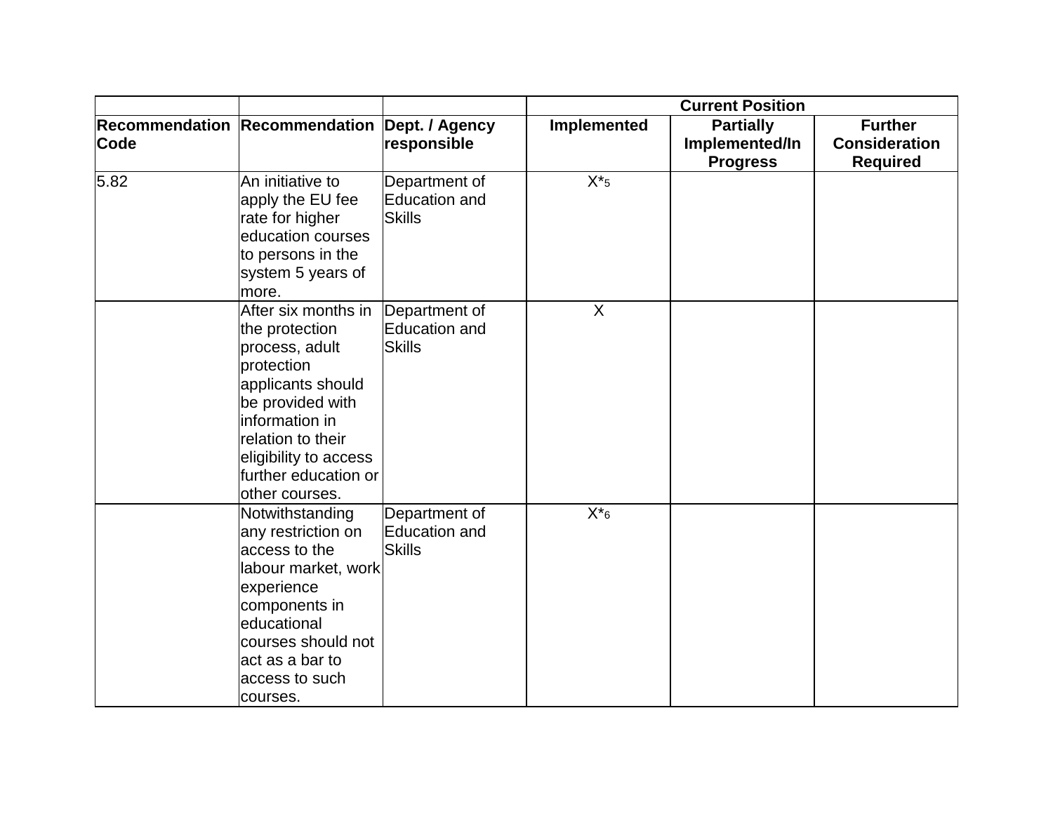| | | | Current Position | | |
|---|---|---|---|---|---|
| Recommendation Code | Recommendation | Dept. / Agency responsible | Implemented | Partially Implemented/In Progress | Further Consideration Required |
| 5.82 | An initiative to apply the EU fee rate for higher education courses to persons in the system 5 years of more. | Department of Education and Skills | X*[5] | | |
| | After six months in the protection process, adult protection applicants should be provided with information in relation to their eligibility to access further education or other courses. | Department of Education and Skills | X | | |
| | Notwithstanding any restriction on access to the labour market, work experience components in educational courses should not act as a bar to access to such courses. | Department of Education and Skills | X*[6] | | |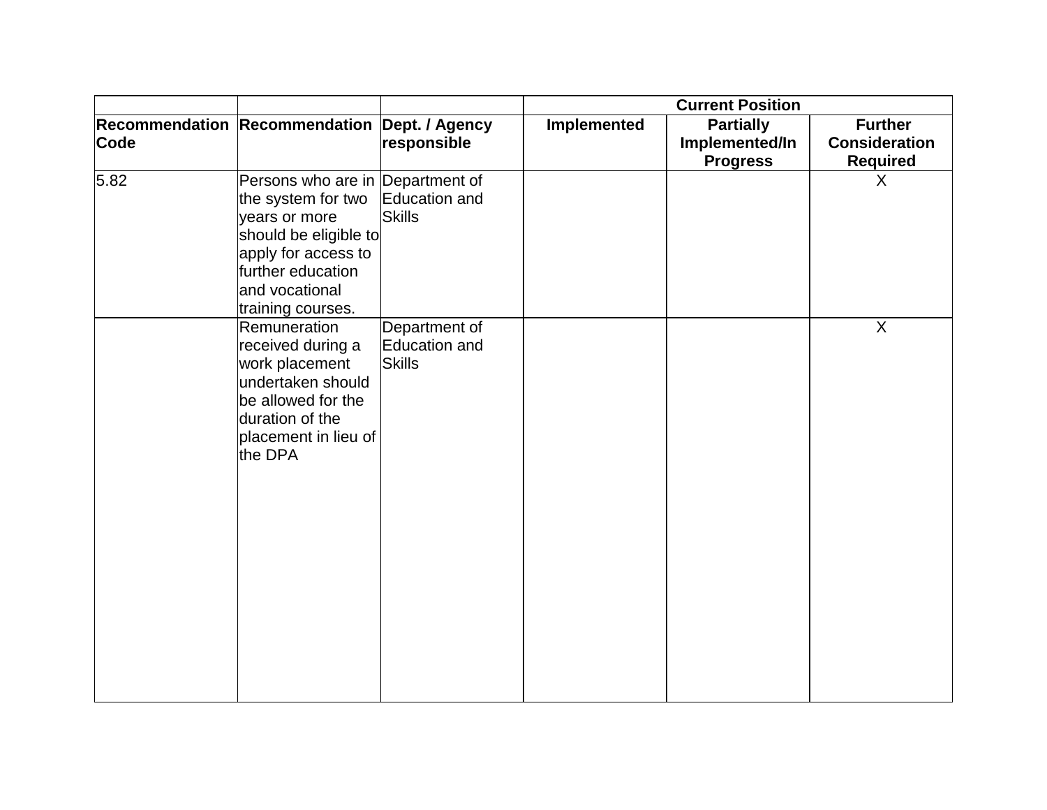| | | | Current Position | | |
|---|---|---|---|---|---|
| **Recommendation Code** | **Recommendation** | **Dept. / Agency responsible** | **Implemented** | **Partially Implemented/In Progress** | **Further Consideration Required** |
| 5.82 | Persons who are in the system for two years or more should be eligible to apply for access to further education and vocational training courses. | Department of Education and Skills | | | X |
| | Remuneration received during a work placement undertaken should be allowed for the duration of the placement in lieu of the DPA | Department of Education and Skills | | | X |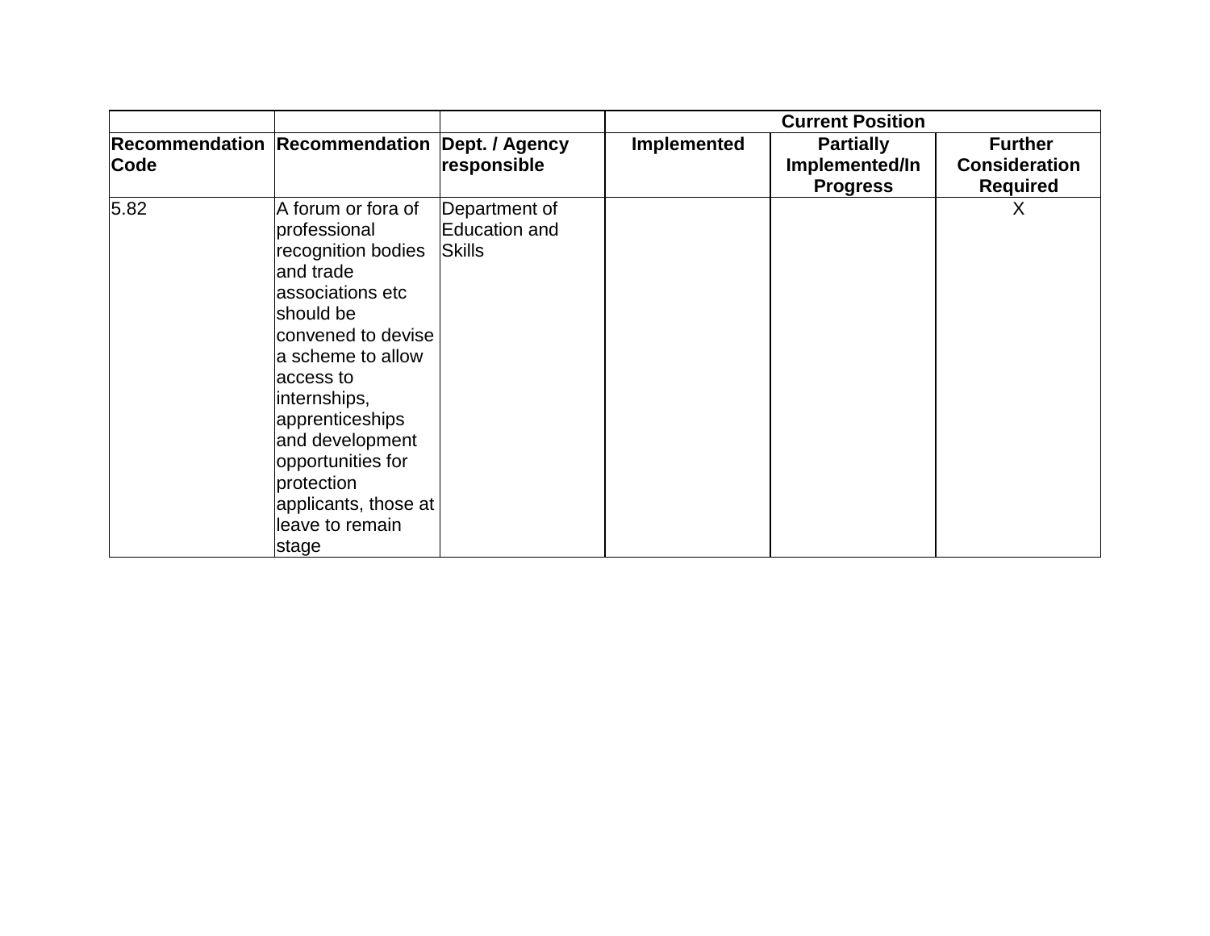| | | | Current Position | | |
|---|---|---|---|---|---|
| Recommendation Code | Recommendation | Dept. / Agency responsible | Implemented | Partially Implemented/In Progress | Further Consideration Required |
| 5.82 | A forum or fora of professional recognition bodies and trade associations etc should be convened to devise a scheme to allow access to internships, apprenticeships and development opportunities for protection applicants, those at leave to remain stage | Department of Education and Skills | | | X |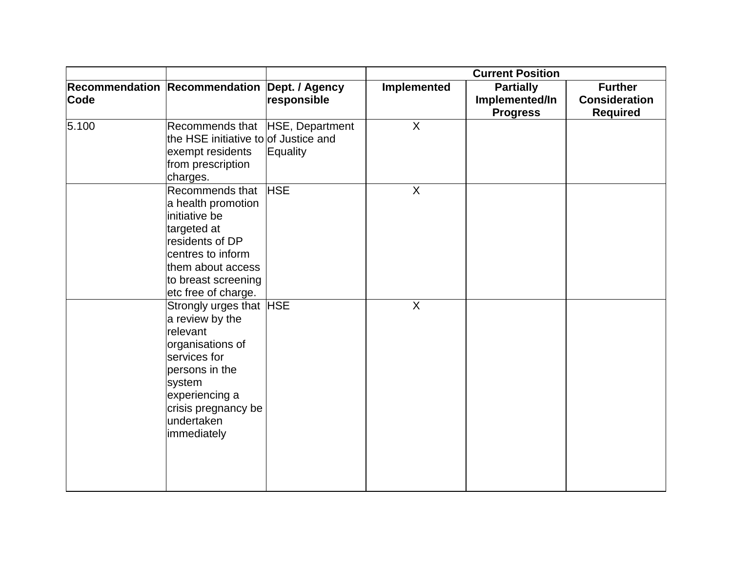| | | | Current Position | | |
|---|---|---|---|---|---|
| Recommendation Code | Recommendation | Dept. / Agency responsible | Implemented | Partially Implemented/In Progress | Further Consideration Required |
| 5.100 | Recommends that the HSE initiative to exempt residents from prescription charges. | HSE, Department of Justice and Equality | X | | |
| | Recommends that a health promotion initiative be targeted at residents of DP centres to inform them about access to breast screening etc free of charge. | HSE | X | | |
| | Strongly urges that a review by the relevant organisations of services for persons in the system experiencing a crisis pregnancy be undertaken immediately | HSE | X | | |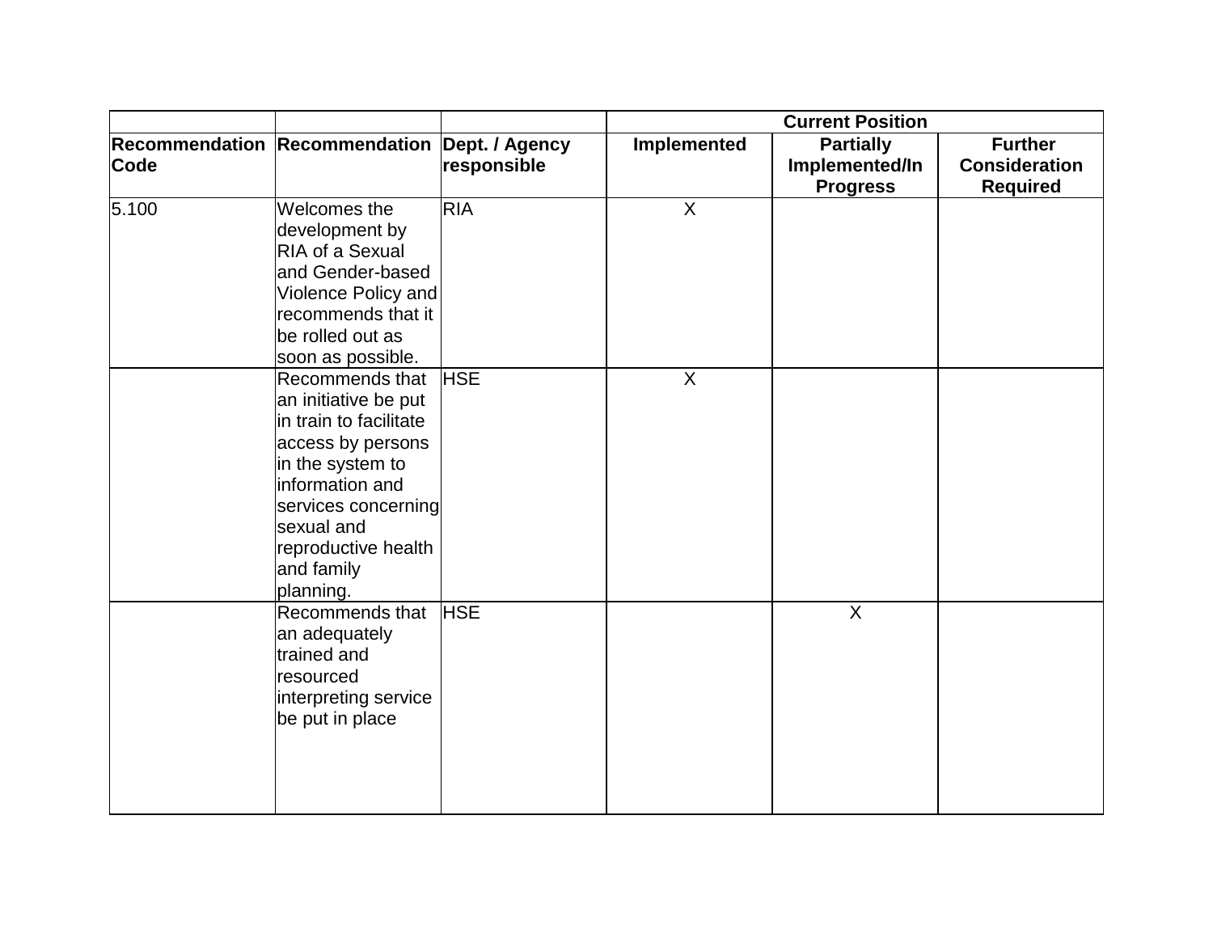| | | | Current Position | | |
|---|---|---|---|---|---|
| Recommendation Code | Recommendation | Dept. / Agency responsible | Implemented | Partially Implemented/In Progress | Further Consideration Required |
| 5.100 | Welcomes the development by RIA of a Sexual and Gender-based Violence Policy and recommends that it be rolled out as soon as possible. | RIA | X | | |
| | Recommends that an initiative be put in train to facilitate access by persons in the system to information and services concerning sexual and reproductive health and family planning. | HSE | X | | |
| | Recommends that an adequately trained and resourced interpreting service be put in place | HSE | | X | |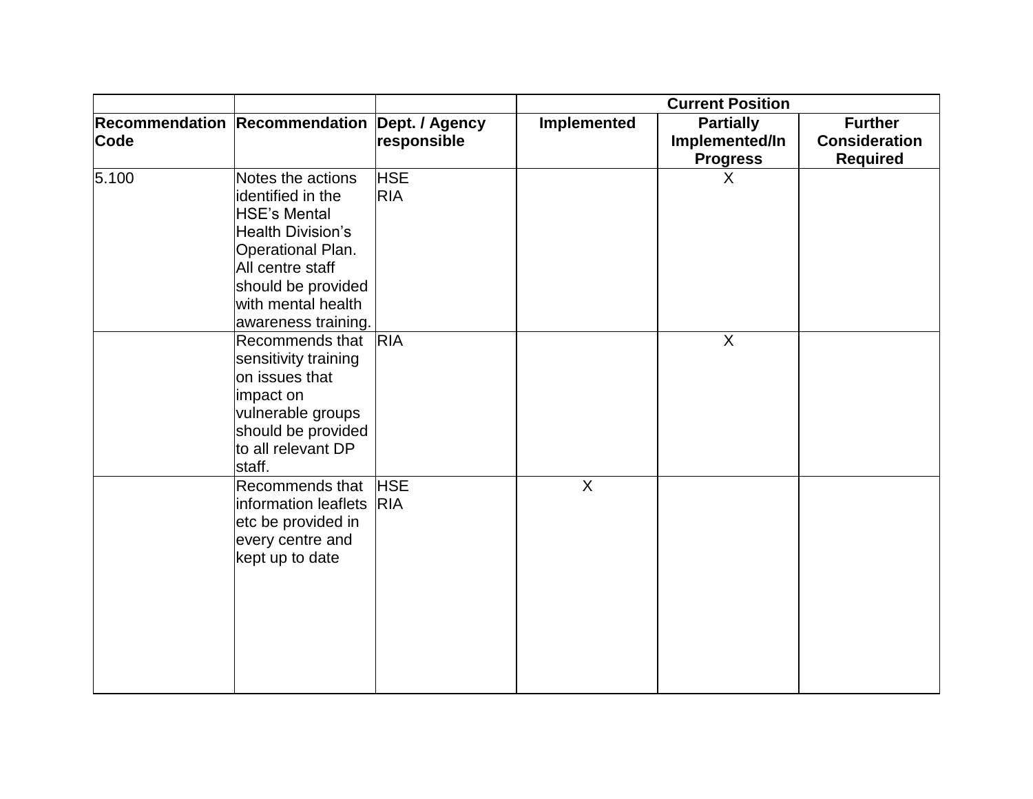| | | | Current Position | | |
|---|---|---|---|---|---|
| Recommendation Code | Recommendation | Dept. / Agency responsible | Implemented | Partially Implemented/In Progress | Further Consideration Required |
| 5.100 | Notes the actions identified in the HSE's Mental Health Division's Operational Plan. All centre staff should be provided with mental health awareness training. | HSE RIA | | X | |
| | Recommends that sensitivity training on issues that impact on vulnerable groups should be provided to all relevant DP staff. | RIA | | X | |
| | Recommends that information leaflets etc be provided in every centre and kept up to date | HSE RIA | X | | |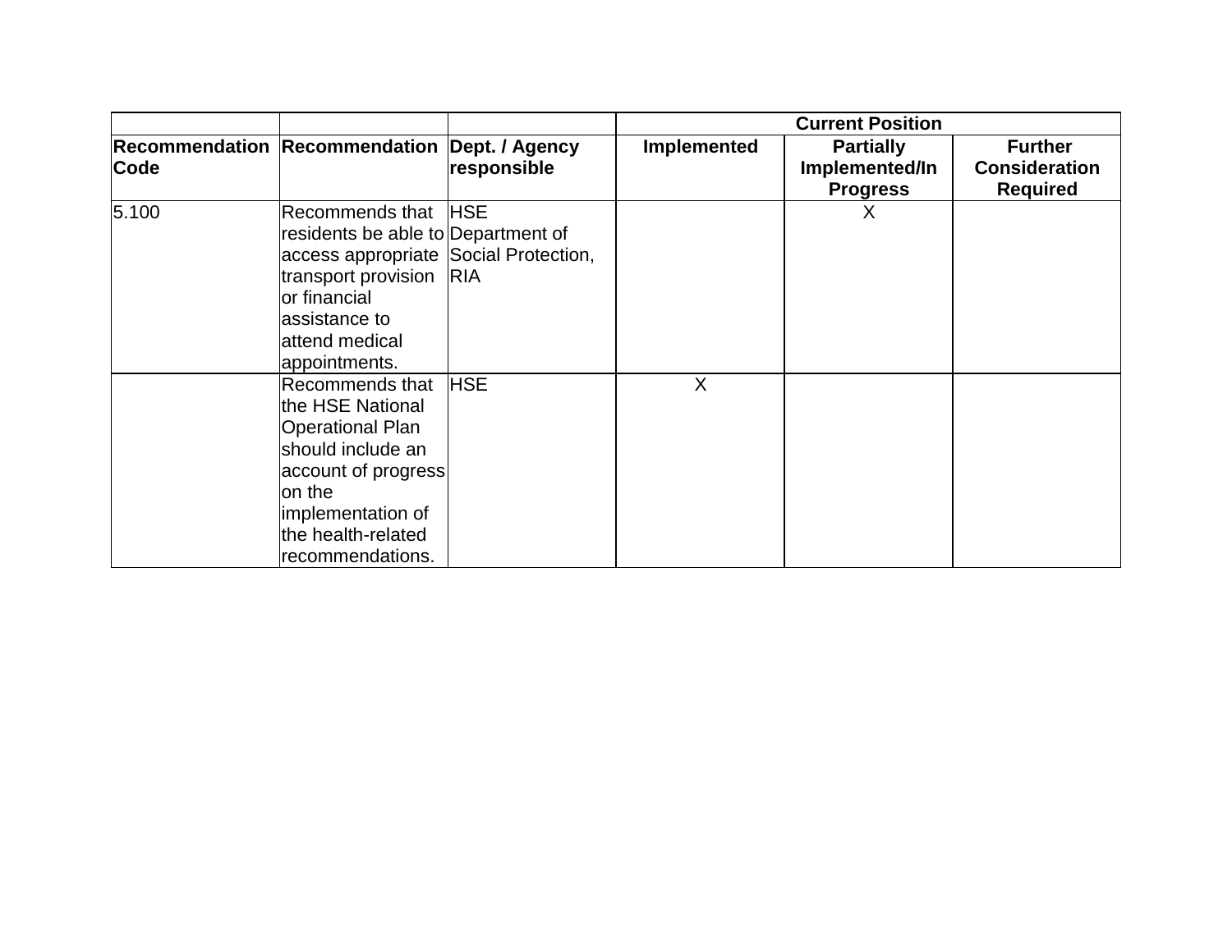| | | | Current Position | | |
|---|---|---|---|---|---|
| **Recommendation Code** | **Recommendation** | **Dept. / Agency responsible** | **Implemented** | **Partially Implemented/In Progress** | **Further Consideration Required** |
| 5.100 | Recommends that residents be able to access appropriate transport provision or financial assistance to attend medical appointments. | HSE Department of Social Protection, RIA | | X | |
| | Recommends that the HSE National Operational Plan should include an account of progress on the implementation of the health-related recommendations. | HSE | X | | |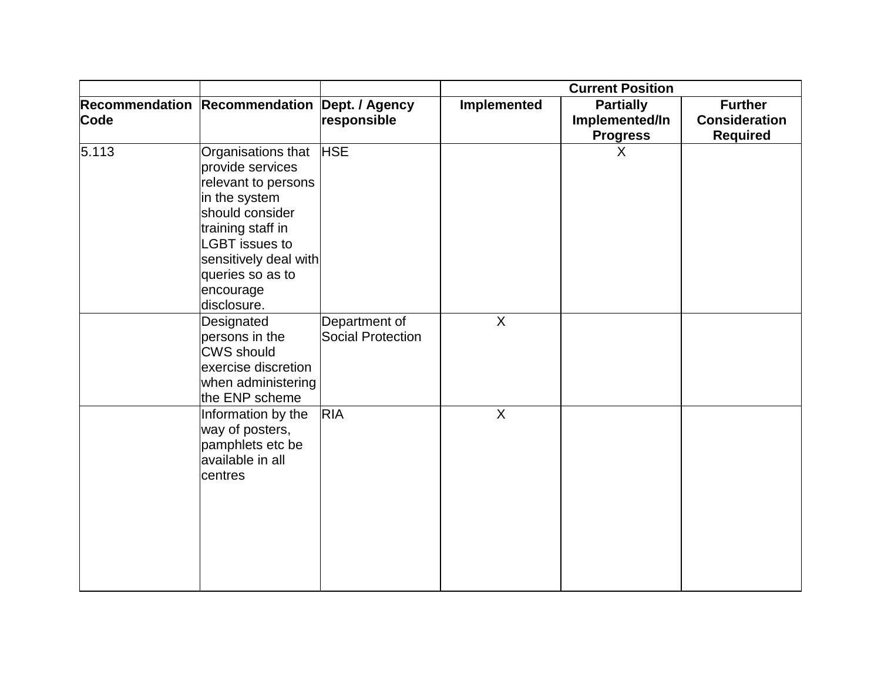| | | | Current Position | | |
|---|---|---|---|---|---|
| Recommendation Code | Recommendation | Dept. / Agency responsible | Implemented | Partially Implemented/In Progress | Further Consideration Required |
| 5.113 | Organisations that provide services relevant to persons in the system should consider training staff in LGBT issues to sensitively deal with queries so as to encourage disclosure. | HSE | | X | |
| | Designated persons in the CWS should exercise discretion when administering the ENP scheme | Department of Social Protection | X | | |
| | Information by the way of posters, pamphlets etc be available in all centres | RIA | X | | |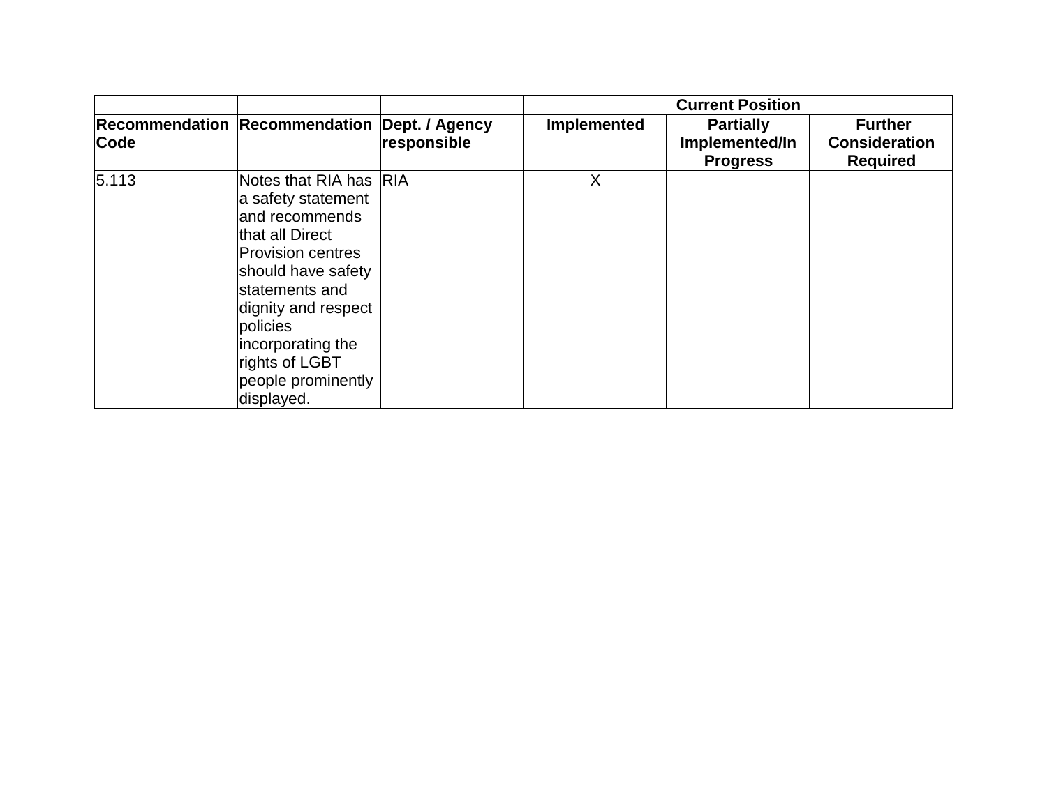| | | | Current Position | | |
|---|---|---|---|---|---|
| **Recommendation Code** | **Recommendation** | **Dept. / Agency responsible** | **Implemented** | **Partially Implemented/In Progress** | **Further Consideration Required** |
| 5.113 | Notes that RIA has a safety statement and recommends that all Direct Provision centres should have safety statements and dignity and respect policies incorporating the rights of LGBT people prominently displayed. | RIA | X | | |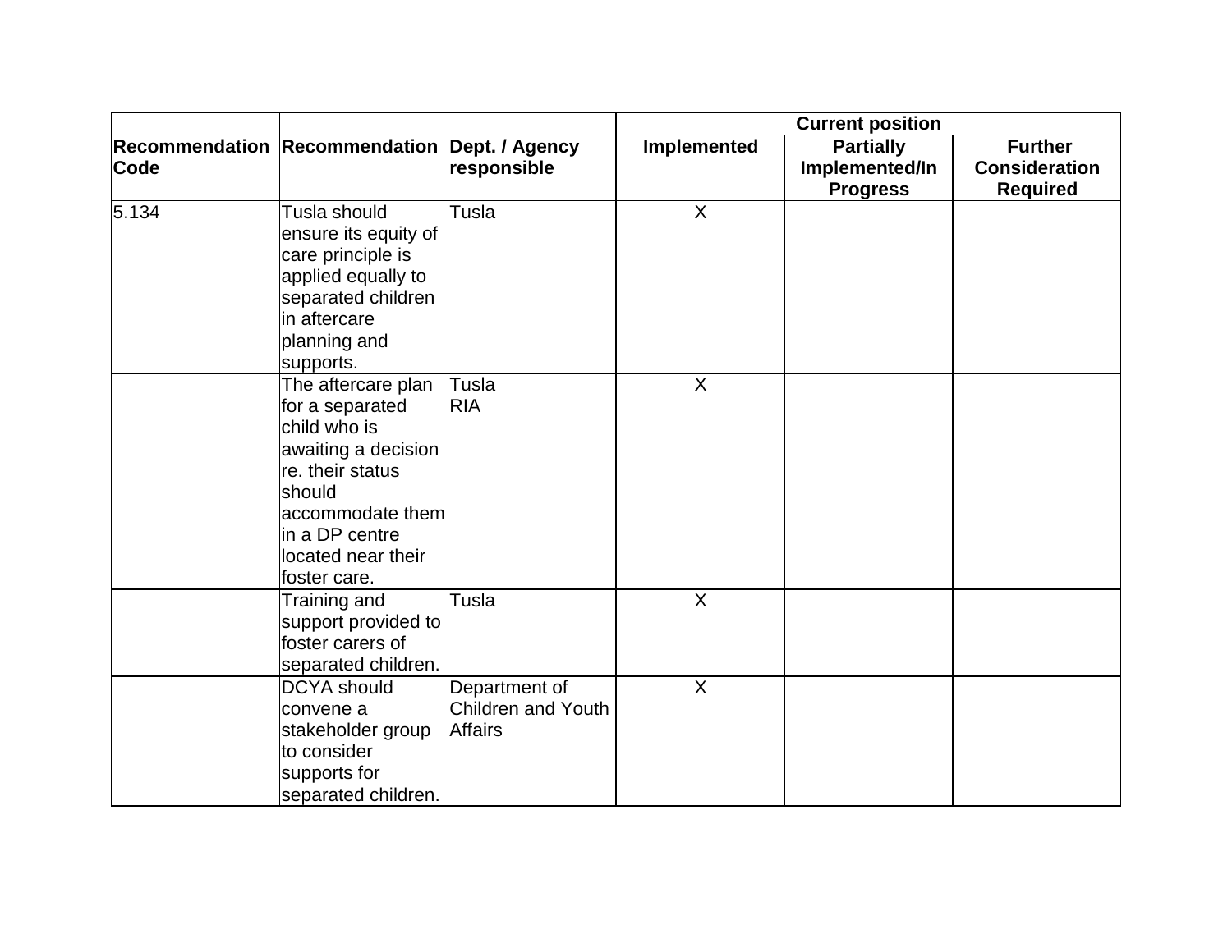| | | | Current position | | |
|---|---|---|---|---|---|
| Recommendation Code | Recommendation | Dept. / Agency responsible | Implemented | Partially Implemented/In Progress | Further Consideration Required |
| 5.134 | Tusla should ensure its equity of care principle is applied equally to separated children in aftercare planning and supports. | Tusla | X | | |
| | The aftercare plan for a separated child who is awaiting a decision re. their status should accommodate them in a DP centre located near their foster care. | Tusla RIA | X | | |
| | Training and support provided to foster carers of separated children. | Tusla | X | | |
| | DCYA should convene a stakeholder group to consider supports for separated children. | Department of Children and Youth Affairs | X | | |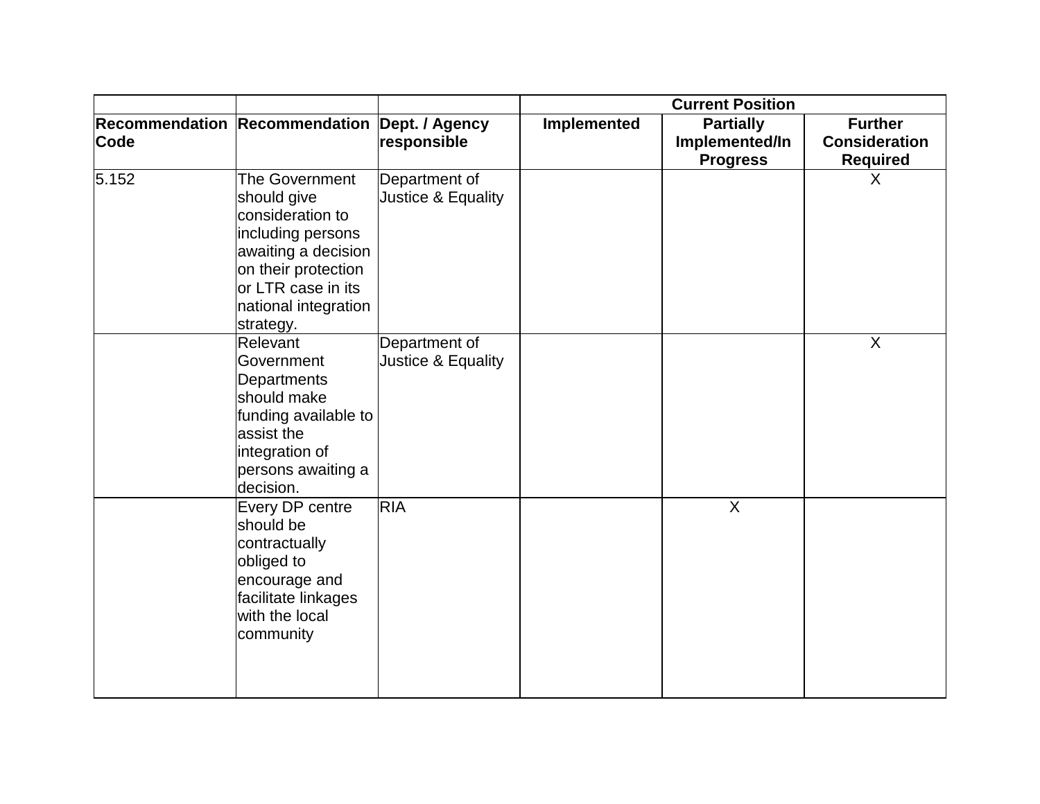| | | | Current Position | | |
|---|---|---|---|---|---|
| Recommendation Code | Recommendation | Dept. / Agency responsible | Implemented | Partially Implemented/In Progress | Further Consideration Required |
| 5.152 | The Government should give consideration to including persons awaiting a decision on their protection or LTR case in its national integration strategy. | Department of Justice & Equality | | | X |
| | Relevant Government Departments should make funding available to assist the integration of persons awaiting a decision. | Department of Justice & Equality | | | X |
| | Every DP centre should be contractually obliged to encourage and facilitate linkages with the local community | RIA | | X | |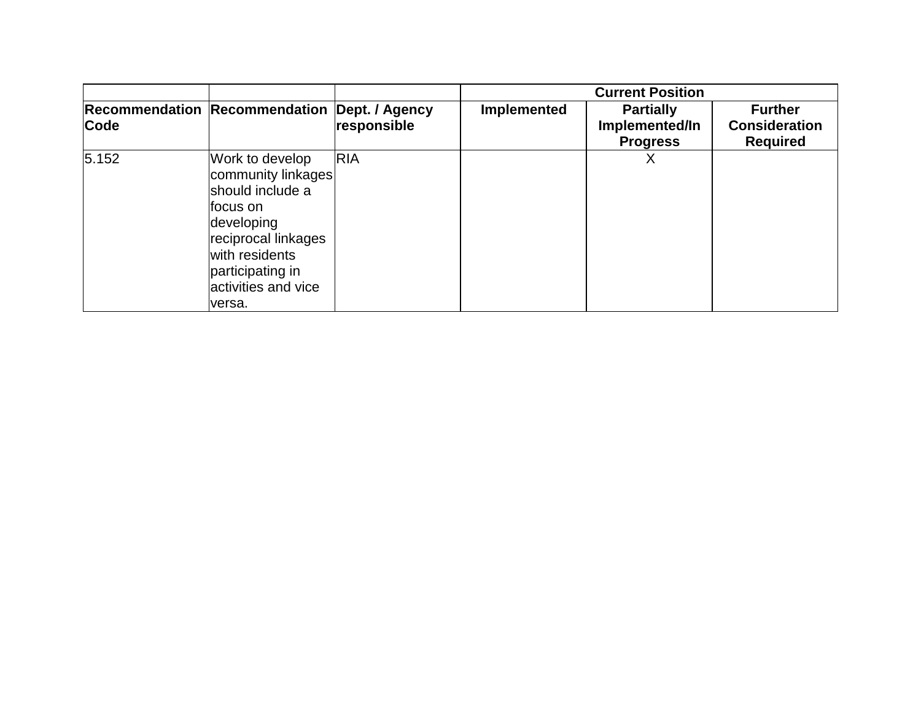| | | | Current Position | | |
|---|---|---|---|---|---|
| **Recommendation Code** | **Recommendation** | **Dept. / Agency responsible** | **Implemented** | **Partially Implemented/In Progress** | **Further Consideration Required** |
| 5.152 | Work to develop community linkages should include a focus on developing reciprocal linkages with residents participating in activities and vice versa. | RIA | | X | |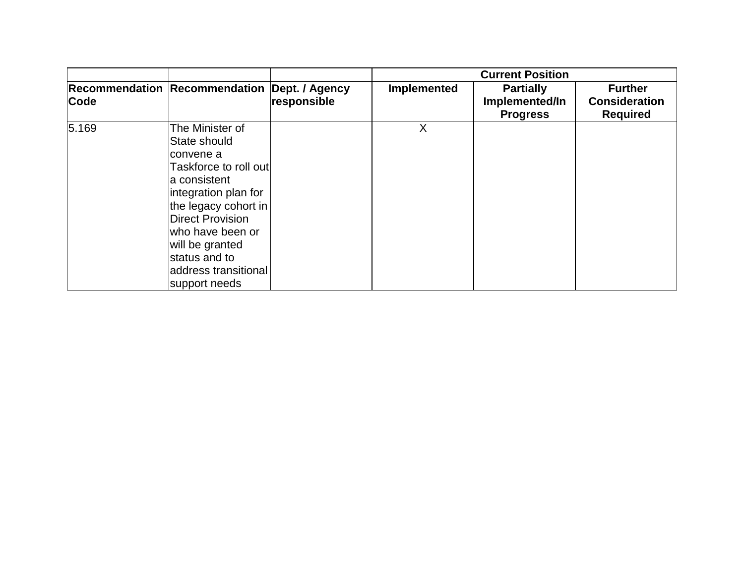| | | | Current Position | | |
|---|---|---|---|---|---|
| **Recommendation Code** | **Recommendation** | **Dept. / Agency responsible** | **Implemented** | **Partially Implemented/In Progress** | **Further Consideration Required** |
| 5.169 | The Minister of State should convene a Taskforce to roll out a consistent integration plan for the legacy cohort in Direct Provision who have been or will be granted status and to address transitional support needs | | X | | |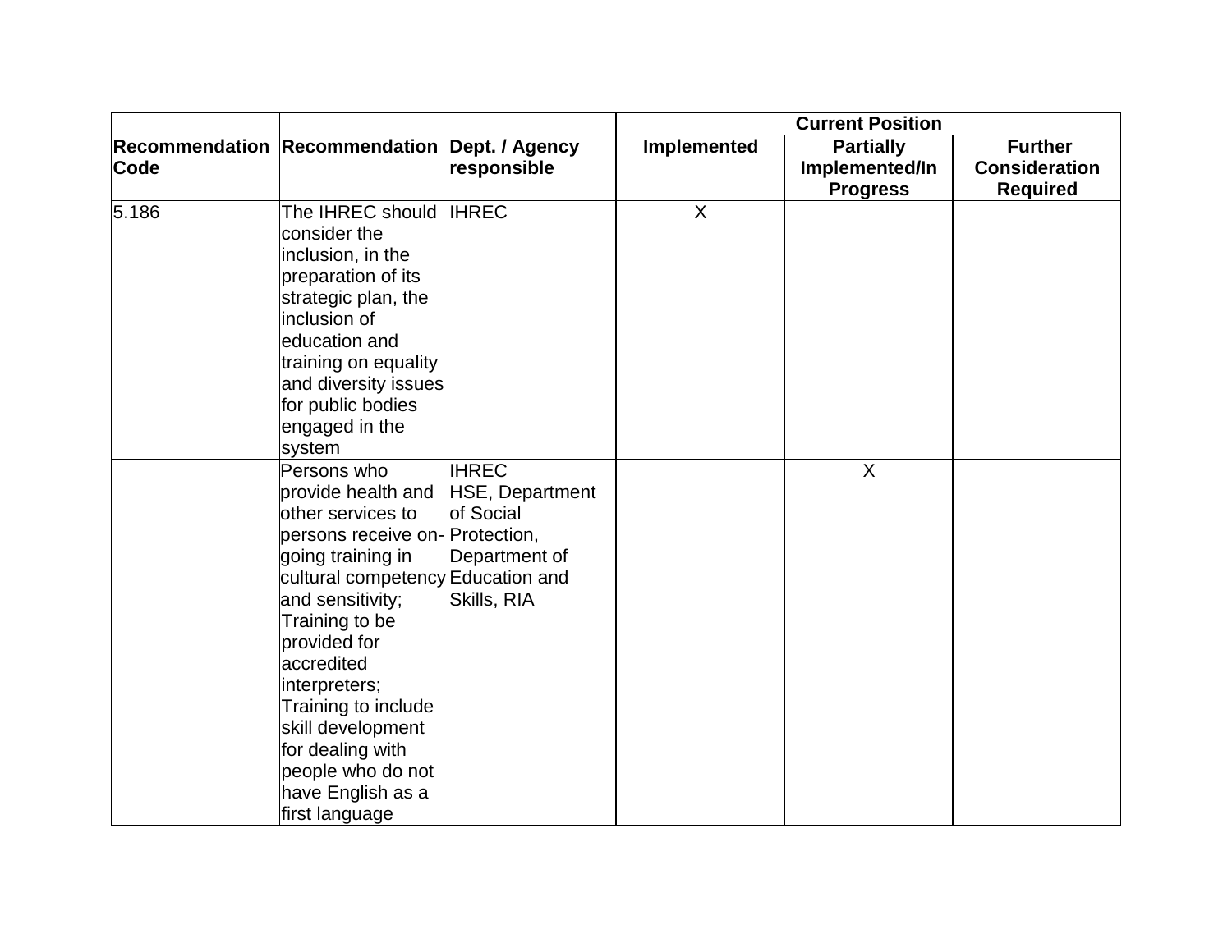| | | | Current Position | | |
|---|---|---|---|---|---|
| Recommendation Code | Recommendation | Dept. / Agency responsible | Implemented | Partially Implemented/In Progress | Further Consideration Required |
| 5.186 | The IHREC should consider the inclusion, in the preparation of its strategic plan, the inclusion of education and training on equality and diversity issues for public bodies engaged in the system | IHREC | X | | |
| | Persons who provide health and other services to persons receive on-going training in cultural competency and sensitivity; Training to be provided for accredited interpreters; Training to include skill development for dealing with people who do not have English as a first language | IHREC HSE, Department of Social Protection, Department of Education and Skills, RIA | | X | |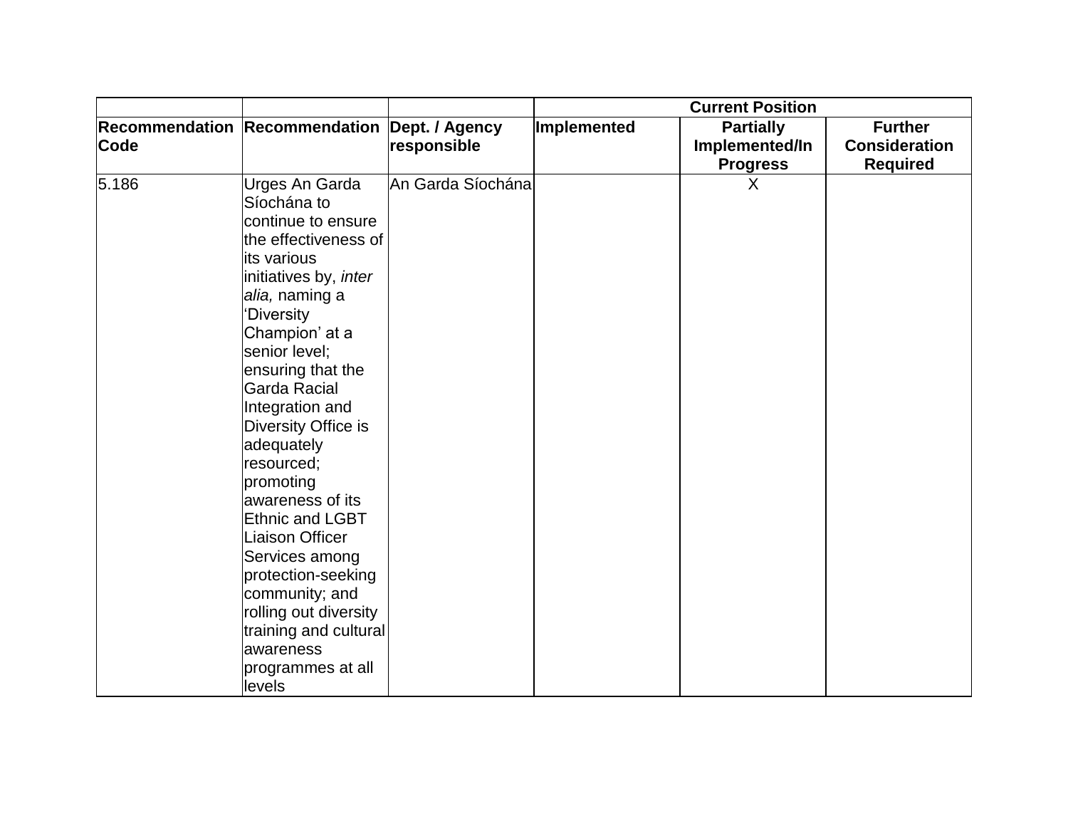| | | | Current Position | | |
|---|---|---|---|---|---|
| **Recommendation Code** | **Recommendation** | **Dept. / Agency responsible** | **Implemented** | **Partially Implemented/In Progress** | **Further Consideration Required** |
| 5.186 | Urges An Garda Síochána to continue to ensure the effectiveness of its various initiatives by, *inter alia,* naming a 'Diversity Champion' at a senior level; ensuring that the Garda Racial Integration and Diversity Office is adequately resourced; promoting awareness of its Ethnic and LGBT Liaison Officer Services among protection-seeking community; and rolling out diversity training and cultural awareness programmes at all levels | An Garda Síochána | | X | |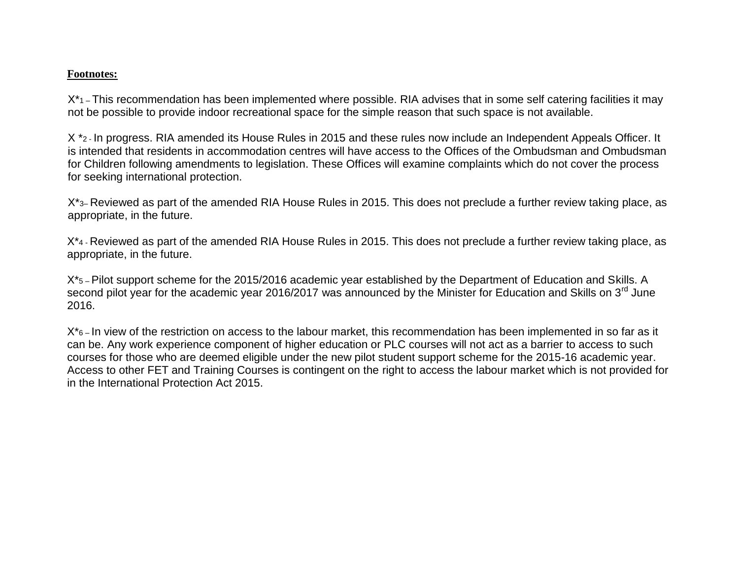**Footnotes:**

X*1 – This recommendation has been implemented where possible. RIA advises that in some self catering facilities it may not be possible to provide indoor recreational space for the simple reason that such space is not available.

X *2 - In progress. RIA amended its House Rules in 2015 and these rules now include an Independent Appeals Officer. It is intended that residents in accommodation centres will have access to the Offices of the Ombudsman and Ombudsman for Children following amendments to legislation. These Offices will examine complaints which do not cover the process for seeking international protection.

X*3– Reviewed as part of the amended RIA House Rules in 2015. This does not preclude a further review taking place, as appropriate, in the future.

X*4 - Reviewed as part of the amended RIA House Rules in 2015. This does not preclude a further review taking place, as appropriate, in the future.

X*5 – Pilot support scheme for the 2015/2016 academic year established by the Department of Education and Skills. A second pilot year for the academic year 2016/2017 was announced by the Minister for Education and Skills on 3rd June 2016.

X*6 – In view of the restriction on access to the labour market, this recommendation has been implemented in so far as it can be. Any work experience component of higher education or PLC courses will not act as a barrier to access to such courses for those who are deemed eligible under the new pilot student support scheme for the 2015-16 academic year. Access to other FET and Training Courses is contingent on the right to access the labour market which is not provided for in the International Protection Act 2015.